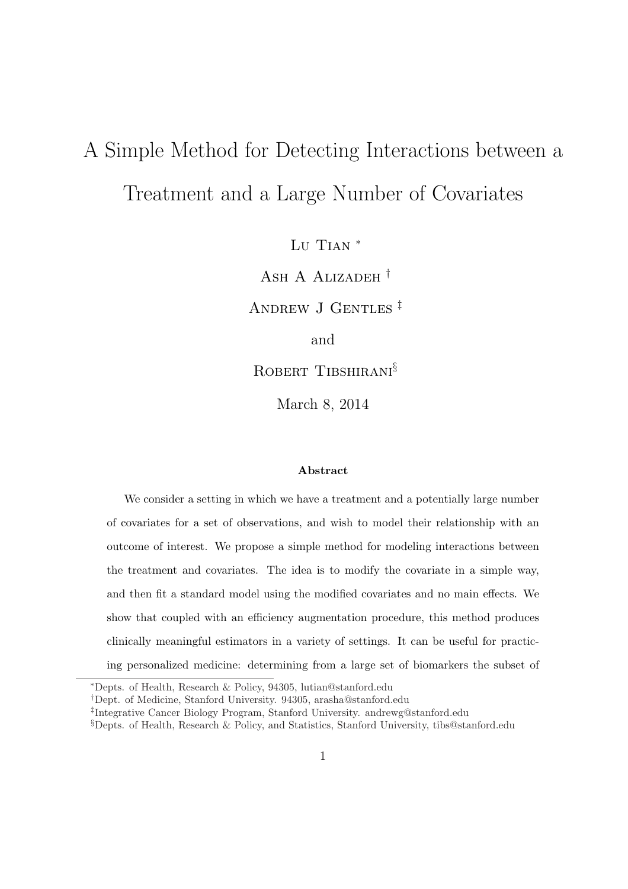# A Simple Method for Detecting Interactions between a Treatment and a Large Number of Covariates

Lu Tian [*]

Ash A Alizadeh [†]

Andrew J Gentles [‡]

and

Robert Tibshirani[§]

March 8, 2014

### Abstract

We consider a setting in which we have a treatment and a potentially large number of covariates for a set of observations, and wish to model their relationship with an outcome of interest. We propose a simple method for modeling interactions between the treatment and covariates. The idea is to modify the covariate in a simple way, and then fit a standard model using the modified covariates and no main effects. We show that coupled with an efficiency augmentation procedure, this method produces clinically meaningful estimators in a variety of settings. It can be useful for practicing personalized medicine: determining from a large set of biomarkers the subset of

---

[*] Depts. of Health, Research & Policy, 94305, lutian@stanford.edu

[†] Dept. of Medicine, Stanford University. 94305, arasha@stanford.edu

[‡] Integrative Cancer Biology Program, Stanford University. andrewg@stanford.edu

[§] Depts. of Health, Research & Policy, and Statistics, Stanford University, tibs@stanford.edu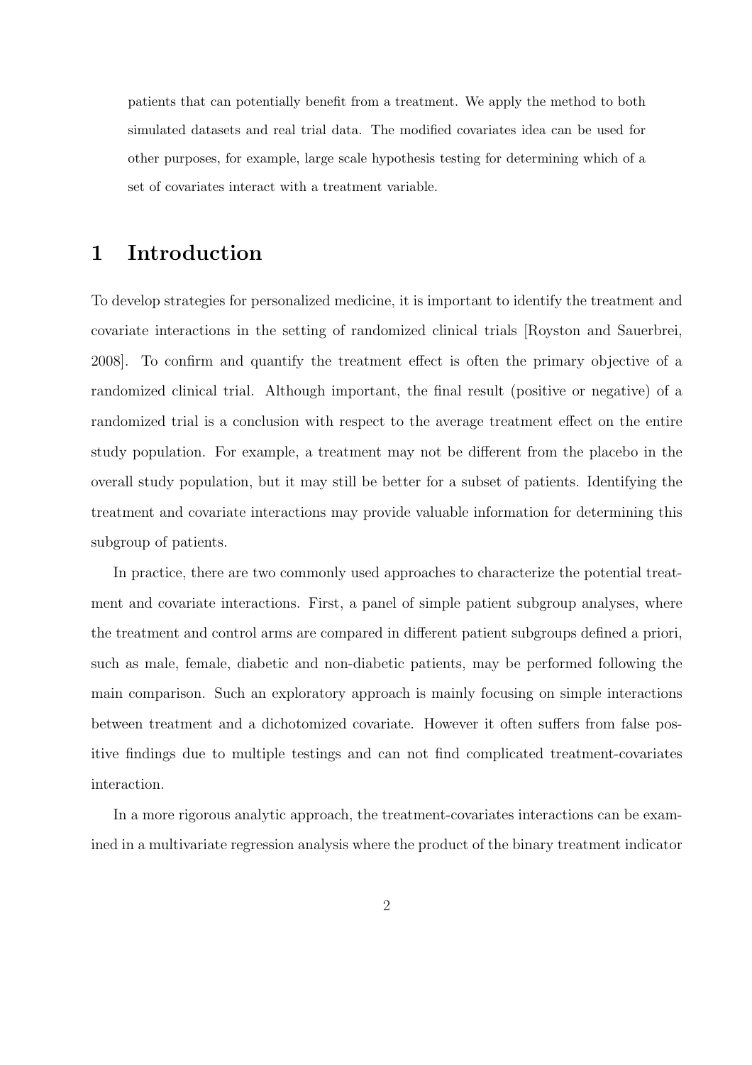patients that can potentially benefit from a treatment. We apply the method to both simulated datasets and real trial data. The modified covariates idea can be used for other purposes, for example, large scale hypothesis testing for determining which of a set of covariates interact with a treatment variable.

# 1 Introduction

To develop strategies for personalized medicine, it is important to identify the treatment and covariate interactions in the setting of randomized clinical trials [Royston and Sauerbrei, 2008]. To confirm and quantify the treatment effect is often the primary objective of a randomized clinical trial. Although important, the final result (positive or negative) of a randomized trial is a conclusion with respect to the average treatment effect on the entire study population. For example, a treatment may not be different from the placebo in the overall study population, but it may still be better for a subset of patients. Identifying the treatment and covariate interactions may provide valuable information for determining this subgroup of patients.

In practice, there are two commonly used approaches to characterize the potential treatment and covariate interactions. First, a panel of simple patient subgroup analyses, where the treatment and control arms are compared in different patient subgroups defined a priori, such as male, female, diabetic and non-diabetic patients, may be performed following the main comparison. Such an exploratory approach is mainly focusing on simple interactions between treatment and a dichotomized covariate. However it often suffers from false positive findings due to multiple testings and can not find complicated treatment-covariates interaction.

In a more rigorous analytic approach, the treatment-covariates interactions can be examined in a multivariate regression analysis where the product of the binary treatment indicator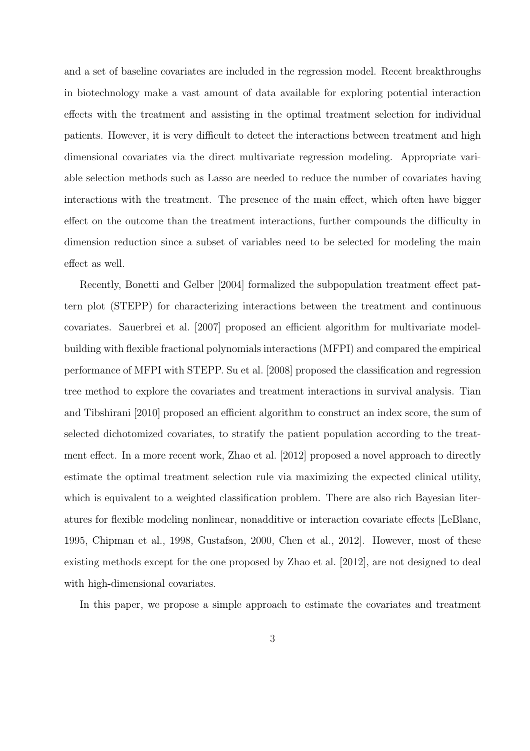and a set of baseline covariates are included in the regression model. Recent breakthroughs in biotechnology make a vast amount of data available for exploring potential interaction effects with the treatment and assisting in the optimal treatment selection for individual patients. However, it is very difficult to detect the interactions between treatment and high dimensional covariates via the direct multivariate regression modeling. Appropriate variable selection methods such as Lasso are needed to reduce the number of covariates having interactions with the treatment. The presence of the main effect, which often have bigger effect on the outcome than the treatment interactions, further compounds the difficulty in dimension reduction since a subset of variables need to be selected for modeling the main effect as well.

Recently, Bonetti and Gelber [2004] formalized the subpopulation treatment effect pattern plot (STEPP) for characterizing interactions between the treatment and continuous covariates. Sauerbrei et al. [2007] proposed an efficient algorithm for multivariate model-building with flexible fractional polynomials interactions (MFPI) and compared the empirical performance of MFPI with STEPP. Su et al. [2008] proposed the classification and regression tree method to explore the covariates and treatment interactions in survival analysis. Tian and Tibshirani [2010] proposed an efficient algorithm to construct an index score, the sum of selected dichotomized covariates, to stratify the patient population according to the treatment effect. In a more recent work, Zhao et al. [2012] proposed a novel approach to directly estimate the optimal treatment selection rule via maximizing the expected clinical utility, which is equivalent to a weighted classification problem. There are also rich Bayesian literatures for flexible modeling nonlinear, nonadditive or interaction covariate effects [LeBlanc, 1995, Chipman et al., 1998, Gustafson, 2000, Chen et al., 2012]. However, most of these existing methods except for the one proposed by Zhao et al. [2012], are not designed to deal with high-dimensional covariates.

In this paper, we propose a simple approach to estimate the covariates and treatment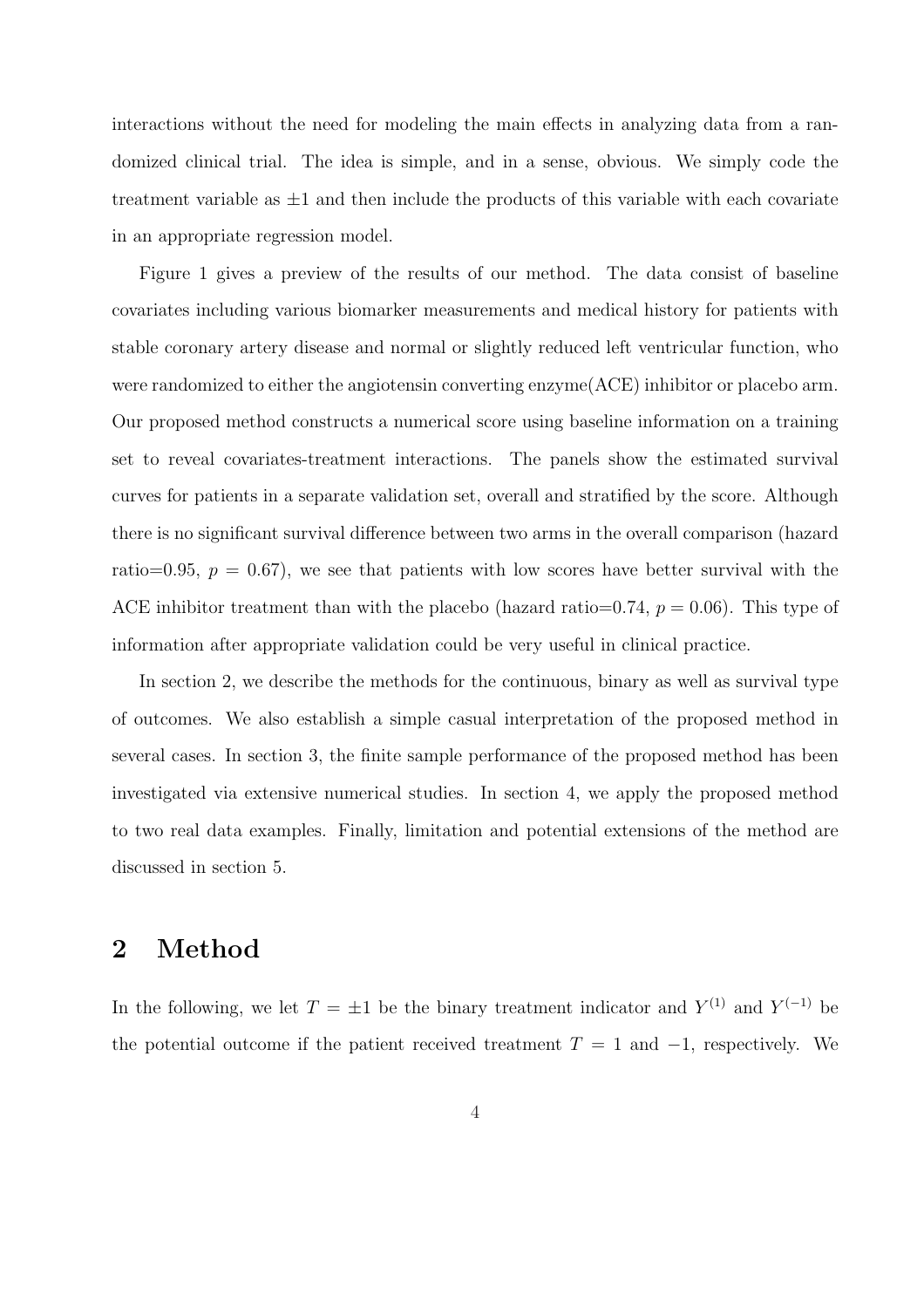interactions without the need for modeling the main effects in analyzing data from a randomized clinical trial. The idea is simple, and in a sense, obvious. We simply code the treatment variable as $\pm 1$ and then include the products of this variable with each covariate in an appropriate regression model.

Figure 1 gives a preview of the results of our method. The data consist of baseline covariates including various biomarker measurements and medical history for patients with stable coronary artery disease and normal or slightly reduced left ventricular function, who were randomized to either the angiotensin converting enzyme(ACE) inhibitor or placebo arm. Our proposed method constructs a numerical score using baseline information on a training set to reveal covariates-treatment interactions. The panels show the estimated survival curves for patients in a separate validation set, overall and stratified by the score. Although there is no significant survival difference between two arms in the overall comparison (hazard ratio=0.95, $p = 0.67$), we see that patients with low scores have better survival with the ACE inhibitor treatment than with the placebo (hazard ratio=0.74, $p = 0.06$). This type of information after appropriate validation could be very useful in clinical practice.

In section 2, we describe the methods for the continuous, binary as well as survival type of outcomes. We also establish a simple casual interpretation of the proposed method in several cases. In section 3, the finite sample performance of the proposed method has been investigated via extensive numerical studies. In section 4, we apply the proposed method to two real data examples. Finally, limitation and potential extensions of the method are discussed in section 5.

## 2 Method

In the following, we let $T = \pm 1$ be the binary treatment indicator and $Y^{(1)}$ and $Y^{(-1)}$ be the potential outcome if the patient received treatment $T = 1$ and $-1$, respectively. We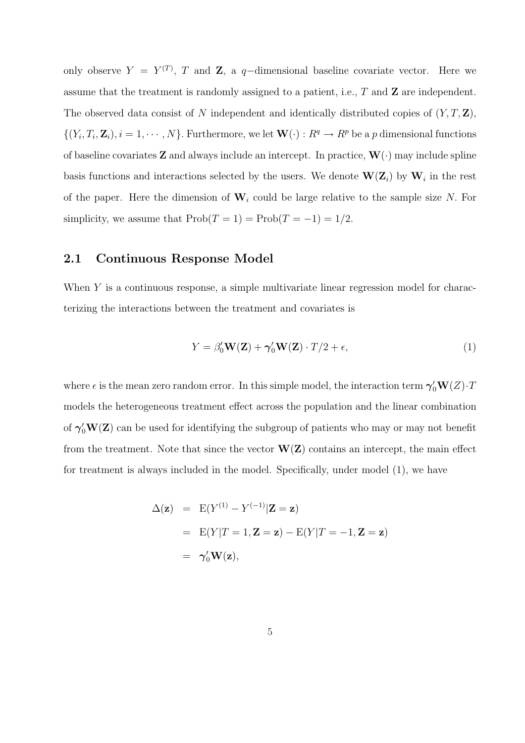only observe $Y = Y^{(T)}$, $T$ and $\mathbf{Z}$, a $q-$dimensional baseline covariate vector. Here we assume that the treatment is randomly assigned to a patient, i.e., $T$ and $\mathbf{Z}$ are independent. The observed data consist of $N$ independent and identically distributed copies of $(Y, T, \mathbf{Z})$, $\{(Y_i, T_i, \mathbf{Z}_i), i = 1, \cdots, N\}$. Furthermore, we let $\mathbf{W}(\cdot) : R^q \to R^p$ be a $p$ dimensional functions of baseline covariates $\mathbf{Z}$ and always include an intercept. In practice, $\mathbf{W}(\cdot)$ may include spline basis functions and interactions selected by the users. We denote $\mathbf{W}(\mathbf{Z}_i)$ by $\mathbf{W}_i$ in the rest of the paper. Here the dimension of $\mathbf{W}_i$ could be large relative to the sample size $N$. For simplicity, we assume that $\text{Prob}(T = 1) = \text{Prob}(T = -1) = 1/2$.

## 2.1 Continuous Response Model

When $Y$ is a continuous response, a simple multivariate linear regression model for characterizing the interactions between the treatment and covariates is

$$Y = \beta_0' \mathbf{W}(\mathbf{Z}) + \boldsymbol{\gamma}_0' \mathbf{W}(\mathbf{Z}) \cdot T/2 + \epsilon, \tag{1}$$

where $\epsilon$ is the mean zero random error. In this simple model, the interaction term $\boldsymbol{\gamma}_0' \mathbf{W}(Z) \cdot T$ models the heterogeneous treatment effect across the population and the linear combination of $\boldsymbol{\gamma}_0' \mathbf{W}(\mathbf{Z})$ can be used for identifying the subgroup of patients who may or may not benefit from the treatment. Note that since the vector $\mathbf{W}(\mathbf{Z})$ contains an intercept, the main effect for treatment is always included in the model. Specifically, under model (1), we have

$$\begin{aligned}
\Delta(\mathbf{z}) &= \text{E}(Y^{(1)} - Y^{(-1)} | \mathbf{Z} = \mathbf{z}) \\
&= \text{E}(Y | T = 1, \mathbf{Z} = \mathbf{z}) - \text{E}(Y | T = -1, \mathbf{Z} = \mathbf{z}) \\
&= \boldsymbol{\gamma}_0' \mathbf{W}(\mathbf{z}),
\end{aligned}$$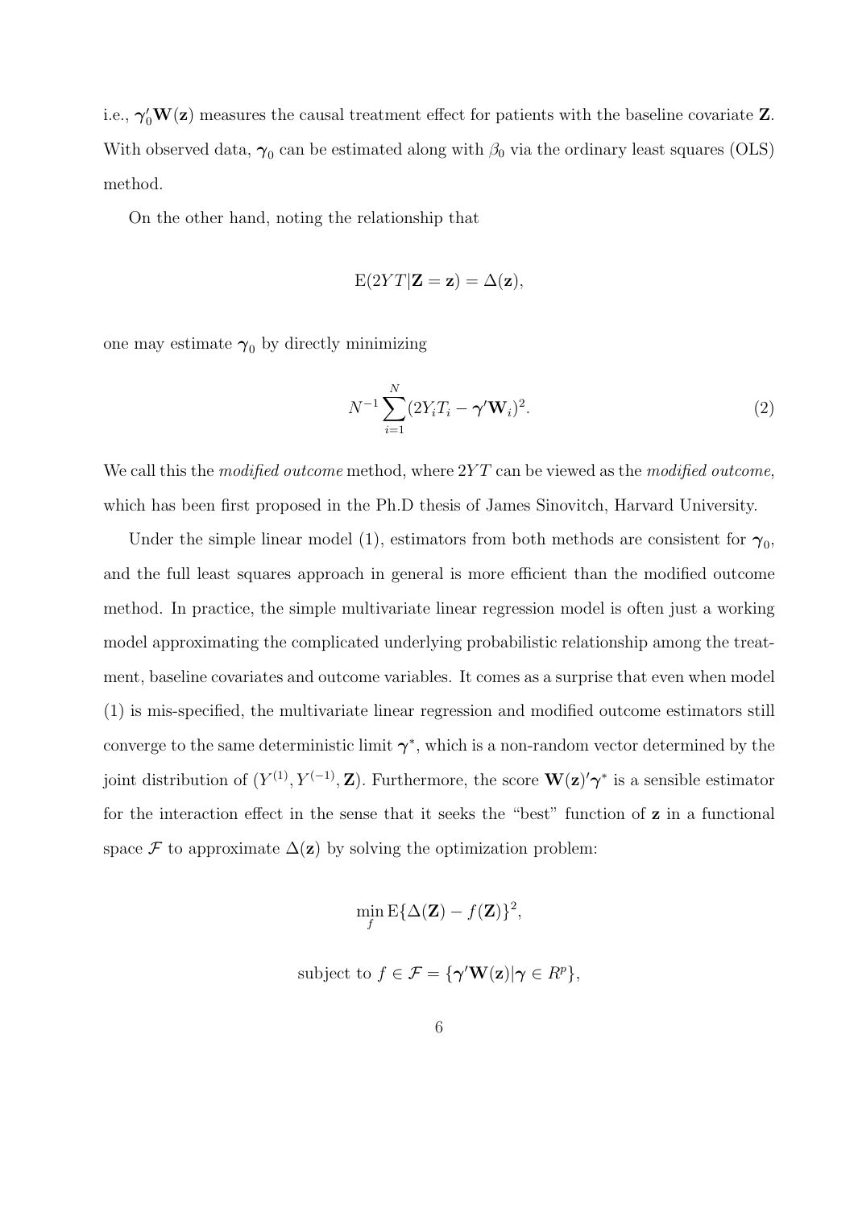i.e., $\boldsymbol{\gamma}_0'\mathbf{W}(\mathbf{z})$ measures the causal treatment effect for patients with the baseline covariate $\mathbf{Z}$. With observed data, $\boldsymbol{\gamma}_0$ can be estimated along with $\beta_0$ via the ordinary least squares (OLS) method.

On the other hand, noting the relationship that

$$\mathrm{E}(2YT|\mathbf{Z}=\mathbf{z}) = \Delta(\mathbf{z}),$$

one may estimate $\boldsymbol{\gamma}_0$ by directly minimizing

$$N^{-1}\sum_{i=1}^{N}(2Y_iT_i - \boldsymbol{\gamma}'\mathbf{W}_i)^2. \tag{2}$$

We call this the *modified outcome* method, where $2YT$ can be viewed as the *modified outcome*, which has been first proposed in the Ph.D thesis of James Sinovitch, Harvard University.

Under the simple linear model (1), estimators from both methods are consistent for $\boldsymbol{\gamma}_0$, and the full least squares approach in general is more efficient than the modified outcome method. In practice, the simple multivariate linear regression model is often just a working model approximating the complicated underlying probabilistic relationship among the treatment, baseline covariates and outcome variables. It comes as a surprise that even when model (1) is mis-specified, the multivariate linear regression and modified outcome estimators still converge to the same deterministic limit $\boldsymbol{\gamma}^*$, which is a non-random vector determined by the joint distribution of $(Y^{(1)}, Y^{(-1)}, \mathbf{Z})$. Furthermore, the score $\mathbf{W}(\mathbf{z})'\boldsymbol{\gamma}^*$ is a sensible estimator for the interaction effect in the sense that it seeks the "best" function of $\mathbf{z}$ in a functional space $\mathcal{F}$ to approximate $\Delta(\mathbf{z})$ by solving the optimization problem:

$$\min_f \mathrm{E}\{\Delta(\mathbf{Z}) - f(\mathbf{Z})\}^2,$$

$$\text{subject to } f \in \mathcal{F} = \{\boldsymbol{\gamma}'\mathbf{W}(\mathbf{z}) | \boldsymbol{\gamma} \in R^p\},$$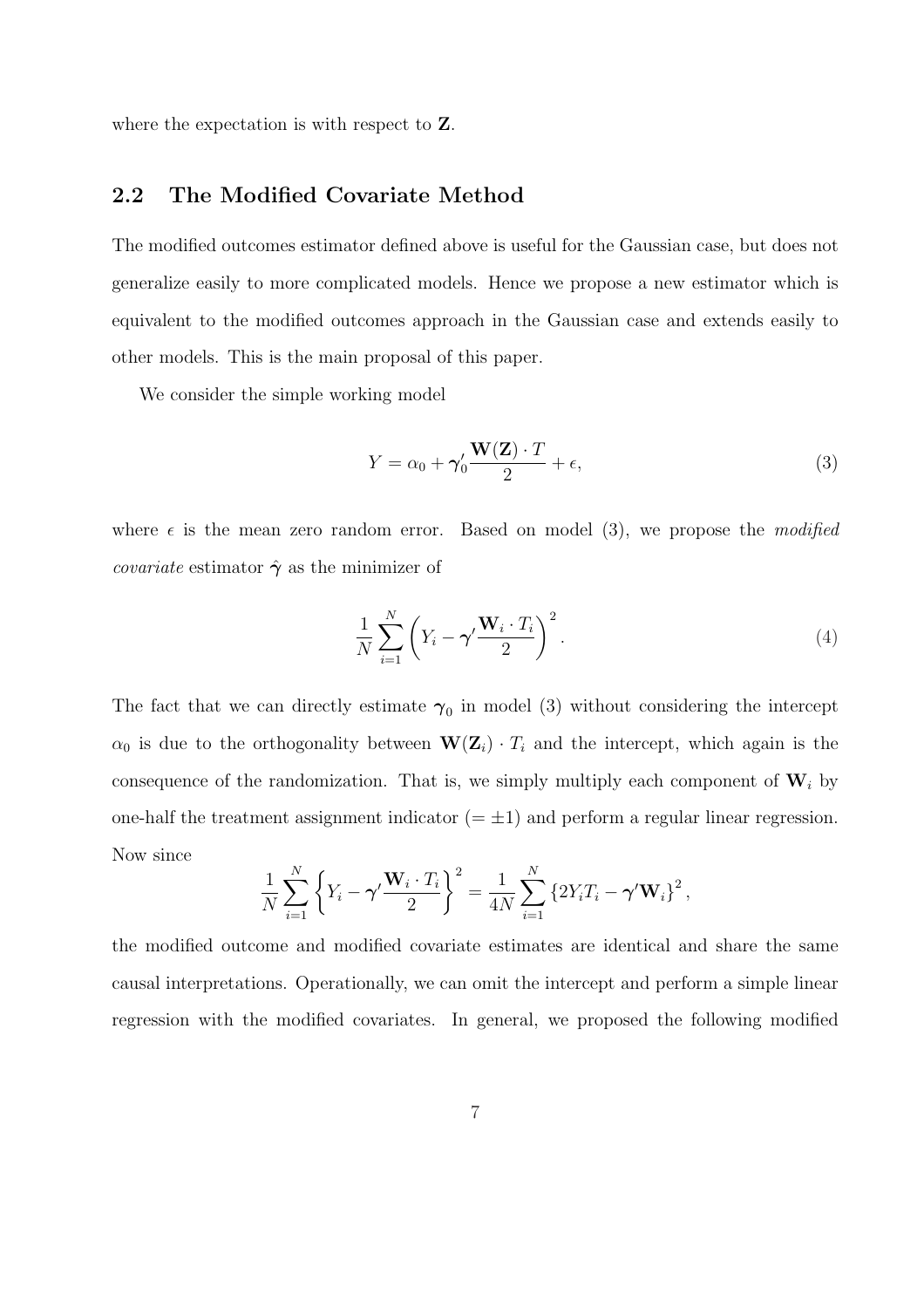where the expectation is with respect to $\mathbf{Z}$.

## 2.2 The Modified Covariate Method

The modified outcomes estimator defined above is useful for the Gaussian case, but does not generalize easily to more complicated models. Hence we propose a new estimator which is equivalent to the modified outcomes approach in the Gaussian case and extends easily to other models. This is the main proposal of this paper.

We consider the simple working model

$$Y = \alpha_0 + \boldsymbol{\gamma}_0' \frac{\mathbf{W}(\mathbf{Z}) \cdot T}{2} + \epsilon, \tag{3}$$

where $\epsilon$ is the mean zero random error. Based on model (3), we propose the *modified covariate* estimator $\hat{\boldsymbol{\gamma}}$ as the minimizer of

$$\frac{1}{N} \sum_{i=1}^{N} \left( Y_i - \boldsymbol{\gamma}' \frac{\mathbf{W}_i \cdot T_i}{2} \right)^2. \tag{4}$$

The fact that we can directly estimate $\boldsymbol{\gamma}_0$ in model (3) without considering the intercept $\alpha_0$ is due to the orthogonality between $\mathbf{W}(\mathbf{Z}_i) \cdot T_i$ and the intercept, which again is the consequence of the randomization. That is, we simply multiply each component of $\mathbf{W}_i$ by one-half the treatment assignment indicator ($= \pm 1$) and perform a regular linear regression. Now since

$$\frac{1}{N} \sum_{i=1}^{N} \left\{ Y_i - \boldsymbol{\gamma}' \frac{\mathbf{W}_i \cdot T_i}{2} \right\}^2 = \frac{1}{4N} \sum_{i=1}^{N} \left\{ 2Y_i T_i - \boldsymbol{\gamma}' \mathbf{W}_i \right\}^2,$$

the modified outcome and modified covariate estimates are identical and share the same causal interpretations. Operationally, we can omit the intercept and perform a simple linear regression with the modified covariates. In general, we proposed the following modified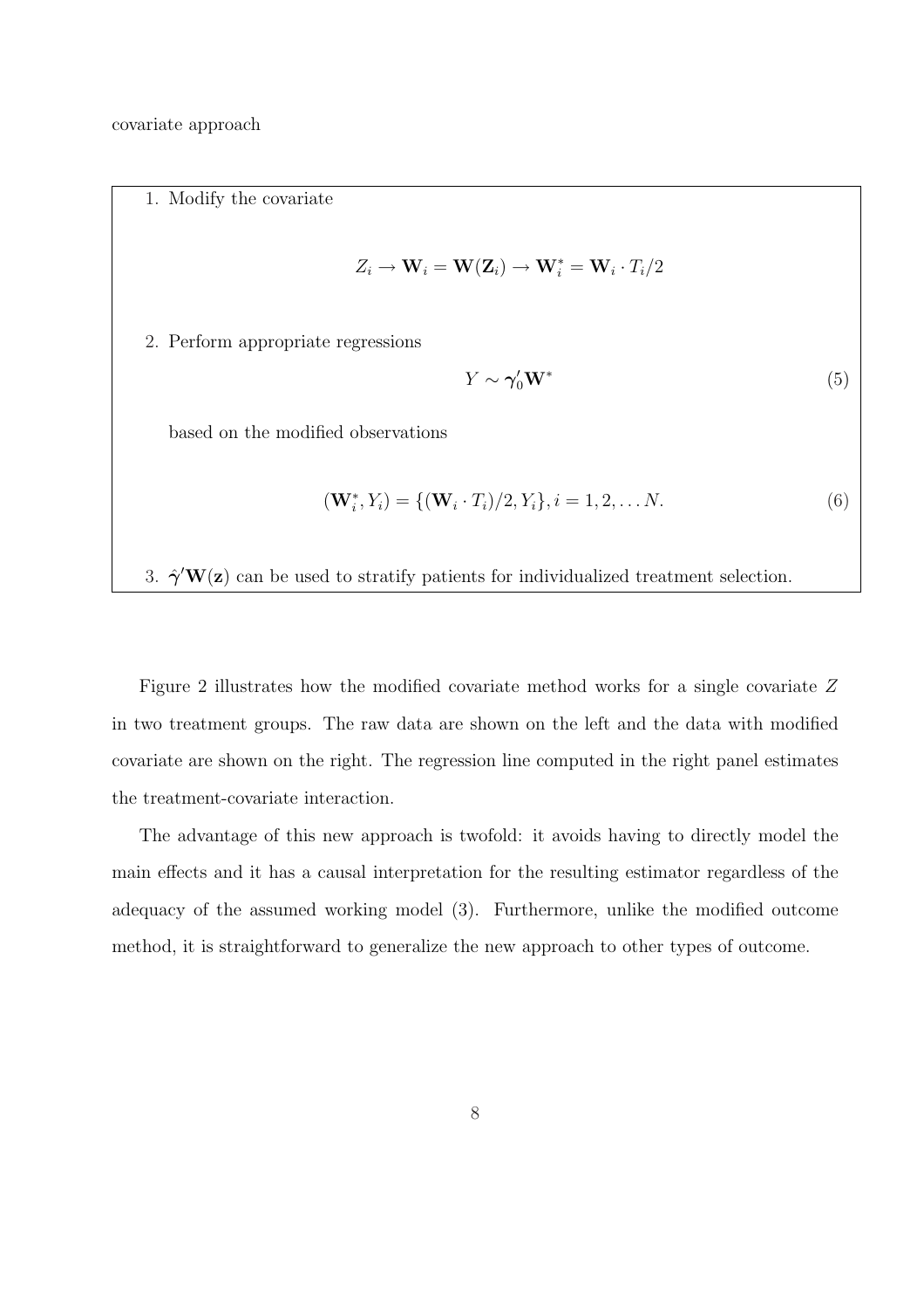covariate approach

1. Modify the covariate

$$Z_i \rightarrow \mathbf{W}_i = \mathbf{W}(\mathbf{Z}_i) \rightarrow \mathbf{W}_i^* = \mathbf{W}_i \cdot T_i/2$$

2. Perform appropriate regressions

$$Y \sim \boldsymbol{\gamma}_0' \mathbf{W}^* \tag{5}$$

   based on the modified observations

$$(\mathbf{W}_i^*, Y_i) = \{(\mathbf{W}_i \cdot T_i)/2, Y_i\}, i = 1, 2, \ldots N. \tag{6}$$

3. $\hat{\boldsymbol{\gamma}}' \mathbf{W}(\mathbf{z})$ can be used to stratify patients for individualized treatment selection.

Figure 2 illustrates how the modified covariate method works for a single covariate $Z$ in two treatment groups. The raw data are shown on the left and the data with modified covariate are shown on the right. The regression line computed in the right panel estimates the treatment-covariate interaction.

The advantage of this new approach is twofold: it avoids having to directly model the main effects and it has a causal interpretation for the resulting estimator regardless of the adequacy of the assumed working model (3). Furthermore, unlike the modified outcome method, it is straightforward to generalize the new approach to other types of outcome.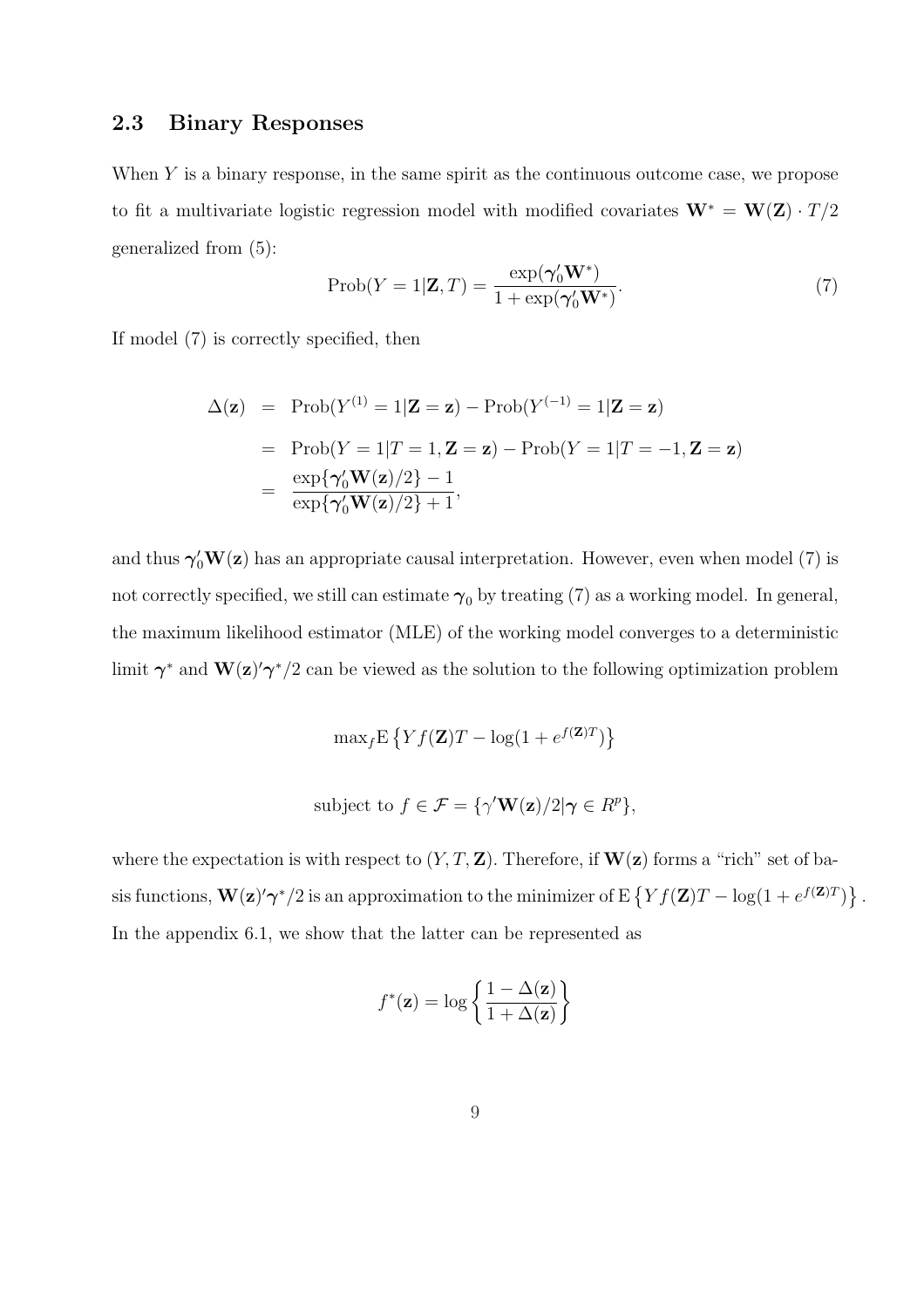### 2.3 Binary Responses

When $Y$ is a binary response, in the same spirit as the continuous outcome case, we propose to fit a multivariate logistic regression model with modified covariates $\mathbf{W}^* = \mathbf{W}(\mathbf{Z}) \cdot T/2$ generalized from (5):

$$\text{Prob}(Y = 1|\mathbf{Z}, T) = \frac{\exp(\boldsymbol{\gamma}_0' \mathbf{W}^*)}{1 + \exp(\boldsymbol{\gamma}_0' \mathbf{W}^*)}. \tag{7}$$

If model (7) is correctly specified, then

$$\begin{aligned}
\Delta(\mathbf{z}) &= \text{Prob}(Y^{(1)} = 1|\mathbf{Z} = \mathbf{z}) - \text{Prob}(Y^{(-1)} = 1|\mathbf{Z} = \mathbf{z}) \\
&= \text{Prob}(Y = 1|T = 1, \mathbf{Z} = \mathbf{z}) - \text{Prob}(Y = 1|T = -1, \mathbf{Z} = \mathbf{z}) \\
&= \frac{\exp\{\boldsymbol{\gamma}_0' \mathbf{W}(\mathbf{z})/2\} - 1}{\exp\{\boldsymbol{\gamma}_0' \mathbf{W}(\mathbf{z})/2\} + 1},
\end{aligned}$$

and thus $\boldsymbol{\gamma}_0' \mathbf{W}(\mathbf{z})$ has an appropriate causal interpretation. However, even when model (7) is not correctly specified, we still can estimate $\boldsymbol{\gamma}_0$ by treating (7) as a working model. In general, the maximum likelihood estimator (MLE) of the working model converges to a deterministic limit $\boldsymbol{\gamma}^*$ and $\mathbf{W}(\mathbf{z})'\boldsymbol{\gamma}^*/2$ can be viewed as the solution to the following optimization problem

$$\max_f \text{E}\left\{Y f(\mathbf{Z}) T - \log(1 + e^{f(\mathbf{Z})T})\right\}$$

$$\text{subject to } f \in \mathcal{F} = \{\gamma' \mathbf{W}(\mathbf{z})/2 | \boldsymbol{\gamma} \in R^p\},$$

where the expectation is with respect to $(Y, T, \mathbf{Z})$. Therefore, if $\mathbf{W}(\mathbf{z})$ forms a "rich" set of basis functions, $\mathbf{W}(\mathbf{z})'\boldsymbol{\gamma}^*/2$ is an approximation to the minimizer of $\text{E}\left\{Y f(\mathbf{Z}) T - \log(1 + e^{f(\mathbf{Z})T})\right\}$. In the appendix 6.1, we show that the latter can be represented as

$$f^*(\mathbf{z}) = \log\left\{\frac{1 - \Delta(\mathbf{z})}{1 + \Delta(\mathbf{z})}\right\}$$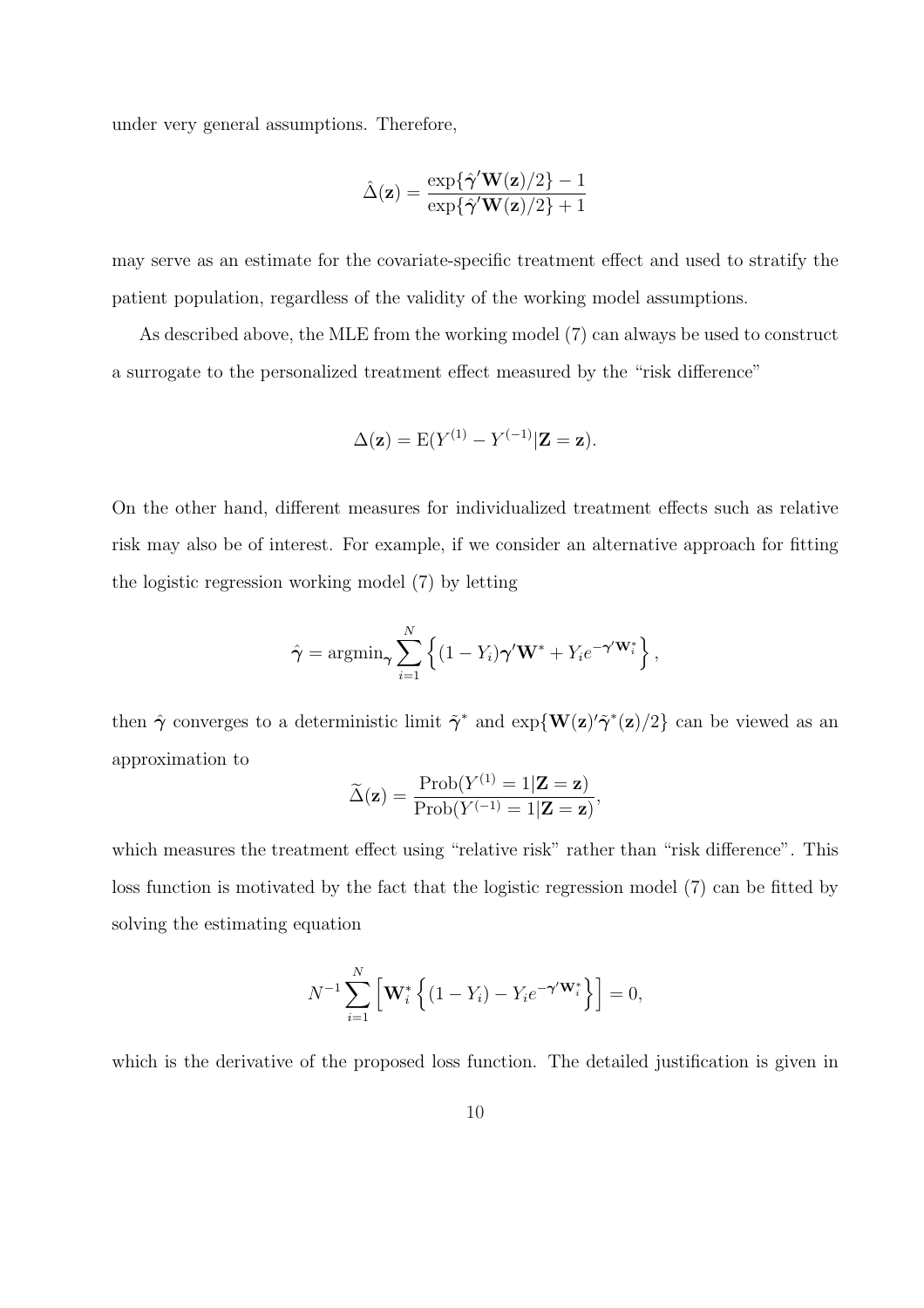under very general assumptions. Therefore,

$$\hat{\Delta}(\mathbf{z}) = \frac{\exp\{\hat{\boldsymbol{\gamma}}'\mathbf{W}(\mathbf{z})/2\} - 1}{\exp\{\hat{\boldsymbol{\gamma}}'\mathbf{W}(\mathbf{z})/2\} + 1}$$

may serve as an estimate for the covariate-specific treatment effect and used to stratify the patient population, regardless of the validity of the working model assumptions.

As described above, the MLE from the working model (7) can always be used to construct a surrogate to the personalized treatment effect measured by the "risk difference"

$$\Delta(\mathbf{z}) = \mathrm{E}(Y^{(1)} - Y^{(-1)}|\mathbf{Z} = \mathbf{z}).$$

On the other hand, different measures for individualized treatment effects such as relative risk may also be of interest. For example, if we consider an alternative approach for fitting the logistic regression working model (7) by letting

$$\hat{\boldsymbol{\gamma}} = \mathrm{argmin}_{\boldsymbol{\gamma}} \sum_{i=1}^{N} \left\{ (1 - Y_i)\boldsymbol{\gamma}'\mathbf{W}^* + Y_i e^{-\boldsymbol{\gamma}'\mathbf{W}_i^*} \right\},$$

then $\hat{\boldsymbol{\gamma}}$ converges to a deterministic limit $\tilde{\boldsymbol{\gamma}}^*$ and $\exp\{\mathbf{W}(\mathbf{z})'\tilde{\boldsymbol{\gamma}}^*(\mathbf{z})/2\}$ can be viewed as an approximation to

$$\widetilde{\Delta}(\mathbf{z}) = \frac{\mathrm{Prob}(Y^{(1)} = 1|\mathbf{Z} = \mathbf{z})}{\mathrm{Prob}(Y^{(-1)} = 1|\mathbf{Z} = \mathbf{z})},$$

which measures the treatment effect using "relative risk" rather than "risk difference". This loss function is motivated by the fact that the logistic regression model (7) can be fitted by solving the estimating equation

$$N^{-1} \sum_{i=1}^{N} \left[ \mathbf{W}_i^* \left\{ (1 - Y_i) - Y_i e^{-\boldsymbol{\gamma}'\mathbf{W}_i^*} \right\} \right] = 0,$$

which is the derivative of the proposed loss function. The detailed justification is given in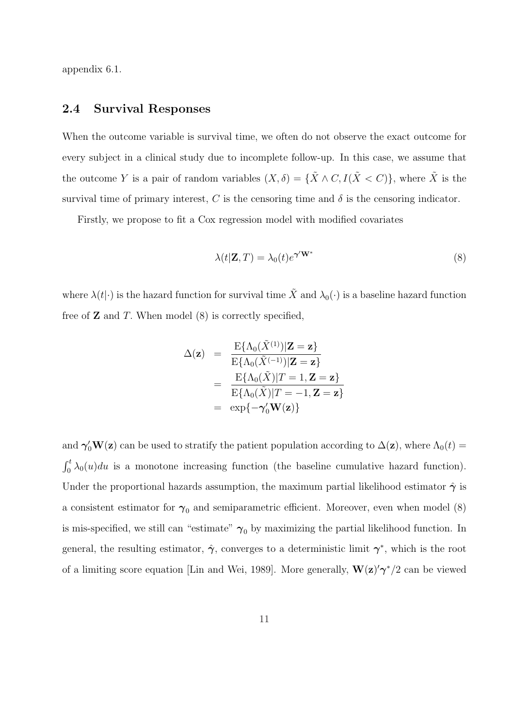appendix 6.1.

## 2.4 Survival Responses

When the outcome variable is survival time, we often do not observe the exact outcome for every subject in a clinical study due to incomplete follow-up. In this case, we assume that the outcome $Y$ is a pair of random variables $(X, \delta) = \{\tilde{X} \wedge C, I(\tilde{X} < C)\}$, where $\tilde{X}$ is the survival time of primary interest, $C$ is the censoring time and $\delta$ is the censoring indicator.

Firstly, we propose to fit a Cox regression model with modified covariates

$$\lambda(t|\mathbf{Z}, T) = \lambda_0(t) e^{\boldsymbol{\gamma}'\mathbf{W}^*} \tag{8}$$

where $\lambda(t|\cdot)$ is the hazard function for survival time $\tilde{X}$ and $\lambda_0(\cdot)$ is a baseline hazard function free of $\mathbf{Z}$ and $T$. When model (8) is correctly specified,

$$\begin{aligned}
\Delta(\mathbf{z}) &= \frac{\mathrm{E}\{\Lambda_0(\tilde{X}^{(1)})|\mathbf{Z} = \mathbf{z}\}}{\mathrm{E}\{\Lambda_0(\tilde{X}^{(-1)})|\mathbf{Z} = \mathbf{z}\}} \\
&= \frac{\mathrm{E}\{\Lambda_0(\tilde{X})|T = 1, \mathbf{Z} = \mathbf{z}\}}{\mathrm{E}\{\Lambda_0(\tilde{X})|T = -1, \mathbf{Z} = \mathbf{z}\}} \\
&= \exp\{-\boldsymbol{\gamma}_0'\mathbf{W}(\mathbf{z})\}
\end{aligned}$$

and $\boldsymbol{\gamma}_0'\mathbf{W}(\mathbf{z})$ can be used to stratify the patient population according to $\Delta(\mathbf{z})$, where $\Lambda_0(t) = \int_0^t \lambda_0(u)du$ is a monotone increasing function (the baseline cumulative hazard function). Under the proportional hazards assumption, the maximum partial likelihood estimator $\hat{\boldsymbol{\gamma}}$ is a consistent estimator for $\boldsymbol{\gamma}_0$ and semiparametric efficient. Moreover, even when model (8) is mis-specified, we still can "estimate" $\boldsymbol{\gamma}_0$ by maximizing the partial likelihood function. In general, the resulting estimator, $\hat{\boldsymbol{\gamma}}$, converges to a deterministic limit $\boldsymbol{\gamma}^*$, which is the root of a limiting score equation [Lin and Wei, 1989]. More generally, $\mathbf{W}(\mathbf{z})'\boldsymbol{\gamma}^*/2$ can be viewed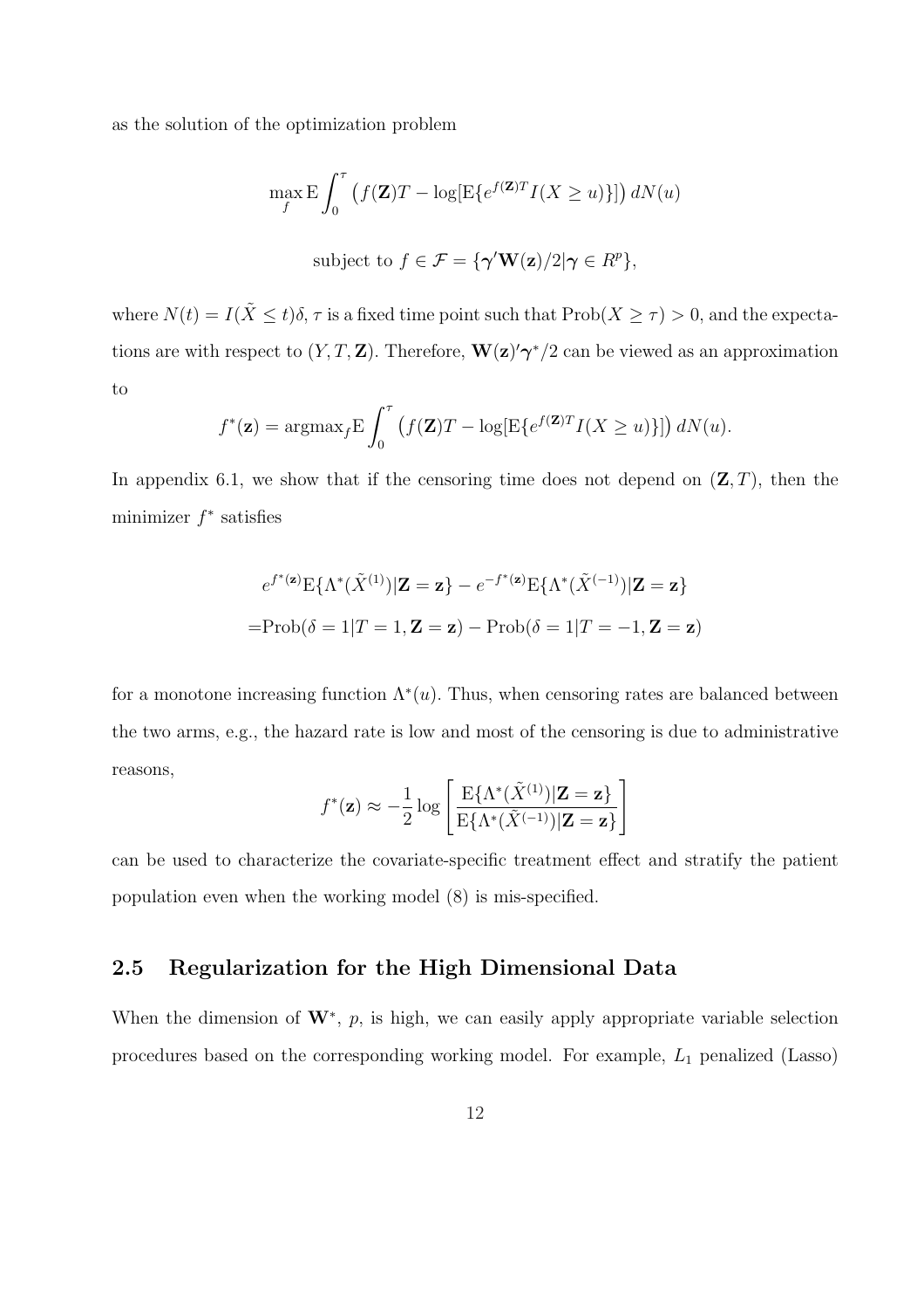as the solution of the optimization problem

$$\max_f \mathrm{E} \int_0^\tau \left( f(\mathbf{Z})T - \log[\mathrm{E}\{e^{f(\mathbf{Z})T} I(X \geq u)\}] \right) dN(u)$$

$$\text{subject to } f \in \mathcal{F} = \{\boldsymbol{\gamma}'\mathbf{W}(\mathbf{z})/2 | \boldsymbol{\gamma} \in R^p\},$$

where $N(t) = I(\tilde{X} \leq t)\delta$, $\tau$ is a fixed time point such that $\mathrm{Prob}(X \geq \tau) > 0$, and the expectations are with respect to $(Y, T, \mathbf{Z})$. Therefore, $\mathbf{W}(\mathbf{z})'\boldsymbol{\gamma}^*/2$ can be viewed as an approximation to

$$f^*(\mathbf{z}) = \mathrm{argmax}_f \mathrm{E} \int_0^\tau \left( f(\mathbf{Z})T - \log[\mathrm{E}\{e^{f(\mathbf{Z})T} I(X \geq u)\}] \right) dN(u).$$

In appendix 6.1, we show that if the censoring time does not depend on $(\mathbf{Z}, T)$, then the minimizer $f^*$ satisfies

$$\begin{aligned}
&e^{f^*(\mathbf{z})} \mathrm{E}\{\Lambda^*(\tilde{X}^{(1)}) | \mathbf{Z} = \mathbf{z}\} - e^{-f^*(\mathbf{z})} \mathrm{E}\{\Lambda^*(\tilde{X}^{(-1)}) | \mathbf{Z} = \mathbf{z}\} \\
=&\mathrm{Prob}(\delta = 1 | T = 1, \mathbf{Z} = \mathbf{z}) - \mathrm{Prob}(\delta = 1 | T = -1, \mathbf{Z} = \mathbf{z})
\end{aligned}$$

for a monotone increasing function $\Lambda^*(u)$. Thus, when censoring rates are balanced between the two arms, e.g., the hazard rate is low and most of the censoring is due to administrative reasons,

$$f^*(\mathbf{z}) \approx -\frac{1}{2} \log \left[ \frac{\mathrm{E}\{\Lambda^*(\tilde{X}^{(1)}) | \mathbf{Z} = \mathbf{z}\}}{\mathrm{E}\{\Lambda^*(\tilde{X}^{(-1)}) | \mathbf{Z} = \mathbf{z}\}} \right]$$

can be used to characterize the covariate-specific treatment effect and stratify the patient population even when the working model (8) is mis-specified.

## 2.5 Regularization for the High Dimensional Data

When the dimension of $\mathbf{W}^*$, $p$, is high, we can easily apply appropriate variable selection procedures based on the corresponding working model. For example, $L_1$ penalized (Lasso)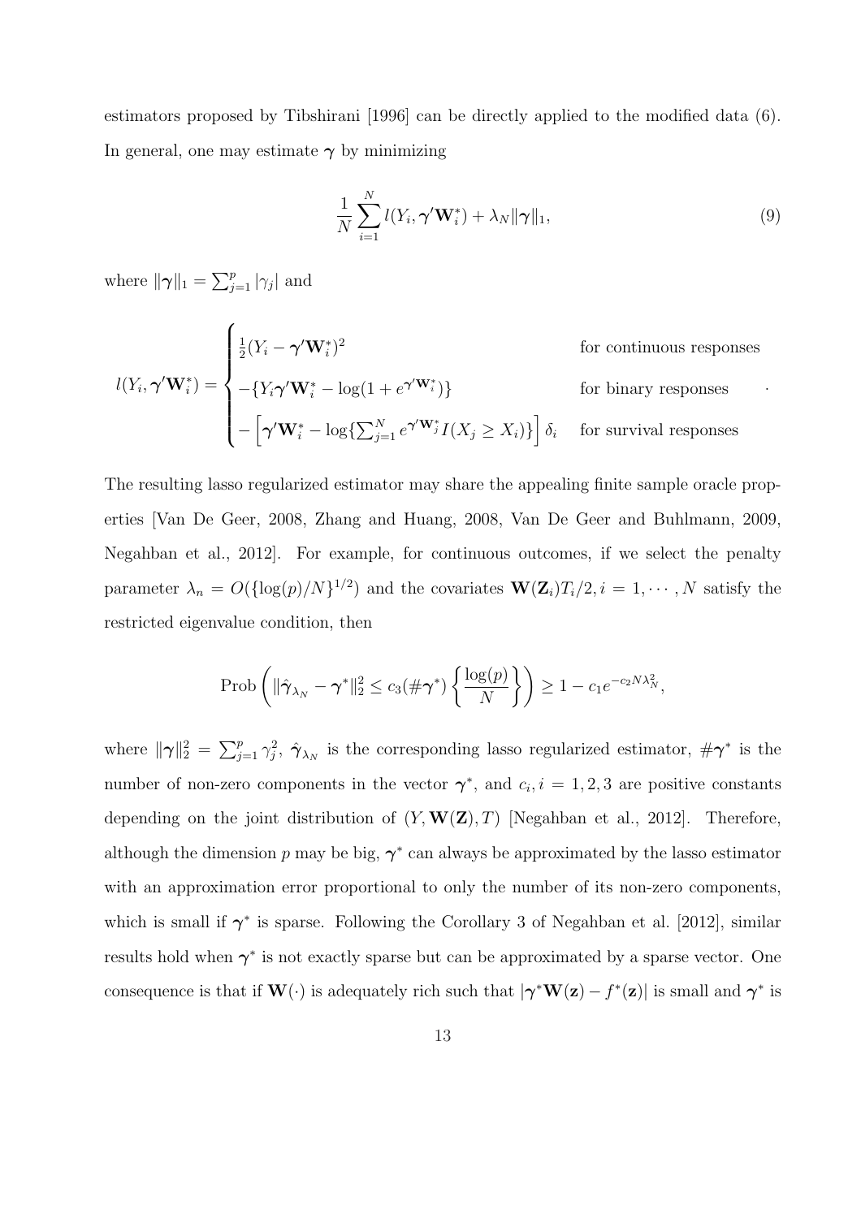estimators proposed by Tibshirani [1996] can be directly applied to the modified data (6). In general, one may estimate $\boldsymbol{\gamma}$ by minimizing

$$\frac{1}{N}\sum_{i=1}^{N} l(Y_i, \boldsymbol{\gamma}'\mathbf{W}_i^*) + \lambda_N \|\boldsymbol{\gamma}\|_1, \tag{9}$$

where $\|\boldsymbol{\gamma}\|_1 = \sum_{j=1}^{p} |\gamma_j|$ and

$$l(Y_i, \boldsymbol{\gamma}'\mathbf{W}_i^*) = \begin{cases} \frac{1}{2}(Y_i - \boldsymbol{\gamma}'\mathbf{W}_i^*)^2 & \text{for continuous responses} \\ -\{Y_i\boldsymbol{\gamma}'\mathbf{W}_i^* - \log(1 + e^{\boldsymbol{\gamma}'\mathbf{W}_i^*})\} & \text{for binary responses} \\ -\left[\boldsymbol{\gamma}'\mathbf{W}_i^* - \log\{\sum_{j=1}^{N} e^{\boldsymbol{\gamma}'\mathbf{W}_j^*} I(X_j \geq X_i)\}\right]\delta_i & \text{for survival responses} \end{cases}.$$

The resulting lasso regularized estimator may share the appealing finite sample oracle properties [Van De Geer, 2008, Zhang and Huang, 2008, Van De Geer and Buhlmann, 2009, Negahban et al., 2012]. For example, for continuous outcomes, if we select the penalty parameter $\lambda_n = O(\{\log(p)/N\}^{1/2})$ and the covariates $\mathbf{W}(\mathbf{Z}_i)T_i/2, i = 1, \cdots, N$ satisfy the restricted eigenvalue condition, then

$$\text{Prob}\left(\|\hat{\boldsymbol{\gamma}}_{\lambda_N} - \boldsymbol{\gamma}^*\|_2^2 \leq c_3(\#\boldsymbol{\gamma}^*)\left\{\frac{\log(p)}{N}\right\}\right) \geq 1 - c_1 e^{-c_2 N \lambda_N^2},$$

where $\|\boldsymbol{\gamma}\|_2^2 = \sum_{j=1}^{p} \gamma_j^2$, $\hat{\boldsymbol{\gamma}}_{\lambda_N}$ is the corresponding lasso regularized estimator, $\#\boldsymbol{\gamma}^*$ is the number of non-zero components in the vector $\boldsymbol{\gamma}^*$, and $c_i, i = 1, 2, 3$ are positive constants depending on the joint distribution of $(Y, \mathbf{W}(\mathbf{Z}), T)$ [Negahban et al., 2012]. Therefore, although the dimension $p$ may be big, $\boldsymbol{\gamma}^*$ can always be approximated by the lasso estimator with an approximation error proportional to only the number of its non-zero components, which is small if $\boldsymbol{\gamma}^*$ is sparse. Following the Corollary 3 of Negahban et al. [2012], similar results hold when $\boldsymbol{\gamma}^*$ is not exactly sparse but can be approximated by a sparse vector. One consequence is that if $\mathbf{W}(\cdot)$ is adequately rich such that $|\boldsymbol{\gamma}^*\mathbf{W}(\mathbf{z}) - f^*(\mathbf{z})|$ is small and $\boldsymbol{\gamma}^*$ is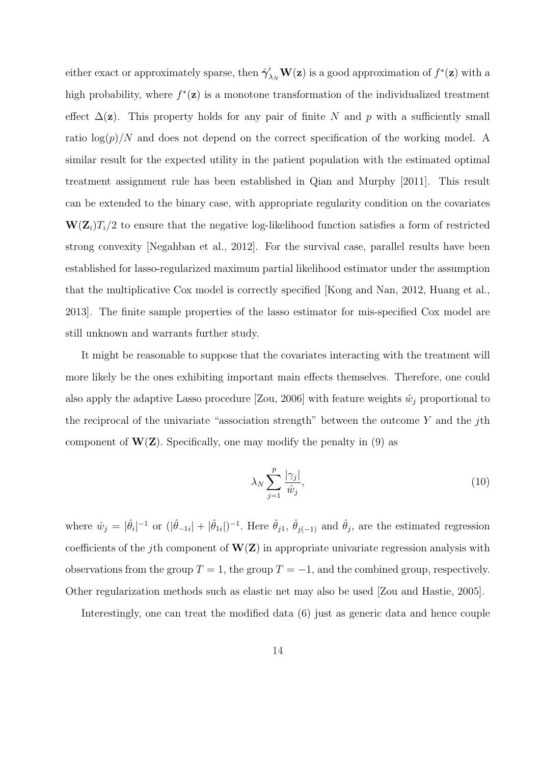either exact or approximately sparse, then $\hat{\boldsymbol{\gamma}}_{\lambda_N}' \mathbf{W}(\mathbf{z})$ is a good approximation of $f^*(\mathbf{z})$ with a high probability, where $f^*(\mathbf{z})$ is a monotone transformation of the individualized treatment effect $\Delta(\mathbf{z})$. This property holds for any pair of finite $N$ and $p$ with a sufficiently small ratio $\log(p)/N$ and does not depend on the correct specification of the working model. A similar result for the expected utility in the patient population with the estimated optimal treatment assignment rule has been established in Qian and Murphy [2011]. This result can be extended to the binary case, with appropriate regularity condition on the covariates $\mathbf{W}(\mathbf{Z}_i)T_i/2$ to ensure that the negative log-likelihood function satisfies a form of restricted strong convexity [Negahban et al., 2012]. For the survival case, parallel results have been established for lasso-regularized maximum partial likelihood estimator under the assumption that the multiplicative Cox model is correctly specified [Kong and Nan, 2012, Huang et al., 2013]. The finite sample properties of the lasso estimator for mis-specified Cox model are still unknown and warrants further study.

It might be reasonable to suppose that the covariates interacting with the treatment will more likely be the ones exhibiting important main effects themselves. Therefore, one could also apply the adaptive Lasso procedure [Zou, 2006] with feature weights $\hat{w}_j$ proportional to the reciprocal of the univariate "association strength" between the outcome $Y$ and the $j$th component of $\mathbf{W}(\mathbf{Z})$. Specifically, one may modify the penalty in (9) as

$$\lambda_N \sum_{j=1}^{p} \frac{|\gamma_j|}{\hat{w}_j}, \tag{10}$$

where $\hat{w}_j = |\hat{\theta}_i|^{-1}$ or $(|\hat{\theta}_{-1i}| + |\hat{\theta}_{1i}|)^{-1}$. Here $\hat{\theta}_{j1}$, $\hat{\theta}_{j(-1)}$ and $\hat{\theta}_j$, are the estimated regression coefficients of the $j$th component of $\mathbf{W}(\mathbf{Z})$ in appropriate univariate regression analysis with observations from the group $T = 1$, the group $T = -1$, and the combined group, respectively. Other regularization methods such as elastic net may also be used [Zou and Hastie, 2005].

Interestingly, one can treat the modified data (6) just as generic data and hence couple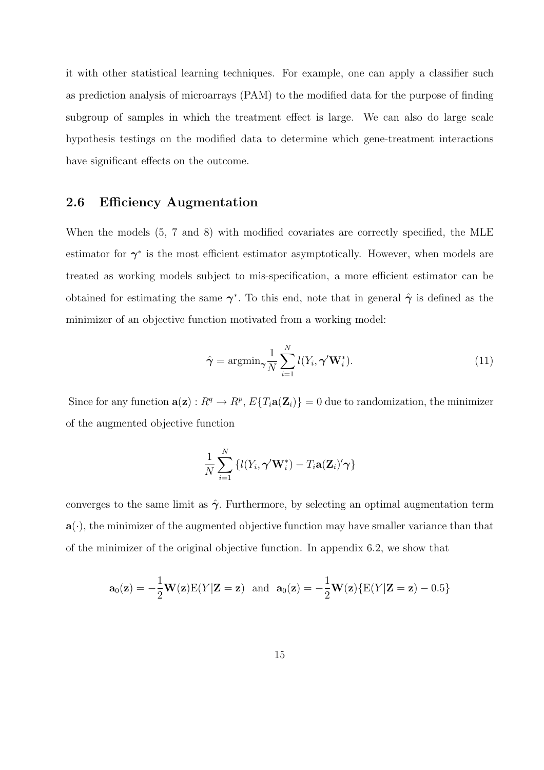it with other statistical learning techniques. For example, one can apply a classifier such as prediction analysis of microarrays (PAM) to the modified data for the purpose of finding subgroup of samples in which the treatment effect is large. We can also do large scale hypothesis testings on the modified data to determine which gene-treatment interactions have significant effects on the outcome.

## 2.6 Efficiency Augmentation

When the models (5, 7 and 8) with modified covariates are correctly specified, the MLE estimator for $\boldsymbol{\gamma}^*$ is the most efficient estimator asymptotically. However, when models are treated as working models subject to mis-specification, a more efficient estimator can be obtained for estimating the same $\boldsymbol{\gamma}^*$. To this end, note that in general $\hat{\boldsymbol{\gamma}}$ is defined as the minimizer of an objective function motivated from a working model:

$$\hat{\boldsymbol{\gamma}} = \text{argmin}_{\boldsymbol{\gamma}} \frac{1}{N} \sum_{i=1}^{N} l(Y_i, \boldsymbol{\gamma}' \mathbf{W}_i^*). \tag{11}$$

Since for any function $\mathbf{a}(\mathbf{z}) : R^q \to R^p$, $E\{T_i \mathbf{a}(\mathbf{Z}_i)\} = 0$ due to randomization, the minimizer of the augmented objective function

$$\frac{1}{N} \sum_{i=1}^{N} \{l(Y_i, \boldsymbol{\gamma}' \mathbf{W}_i^*) - T_i \mathbf{a}(\mathbf{Z}_i)' \boldsymbol{\gamma}\}$$

converges to the same limit as $\hat{\boldsymbol{\gamma}}$. Furthermore, by selecting an optimal augmentation term $\mathbf{a}(\cdot)$, the minimizer of the augmented objective function may have smaller variance than that of the minimizer of the original objective function. In appendix 6.2, we show that

$$\mathbf{a}_0(\mathbf{z}) = -\frac{1}{2} \mathbf{W}(\mathbf{z}) \mathrm{E}(Y|\mathbf{Z} = \mathbf{z}) \text{ and } \mathbf{a}_0(\mathbf{z}) = -\frac{1}{2} \mathbf{W}(\mathbf{z}) \{\mathrm{E}(Y|\mathbf{Z} = \mathbf{z}) - 0.5\}$$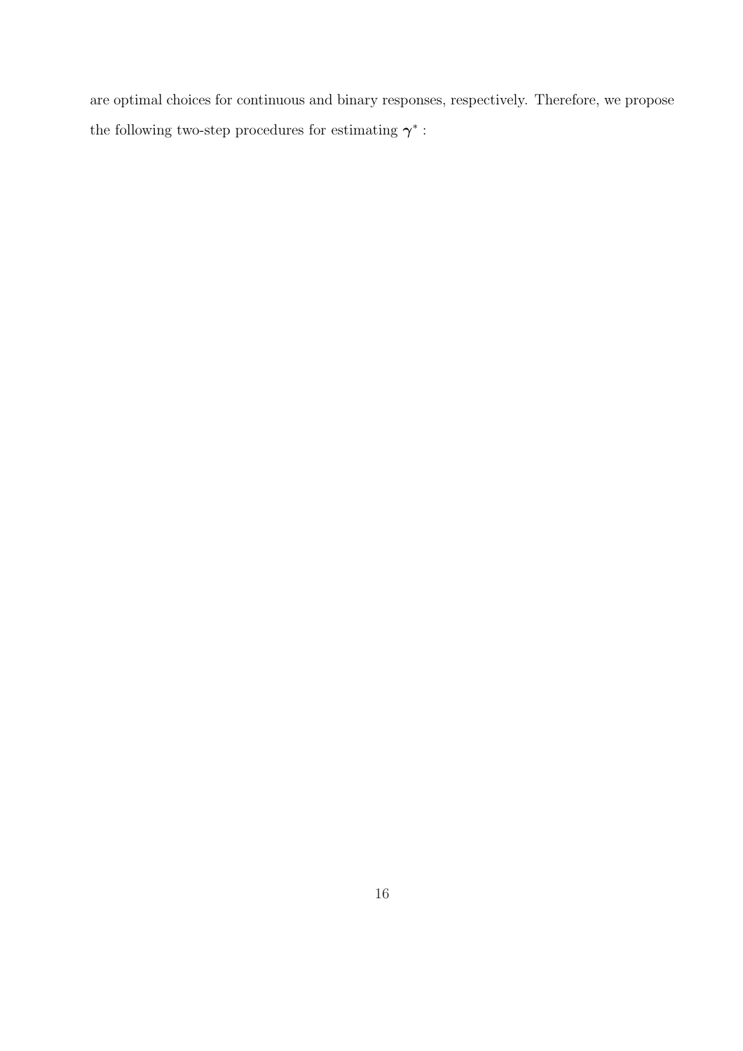are optimal choices for continuous and binary responses, respectively. Therefore, we propose the following two-step procedures for estimating $\boldsymbol{\gamma}^*$ :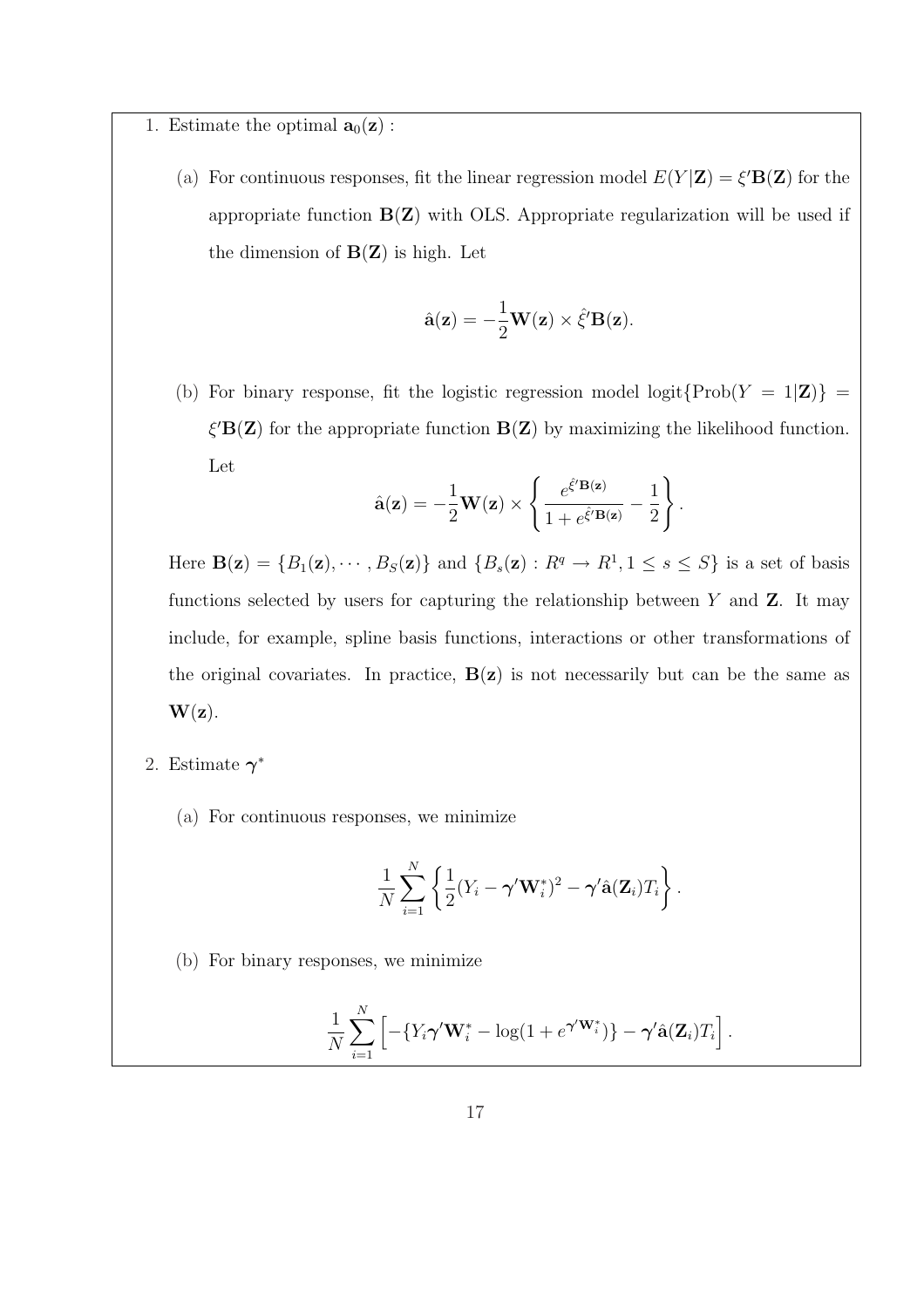1. Estimate the optimal $\mathbf{a}_0(\mathbf{z})$ :

   (a) For continuous responses, fit the linear regression model $E(Y|\mathbf{Z}) = \xi'\mathbf{B}(\mathbf{Z})$ for the appropriate function $\mathbf{B}(\mathbf{Z})$ with OLS. Appropriate regularization will be used if the dimension of $\mathbf{B}(\mathbf{Z})$ is high. Let

   $$\hat{\mathbf{a}}(\mathbf{z}) = -\frac{1}{2}\mathbf{W}(\mathbf{z}) \times \hat{\xi}'\mathbf{B}(\mathbf{z}).$$

   (b) For binary response, fit the logistic regression model $\text{logit}\{\text{Prob}(Y = 1|\mathbf{Z})\} = \xi'\mathbf{B}(\mathbf{Z})$ for the appropriate function $\mathbf{B}(\mathbf{Z})$ by maximizing the likelihood function. Let

   $$\hat{\mathbf{a}}(\mathbf{z}) = -\frac{1}{2}\mathbf{W}(\mathbf{z}) \times \left\{ \frac{e^{\hat{\xi}'\mathbf{B}(\mathbf{z})}}{1 + e^{\hat{\xi}'\mathbf{B}(\mathbf{z})}} - \frac{1}{2} \right\}.$$

   Here $\mathbf{B}(\mathbf{z}) = \{B_1(\mathbf{z}), \cdots, B_S(\mathbf{z})\}$ and $\{B_s(\mathbf{z}) : R^q \to R^1, 1 \le s \le S\}$ is a set of basis functions selected by users for capturing the relationship between $Y$ and $\mathbf{Z}$. It may include, for example, spline basis functions, interactions or other transformations of the original covariates. In practice, $\mathbf{B}(\mathbf{z})$ is not necessarily but can be the same as $\mathbf{W}(\mathbf{z})$.

2. Estimate $\boldsymbol{\gamma}^*$

   (a) For continuous responses, we minimize

   $$\frac{1}{N}\sum_{i=1}^{N} \left\{ \frac{1}{2}(Y_i - \boldsymbol{\gamma}'\mathbf{W}_i^*)^2 - \boldsymbol{\gamma}'\hat{\mathbf{a}}(\mathbf{Z}_i)T_i \right\}.$$

   (b) For binary responses, we minimize

   $$\frac{1}{N}\sum_{i=1}^{N} \left[ -\{Y_i\boldsymbol{\gamma}'\mathbf{W}_i^* - \log(1 + e^{\boldsymbol{\gamma}'\mathbf{W}_i^*})\} - \boldsymbol{\gamma}'\hat{\mathbf{a}}(\mathbf{Z}_i)T_i \right].$$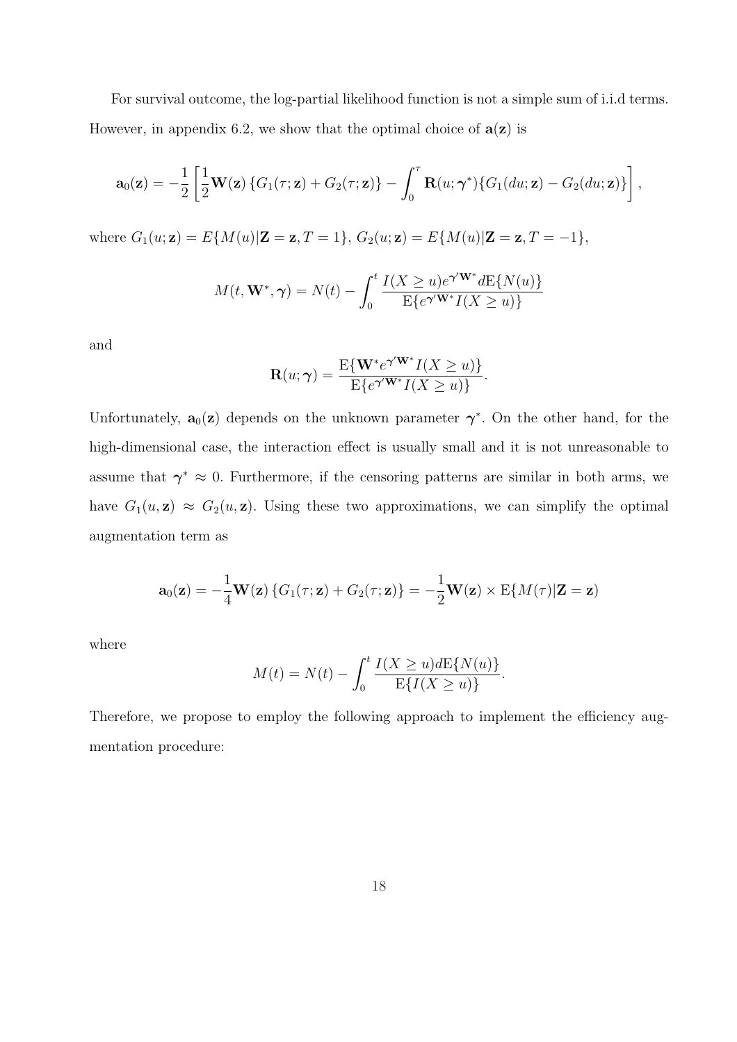For survival outcome, the log-partial likelihood function is not a simple sum of i.i.d terms. However, in appendix 6.2, we show that the optimal choice of $\mathbf{a}(\mathbf{z})$ is

$$\mathbf{a}_0(\mathbf{z}) = -\frac{1}{2}\left[\frac{1}{2}\mathbf{W}(\mathbf{z})\left\{G_1(\tau;\mathbf{z}) + G_2(\tau;\mathbf{z})\right\} - \int_0^\tau \mathbf{R}(u;\boldsymbol{\gamma}^*)\{G_1(du;\mathbf{z}) - G_2(du;\mathbf{z})\}\right],$$

where $G_1(u;\mathbf{z}) = E\{M(u)|\mathbf{Z} = \mathbf{z}, T = 1\}$, $G_2(u;\mathbf{z}) = E\{M(u)|\mathbf{Z} = \mathbf{z}, T = -1\}$,

$$M(t, \mathbf{W}^*, \boldsymbol{\gamma}) = N(t) - \int_0^t \frac{I(X \geq u)e^{\boldsymbol{\gamma}'\mathbf{W}^*}d\mathrm{E}\{N(u)\}}{\mathrm{E}\{e^{\boldsymbol{\gamma}'\mathbf{W}^*}I(X \geq u)\}}$$

and

$$\mathbf{R}(u;\boldsymbol{\gamma}) = \frac{\mathrm{E}\{\mathbf{W}^* e^{\boldsymbol{\gamma}'\mathbf{W}^*}I(X \geq u)\}}{\mathrm{E}\{e^{\boldsymbol{\gamma}'\mathbf{W}^*}I(X \geq u)\}}.$$

Unfortunately, $\mathbf{a}_0(\mathbf{z})$ depends on the unknown parameter $\boldsymbol{\gamma}^*$. On the other hand, for the high-dimensional case, the interaction effect is usually small and it is not unreasonable to assume that $\boldsymbol{\gamma}^* \approx 0$. Furthermore, if the censoring patterns are similar in both arms, we have $G_1(u, \mathbf{z}) \approx G_2(u, \mathbf{z})$. Using these two approximations, we can simplify the optimal augmentation term as

$$\mathbf{a}_0(\mathbf{z}) = -\frac{1}{4}\mathbf{W}(\mathbf{z})\left\{G_1(\tau;\mathbf{z}) + G_2(\tau;\mathbf{z})\right\} = -\frac{1}{2}\mathbf{W}(\mathbf{z}) \times \mathrm{E}\{M(\tau)|\mathbf{Z} = \mathbf{z}\}$$

where

$$M(t) = N(t) - \int_0^t \frac{I(X \geq u)d\mathrm{E}\{N(u)\}}{\mathrm{E}\{I(X \geq u)\}}.$$

Therefore, we propose to employ the following approach to implement the efficiency augmentation procedure: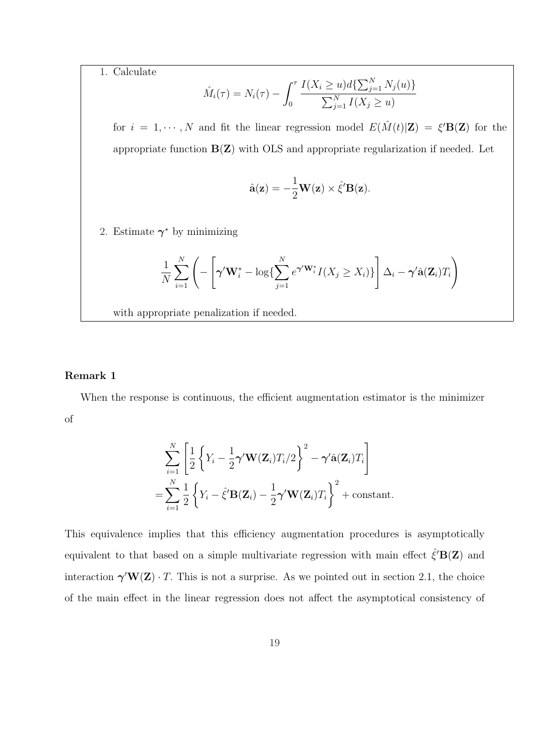1. Calculate

$$\hat{M}_i(\tau) = N_i(\tau) - \int_0^\tau \frac{I(X_i \geq u) d\{\sum_{j=1}^N N_j(u)\}}{\sum_{j=1}^N I(X_j \geq u)}$$

   for $i = 1, \cdots, N$ and fit the linear regression model $E(\hat{M}(t)|\mathbf{Z}) = \xi' \mathbf{B}(\mathbf{Z})$ for the appropriate function $\mathbf{B}(\mathbf{Z})$ with OLS and appropriate regularization if needed. Let

$$\hat{\mathbf{a}}(\mathbf{z}) = -\frac{1}{2}\mathbf{W}(\mathbf{z}) \times \hat{\xi}' \mathbf{B}(\mathbf{z}).$$

2. Estimate $\boldsymbol{\gamma}^*$ by minimizing

$$\frac{1}{N}\sum_{i=1}^N \left( -\left[ \boldsymbol{\gamma}' \mathbf{W}_i^* - \log\{\sum_{j=1}^N e^{\boldsymbol{\gamma}' \mathbf{W}_i^*} I(X_j \geq X_i)\} \right] \Delta_i - \boldsymbol{\gamma}' \hat{\mathbf{a}}(\mathbf{Z}_i) T_i \right)$$

   with appropriate penalization if needed.

**Remark 1**

When the response is continuous, the efficient augmentation estimator is the minimizer of

$$\begin{aligned}
&\sum_{i=1}^N \left[ \frac{1}{2}\left\{ Y_i - \frac{1}{2}\boldsymbol{\gamma}' \mathbf{W}(\mathbf{Z}_i) T_i / 2 \right\}^2 - \boldsymbol{\gamma}' \hat{\mathbf{a}}(\mathbf{Z}_i) T_i \right] \\
=& \sum_{i=1}^N \frac{1}{2}\left\{ Y_i - \hat{\xi}' \mathbf{B}(\mathbf{Z}_i) - \frac{1}{2}\boldsymbol{\gamma}' \mathbf{W}(\mathbf{Z}_i) T_i \right\}^2 + \text{constant}.
\end{aligned}$$

This equivalence implies that this efficiency augmentation procedures is asymptotically equivalent to that based on a simple multivariate regression with main effect $\hat{\xi}' \mathbf{B}(\mathbf{Z})$ and interaction $\boldsymbol{\gamma}' \mathbf{W}(\mathbf{Z}) \cdot T$. This is not a surprise. As we pointed out in section 2.1, the choice of the main effect in the linear regression does not affect the asymptotical consistency of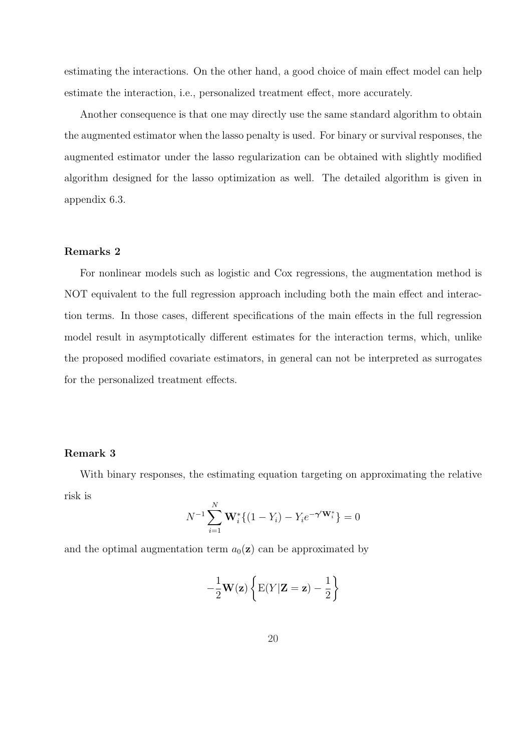estimating the interactions. On the other hand, a good choice of main effect model can help estimate the interaction, i.e., personalized treatment effect, more accurately.

Another consequence is that one may directly use the same standard algorithm to obtain the augmented estimator when the lasso penalty is used. For binary or survival responses, the augmented estimator under the lasso regularization can be obtained with slightly modified algorithm designed for the lasso optimization as well. The detailed algorithm is given in appendix 6.3.

**Remarks 2**

For nonlinear models such as logistic and Cox regressions, the augmentation method is NOT equivalent to the full regression approach including both the main effect and interaction terms. In those cases, different specifications of the main effects in the full regression model result in asymptotically different estimates for the interaction terms, which, unlike the proposed modified covariate estimators, in general can not be interpreted as surrogates for the personalized treatment effects.

**Remark 3**

With binary responses, the estimating equation targeting on approximating the relative risk is

$$N^{-1}\sum_{i=1}^{N}\mathbf{W}_i^*\{(1-Y_i)-Y_ie^{-\boldsymbol{\gamma}'\mathbf{W}_i^*}\}=0$$

and the optimal augmentation term $a_0(\mathbf{z})$ can be approximated by

$$-\frac{1}{2}\mathbf{W}(\mathbf{z})\left\{\mathrm{E}(Y|\mathbf{Z}=\mathbf{z})-\frac{1}{2}\right\}$$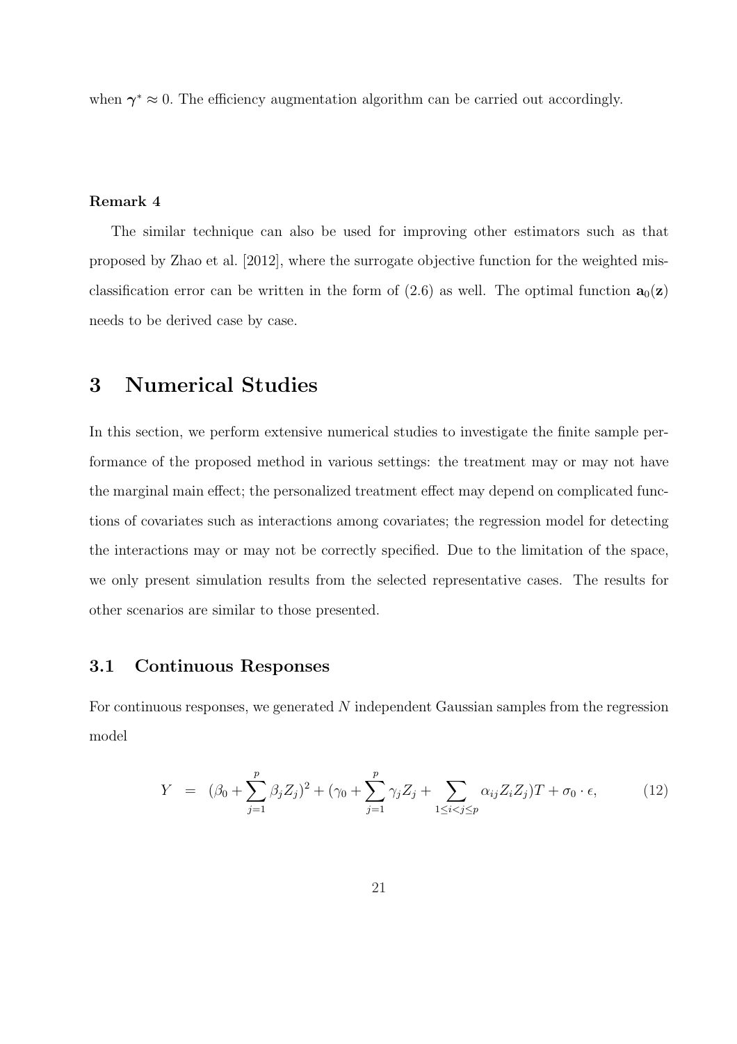when $\boldsymbol{\gamma}^* \approx 0$. The efficiency augmentation algorithm can be carried out accordingly.

**Remark 4**

The similar technique can also be used for improving other estimators such as that proposed by Zhao et al. [2012], where the surrogate objective function for the weighted misclassification error can be written in the form of (2.6) as well. The optimal function $\mathbf{a}_0(\mathbf{z})$ needs to be derived case by case.

# 3 Numerical Studies

In this section, we perform extensive numerical studies to investigate the finite sample performance of the proposed method in various settings: the treatment may or may not have the marginal main effect; the personalized treatment effect may depend on complicated functions of covariates such as interactions among covariates; the regression model for detecting the interactions may or may not be correctly specified. Due to the limitation of the space, we only present simulation results from the selected representative cases. The results for other scenarios are similar to those presented.

## 3.1 Continuous Responses

For continuous responses, we generated $N$ independent Gaussian samples from the regression model

$$Y = (\beta_0 + \sum_{j=1}^{p} \beta_j Z_j)^2 + (\gamma_0 + \sum_{j=1}^{p} \gamma_j Z_j + \sum_{1 \leq i < j \leq p} \alpha_{ij} Z_i Z_j) T + \sigma_0 \cdot \epsilon, \tag{12}$$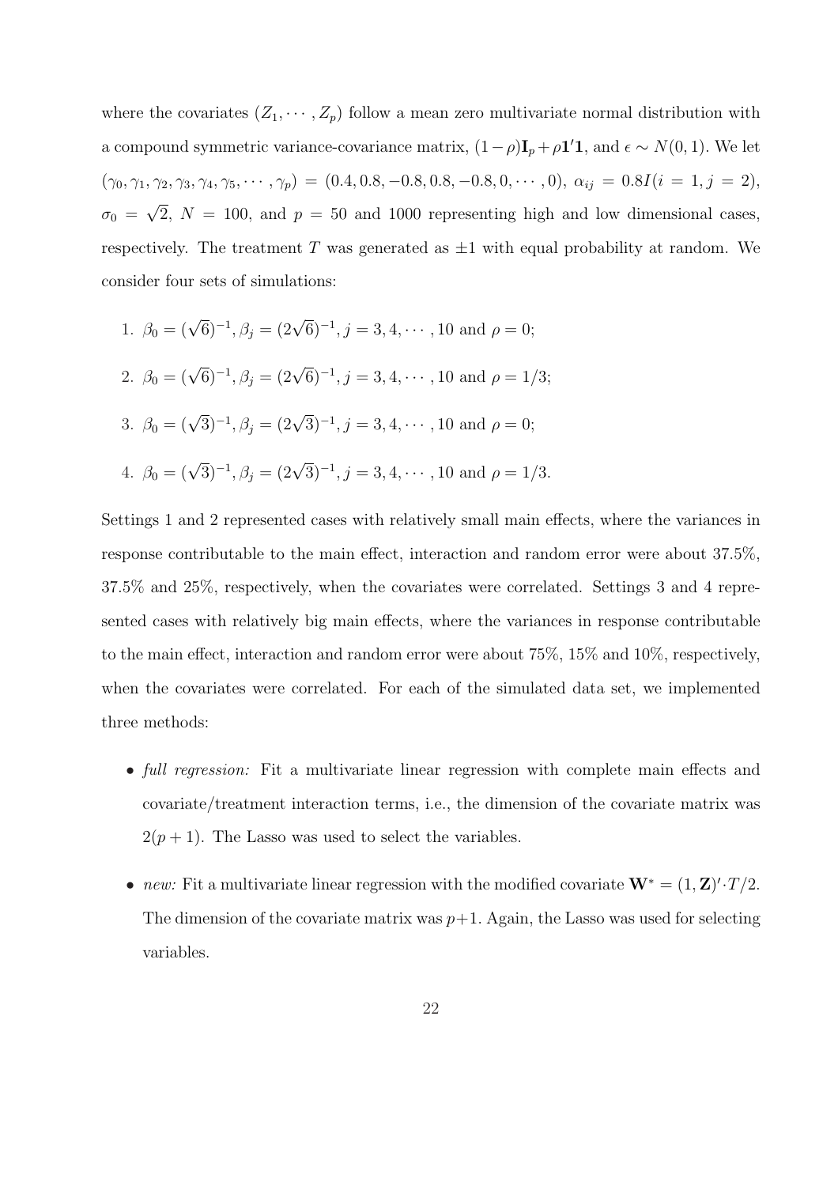where the covariates $(Z_1, \cdots, Z_p)$ follow a mean zero multivariate normal distribution with a compound symmetric variance-covariance matrix, $(1-\rho)\mathbf{I}_p + \rho\mathbf{1}'\mathbf{1}$, and $\epsilon \sim N(0,1)$. We let $(\gamma_0, \gamma_1, \gamma_2, \gamma_3, \gamma_4, \gamma_5, \cdots, \gamma_p) = (0.4, 0.8, -0.8, 0.8, -0.8, 0, \cdots, 0)$, $\alpha_{ij} = 0.8I(i=1, j=2)$, $\sigma_0 = \sqrt{2}$, $N = 100$, and $p = 50$ and $1000$ representing high and low dimensional cases, respectively. The treatment $T$ was generated as $\pm 1$ with equal probability at random. We consider four sets of simulations:

1. $\beta_0 = (\sqrt{6})^{-1}, \beta_j = (2\sqrt{6})^{-1}, j = 3, 4, \cdots, 10$ and $\rho = 0$;
2. $\beta_0 = (\sqrt{6})^{-1}, \beta_j = (2\sqrt{6})^{-1}, j = 3, 4, \cdots, 10$ and $\rho = 1/3$;
3. $\beta_0 = (\sqrt{3})^{-1}, \beta_j = (2\sqrt{3})^{-1}, j = 3, 4, \cdots, 10$ and $\rho = 0$;
4. $\beta_0 = (\sqrt{3})^{-1}, \beta_j = (2\sqrt{3})^{-1}, j = 3, 4, \cdots, 10$ and $\rho = 1/3$.

Settings 1 and 2 represented cases with relatively small main effects, where the variances in response contributable to the main effect, interaction and random error were about 37.5%, 37.5% and 25%, respectively, when the covariates were correlated. Settings 3 and 4 represented cases with relatively big main effects, where the variances in response contributable to the main effect, interaction and random error were about 75%, 15% and 10%, respectively, when the covariates were correlated. For each of the simulated data set, we implemented three methods:

- *full regression:* Fit a multivariate linear regression with complete main effects and covariate/treatment interaction terms, i.e., the dimension of the covariate matrix was $2(p+1)$. The Lasso was used to select the variables.
- *new:* Fit a multivariate linear regression with the modified covariate $\mathbf{W}^* = (1, \mathbf{Z})' \cdot T/2$. The dimension of the covariate matrix was $p+1$. Again, the Lasso was used for selecting variables.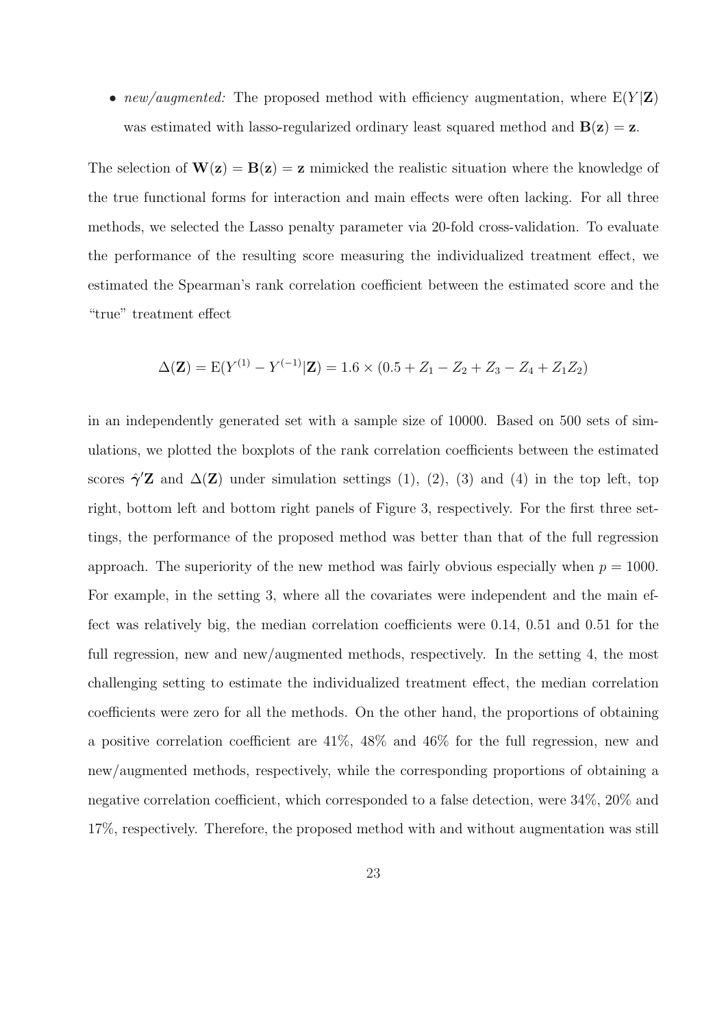- *new/augmented:* The proposed method with efficiency augmentation, where $\mathrm{E}(Y|\mathbf{Z})$ was estimated with lasso-regularized ordinary least squared method and $\mathbf{B}(\mathbf{z}) = \mathbf{z}$.

The selection of $\mathbf{W}(\mathbf{z}) = \mathbf{B}(\mathbf{z}) = \mathbf{z}$ mimicked the realistic situation where the knowledge of the true functional forms for interaction and main effects were often lacking. For all three methods, we selected the Lasso penalty parameter via 20-fold cross-validation. To evaluate the performance of the resulting score measuring the individualized treatment effect, we estimated the Spearman's rank correlation coefficient between the estimated score and the "true" treatment effect

$$\Delta(\mathbf{Z}) = \mathrm{E}(Y^{(1)} - Y^{(-1)}|\mathbf{Z}) = 1.6 \times (0.5 + Z_1 - Z_2 + Z_3 - Z_4 + Z_1 Z_2)$$

in an independently generated set with a sample size of 10000. Based on 500 sets of simulations, we plotted the boxplots of the rank correlation coefficients between the estimated scores $\hat{\boldsymbol{\gamma}}'\mathbf{Z}$ and $\Delta(\mathbf{Z})$ under simulation settings (1), (2), (3) and (4) in the top left, top right, bottom left and bottom right panels of Figure 3, respectively. For the first three settings, the performance of the proposed method was better than that of the full regression approach. The superiority of the new method was fairly obvious especially when $p = 1000$. For example, in the setting 3, where all the covariates were independent and the main effect was relatively big, the median correlation coefficients were 0.14, 0.51 and 0.51 for the full regression, new and new/augmented methods, respectively. In the setting 4, the most challenging setting to estimate the individualized treatment effect, the median correlation coefficients were zero for all the methods. On the other hand, the proportions of obtaining a positive correlation coefficient are 41%, 48% and 46% for the full regression, new and new/augmented methods, respectively, while the corresponding proportions of obtaining a negative correlation coefficient, which corresponded to a false detection, were 34%, 20% and 17%, respectively. Therefore, the proposed method with and without augmentation was still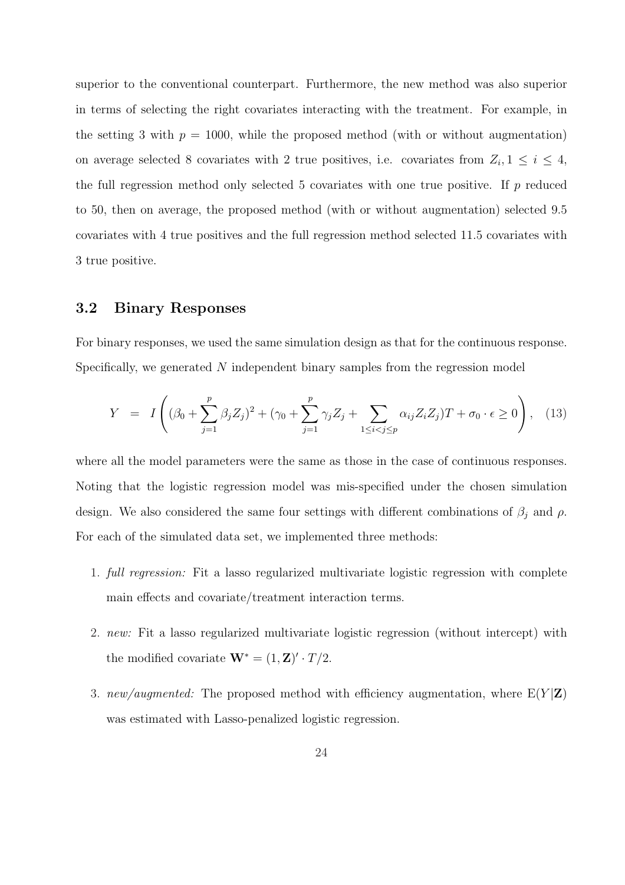superior to the conventional counterpart. Furthermore, the new method was also superior in terms of selecting the right covariates interacting with the treatment. For example, in the setting 3 with $p = 1000$, while the proposed method (with or without augmentation) on average selected 8 covariates with 2 true positives, i.e. covariates from $Z_i, 1 \leq i \leq 4$, the full regression method only selected 5 covariates with one true positive. If $p$ reduced to 50, then on average, the proposed method (with or without augmentation) selected 9.5 covariates with 4 true positives and the full regression method selected 11.5 covariates with 3 true positive.

### 3.2 Binary Responses

For binary responses, we used the same simulation design as that for the continuous response. Specifically, we generated $N$ independent binary samples from the regression model

$$Y = I\left( (\beta_0 + \sum_{j=1}^{p} \beta_j Z_j)^2 + (\gamma_0 + \sum_{j=1}^{p} \gamma_j Z_j + \sum_{1 \leq i < j \leq p} \alpha_{ij} Z_i Z_j) T + \sigma_0 \cdot \epsilon \geq 0 \right), \quad (13)$$

where all the model parameters were the same as those in the case of continuous responses. Noting that the logistic regression model was mis-specified under the chosen simulation design. We also considered the same four settings with different combinations of $\beta_j$ and $\rho$. For each of the simulated data set, we implemented three methods:

1. *full regression:* Fit a lasso regularized multivariate logistic regression with complete main effects and covariate/treatment interaction terms.

2. *new:* Fit a lasso regularized multivariate logistic regression (without intercept) with the modified covariate $\mathbf{W}^* = (1, \mathbf{Z})' \cdot T/2$.

3. *new/augmented:* The proposed method with efficiency augmentation, where $\mathrm{E}(Y|\mathbf{Z})$ was estimated with Lasso-penalized logistic regression.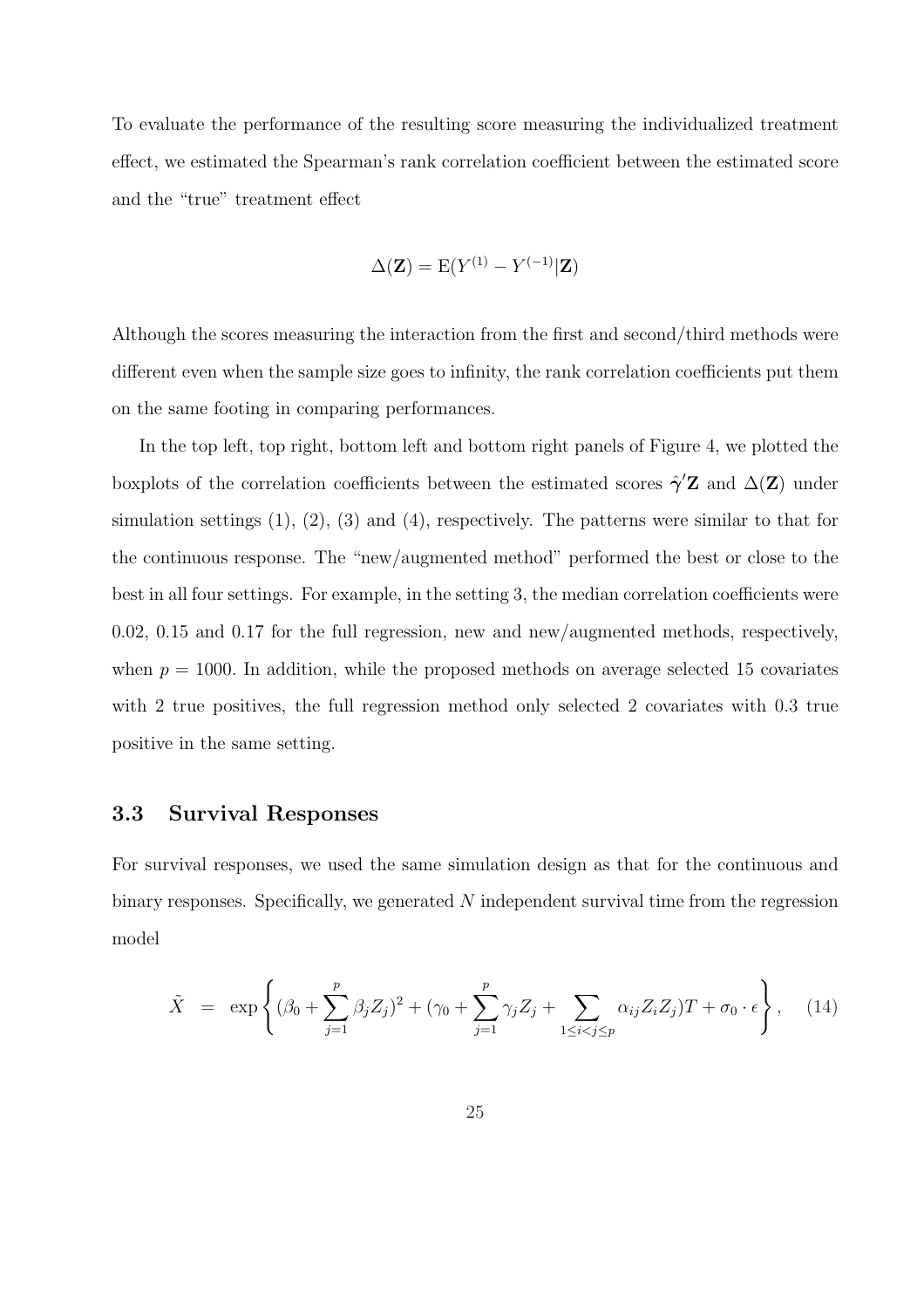To evaluate the performance of the resulting score measuring the individualized treatment effect, we estimated the Spearman's rank correlation coefficient between the estimated score and the "true" treatment effect

$$\Delta(\mathbf{Z}) = \mathrm{E}(Y^{(1)} - Y^{(-1)}|\mathbf{Z})$$

Although the scores measuring the interaction from the first and second/third methods were different even when the sample size goes to infinity, the rank correlation coefficients put them on the same footing in comparing performances.

In the top left, top right, bottom left and bottom right panels of Figure 4, we plotted the boxplots of the correlation coefficients between the estimated scores $\hat{\boldsymbol{\gamma}}'\mathbf{Z}$ and $\Delta(\mathbf{Z})$ under simulation settings (1), (2), (3) and (4), respectively. The patterns were similar to that for the continuous response. The "new/augmented method" performed the best or close to the best in all four settings. For example, in the setting 3, the median correlation coefficients were 0.02, 0.15 and 0.17 for the full regression, new and new/augmented methods, respectively, when $p = 1000$. In addition, while the proposed methods on average selected 15 covariates with 2 true positives, the full regression method only selected 2 covariates with 0.3 true positive in the same setting.

### 3.3 Survival Responses

For survival responses, we used the same simulation design as that for the continuous and binary responses. Specifically, we generated $N$ independent survival time from the regression model

$$\tilde{X} = \exp\left\{ (\beta_0 + \sum_{j=1}^{p} \beta_j Z_j)^2 + (\gamma_0 + \sum_{j=1}^{p} \gamma_j Z_j + \sum_{1 \leq i < j \leq p} \alpha_{ij} Z_i Z_j) T + \sigma_0 \cdot \epsilon \right\}, \quad (14)$$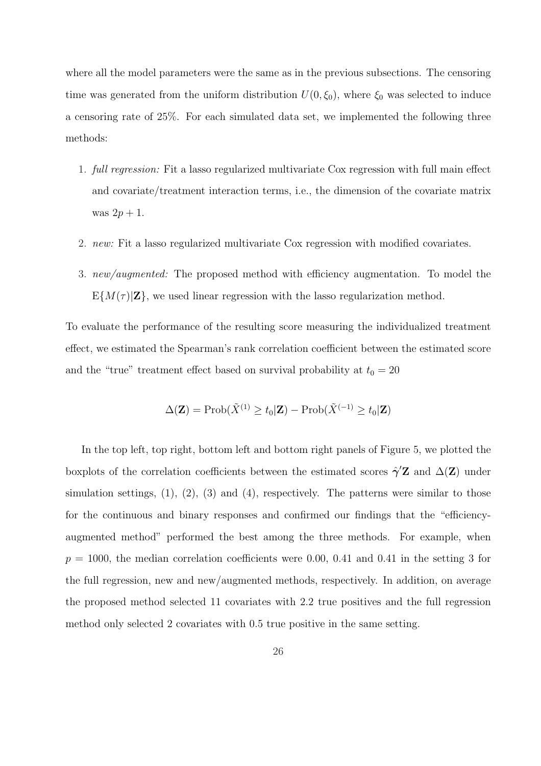where all the model parameters were the same as in the previous subsections. The censoring time was generated from the uniform distribution $U(0, \xi_0)$, where $\xi_0$ was selected to induce a censoring rate of 25%. For each simulated data set, we implemented the following three methods:

1. *full regression:* Fit a lasso regularized multivariate Cox regression with full main effect and covariate/treatment interaction terms, i.e., the dimension of the covariate matrix was $2p + 1$.

2. *new:* Fit a lasso regularized multivariate Cox regression with modified covariates.

3. *new/augmented:* The proposed method with efficiency augmentation. To model the $\mathrm{E}\{M(\tau)|\mathbf{Z}\}$, we used linear regression with the lasso regularization method.

To evaluate the performance of the resulting score measuring the individualized treatment effect, we estimated the Spearman's rank correlation coefficient between the estimated score and the "true" treatment effect based on survival probability at $t_0 = 20$

$$\Delta(\mathbf{Z}) = \mathrm{Prob}(\tilde{X}^{(1)} \geq t_0|\mathbf{Z}) - \mathrm{Prob}(\tilde{X}^{(-1)} \geq t_0|\mathbf{Z})$$

In the top left, top right, bottom left and bottom right panels of Figure 5, we plotted the boxplots of the correlation coefficients between the estimated scores $\hat{\boldsymbol{\gamma}}'\mathbf{Z}$ and $\Delta(\mathbf{Z})$ under simulation settings, (1), (2), (3) and (4), respectively. The patterns were similar to those for the continuous and binary responses and confirmed our findings that the "efficiency-augmented method" performed the best among the three methods. For example, when $p = 1000$, the median correlation coefficients were 0.00, 0.41 and 0.41 in the setting 3 for the full regression, new and new/augmented methods, respectively. In addition, on average the proposed method selected 11 covariates with 2.2 true positives and the full regression method only selected 2 covariates with 0.5 true positive in the same setting.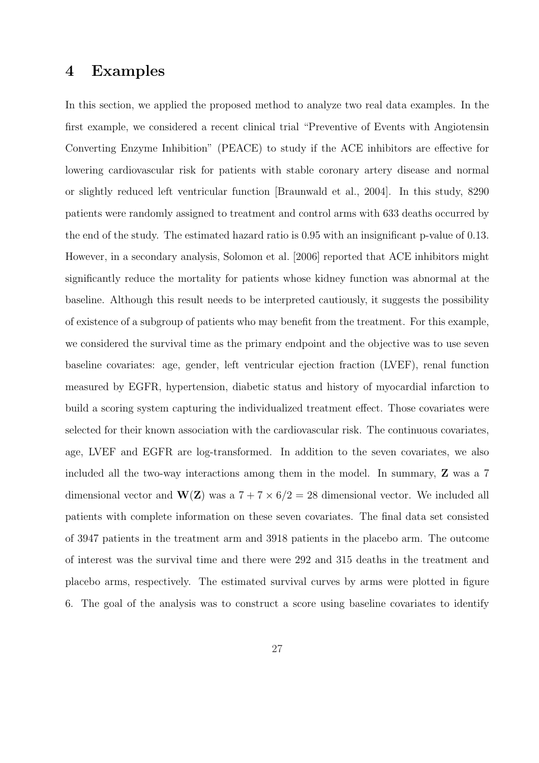# 4 Examples

In this section, we applied the proposed method to analyze two real data examples. In the first example, we considered a recent clinical trial "Preventive of Events with Angiotensin Converting Enzyme Inhibition" (PEACE) to study if the ACE inhibitors are effective for lowering cardiovascular risk for patients with stable coronary artery disease and normal or slightly reduced left ventricular function [Braunwald et al., 2004]. In this study, 8290 patients were randomly assigned to treatment and control arms with 633 deaths occurred by the end of the study. The estimated hazard ratio is 0.95 with an insignificant p-value of 0.13. However, in a secondary analysis, Solomon et al. [2006] reported that ACE inhibitors might significantly reduce the mortality for patients whose kidney function was abnormal at the baseline. Although this result needs to be interpreted cautiously, it suggests the possibility of existence of a subgroup of patients who may benefit from the treatment. For this example, we considered the survival time as the primary endpoint and the objective was to use seven baseline covariates: age, gender, left ventricular ejection fraction (LVEF), renal function measured by EGFR, hypertension, diabetic status and history of myocardial infarction to build a scoring system capturing the individualized treatment effect. Those covariates were selected for their known association with the cardiovascular risk. The continuous covariates, age, LVEF and EGFR are log-transformed. In addition to the seven covariates, we also included all the two-way interactions among them in the model. In summary, $\mathbf{Z}$ was a 7 dimensional vector and $\mathbf{W}(\mathbf{Z})$ was a $7 + 7 \times 6/2 = 28$ dimensional vector. We included all patients with complete information on these seven covariates. The final data set consisted of 3947 patients in the treatment arm and 3918 patients in the placebo arm. The outcome of interest was the survival time and there were 292 and 315 deaths in the treatment and placebo arms, respectively. The estimated survival curves by arms were plotted in figure 6. The goal of the analysis was to construct a score using baseline covariates to identify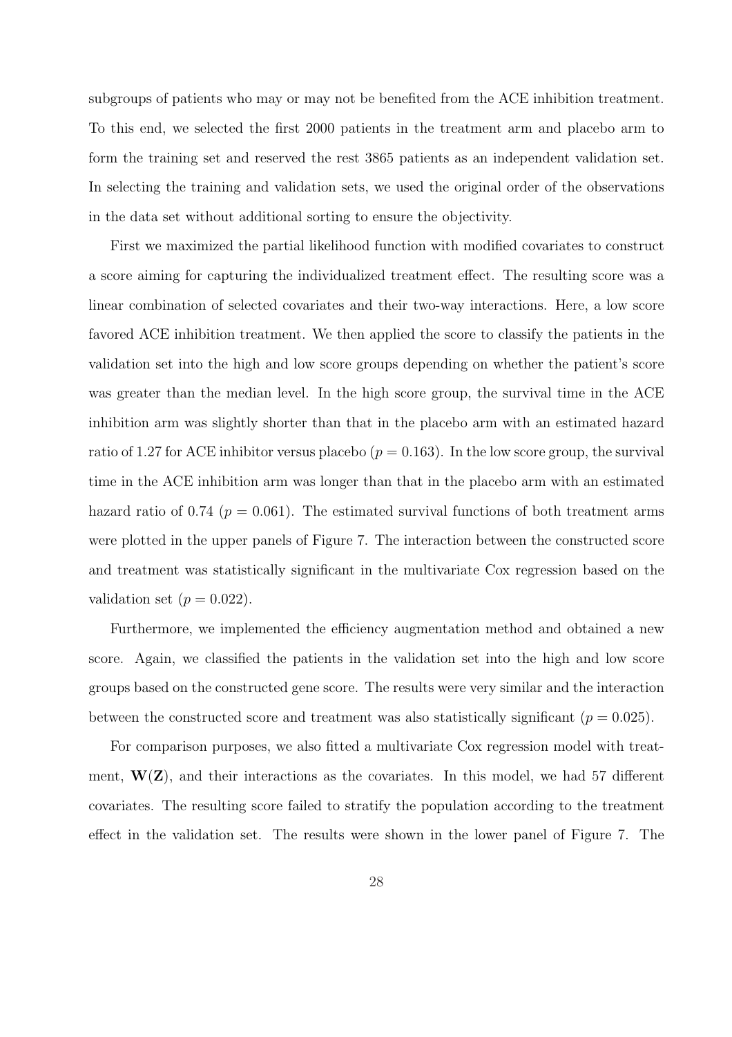subgroups of patients who may or may not be benefited from the ACE inhibition treatment. To this end, we selected the first 2000 patients in the treatment arm and placebo arm to form the training set and reserved the rest 3865 patients as an independent validation set. In selecting the training and validation sets, we used the original order of the observations in the data set without additional sorting to ensure the objectivity.

First we maximized the partial likelihood function with modified covariates to construct a score aiming for capturing the individualized treatment effect. The resulting score was a linear combination of selected covariates and their two-way interactions. Here, a low score favored ACE inhibition treatment. We then applied the score to classify the patients in the validation set into the high and low score groups depending on whether the patient's score was greater than the median level. In the high score group, the survival time in the ACE inhibition arm was slightly shorter than that in the placebo arm with an estimated hazard ratio of 1.27 for ACE inhibitor versus placebo ($p = 0.163$). In the low score group, the survival time in the ACE inhibition arm was longer than that in the placebo arm with an estimated hazard ratio of 0.74 ($p = 0.061$). The estimated survival functions of both treatment arms were plotted in the upper panels of Figure 7. The interaction between the constructed score and treatment was statistically significant in the multivariate Cox regression based on the validation set ($p = 0.022$).

Furthermore, we implemented the efficiency augmentation method and obtained a new score. Again, we classified the patients in the validation set into the high and low score groups based on the constructed gene score. The results were very similar and the interaction between the constructed score and treatment was also statistically significant ($p = 0.025$).

For comparison purposes, we also fitted a multivariate Cox regression model with treatment, $\mathbf{W}(\mathbf{Z})$, and their interactions as the covariates. In this model, we had 57 different covariates. The resulting score failed to stratify the population according to the treatment effect in the validation set. The results were shown in the lower panel of Figure 7. The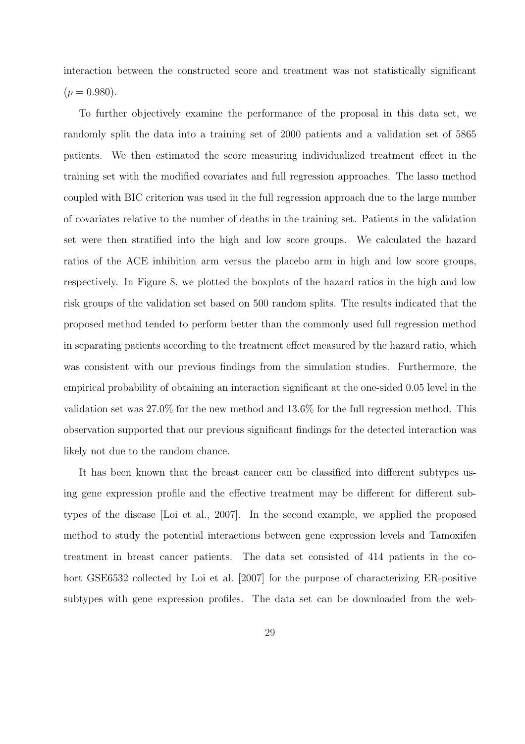interaction between the constructed score and treatment was not statistically significant ($p = 0.980$).

To further objectively examine the performance of the proposal in this data set, we randomly split the data into a training set of 2000 patients and a validation set of 5865 patients. We then estimated the score measuring individualized treatment effect in the training set with the modified covariates and full regression approaches. The lasso method coupled with BIC criterion was used in the full regression approach due to the large number of covariates relative to the number of deaths in the training set. Patients in the validation set were then stratified into the high and low score groups. We calculated the hazard ratios of the ACE inhibition arm versus the placebo arm in high and low score groups, respectively. In Figure 8, we plotted the boxplots of the hazard ratios in the high and low risk groups of the validation set based on 500 random splits. The results indicated that the proposed method tended to perform better than the commonly used full regression method in separating patients according to the treatment effect measured by the hazard ratio, which was consistent with our previous findings from the simulation studies. Furthermore, the empirical probability of obtaining an interaction significant at the one-sided 0.05 level in the validation set was 27.0% for the new method and 13.6% for the full regression method. This observation supported that our previous significant findings for the detected interaction was likely not due to the random chance.

It has been known that the breast cancer can be classified into different subtypes using gene expression profile and the effective treatment may be different for different subtypes of the disease [Loi et al., 2007]. In the second example, we applied the proposed method to study the potential interactions between gene expression levels and Tamoxifen treatment in breast cancer patients. The data set consisted of 414 patients in the cohort GSE6532 collected by Loi et al. [2007] for the purpose of characterizing ER-positive subtypes with gene expression profiles. The data set can be downloaded from the web-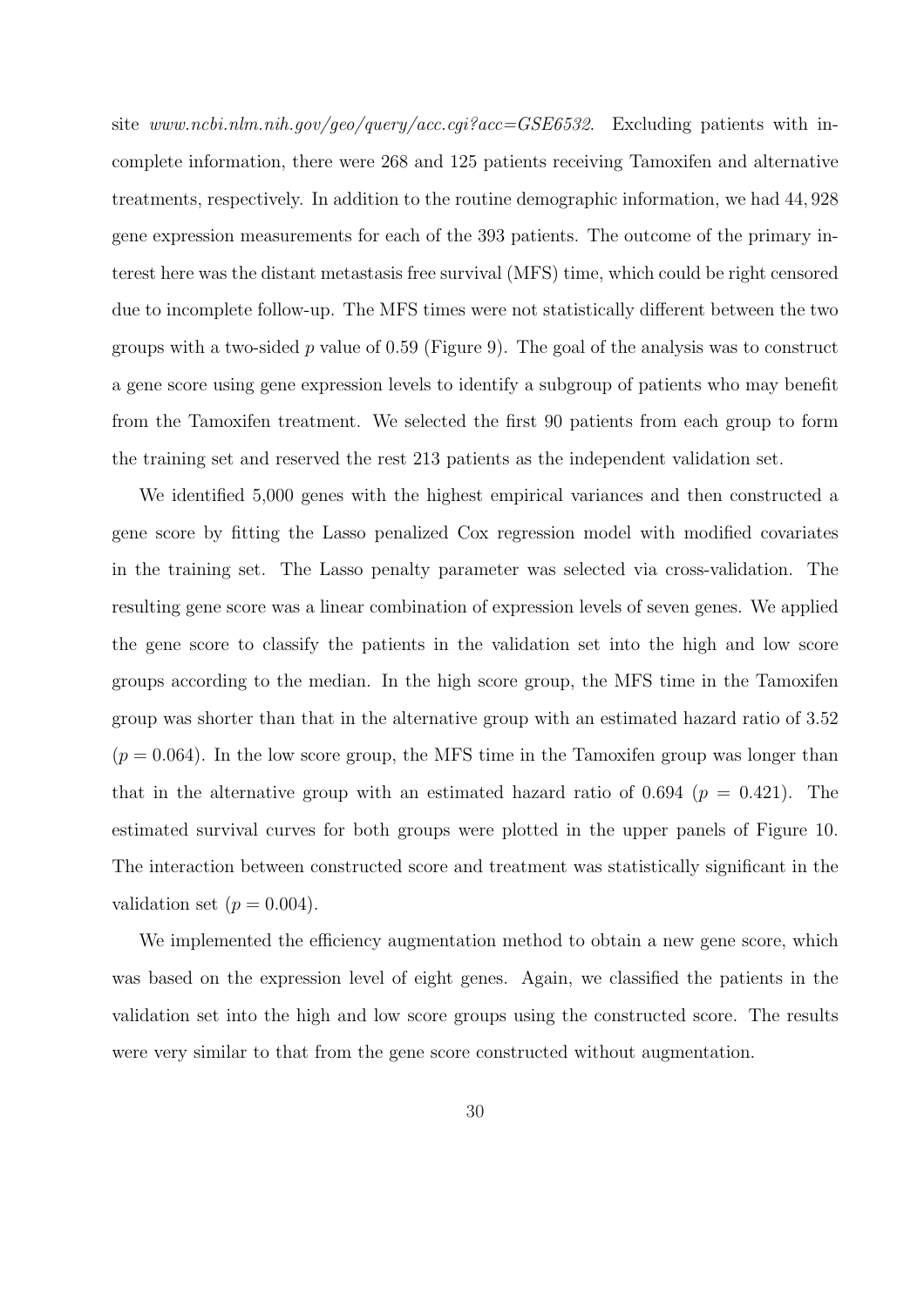site *www.ncbi.nlm.nih.gov/geo/query/acc.cgi?acc=GSE6532*. Excluding patients with incomplete information, there were 268 and 125 patients receiving Tamoxifen and alternative treatments, respectively. In addition to the routine demographic information, we had 44,928 gene expression measurements for each of the 393 patients. The outcome of the primary interest here was the distant metastasis free survival (MFS) time, which could be right censored due to incomplete follow-up. The MFS times were not statistically different between the two groups with a two-sided $p$ value of 0.59 (Figure 9). The goal of the analysis was to construct a gene score using gene expression levels to identify a subgroup of patients who may benefit from the Tamoxifen treatment. We selected the first 90 patients from each group to form the training set and reserved the rest 213 patients as the independent validation set.

We identified 5,000 genes with the highest empirical variances and then constructed a gene score by fitting the Lasso penalized Cox regression model with modified covariates in the training set. The Lasso penalty parameter was selected via cross-validation. The resulting gene score was a linear combination of expression levels of seven genes. We applied the gene score to classify the patients in the validation set into the high and low score groups according to the median. In the high score group, the MFS time in the Tamoxifen group was shorter than that in the alternative group with an estimated hazard ratio of 3.52 ($p = 0.064$). In the low score group, the MFS time in the Tamoxifen group was longer than that in the alternative group with an estimated hazard ratio of 0.694 ($p = 0.421$). The estimated survival curves for both groups were plotted in the upper panels of Figure 10. The interaction between constructed score and treatment was statistically significant in the validation set ($p = 0.004$).

We implemented the efficiency augmentation method to obtain a new gene score, which was based on the expression level of eight genes. Again, we classified the patients in the validation set into the high and low score groups using the constructed score. The results were very similar to that from the gene score constructed without augmentation.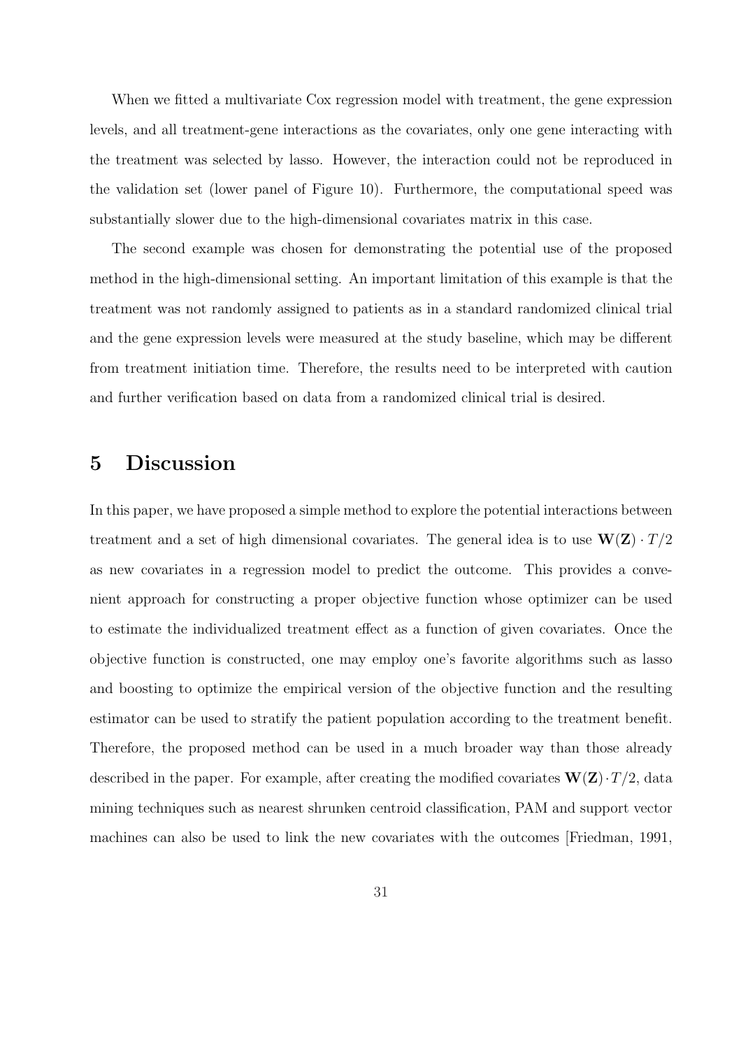When we fitted a multivariate Cox regression model with treatment, the gene expression levels, and all treatment-gene interactions as the covariates, only one gene interacting with the treatment was selected by lasso. However, the interaction could not be reproduced in the validation set (lower panel of Figure 10). Furthermore, the computational speed was substantially slower due to the high-dimensional covariates matrix in this case.

The second example was chosen for demonstrating the potential use of the proposed method in the high-dimensional setting. An important limitation of this example is that the treatment was not randomly assigned to patients as in a standard randomized clinical trial and the gene expression levels were measured at the study baseline, which may be different from treatment initiation time. Therefore, the results need to be interpreted with caution and further verification based on data from a randomized clinical trial is desired.

# 5 Discussion

In this paper, we have proposed a simple method to explore the potential interactions between treatment and a set of high dimensional covariates. The general idea is to use $\mathbf{W}(\mathbf{Z}) \cdot T/2$ as new covariates in a regression model to predict the outcome. This provides a convenient approach for constructing a proper objective function whose optimizer can be used to estimate the individualized treatment effect as a function of given covariates. Once the objective function is constructed, one may employ one's favorite algorithms such as lasso and boosting to optimize the empirical version of the objective function and the resulting estimator can be used to stratify the patient population according to the treatment benefit. Therefore, the proposed method can be used in a much broader way than those already described in the paper. For example, after creating the modified covariates $\mathbf{W}(\mathbf{Z}) \cdot T/2$, data mining techniques such as nearest shrunken centroid classification, PAM and support vector machines can also be used to link the new covariates with the outcomes [Friedman, 1991,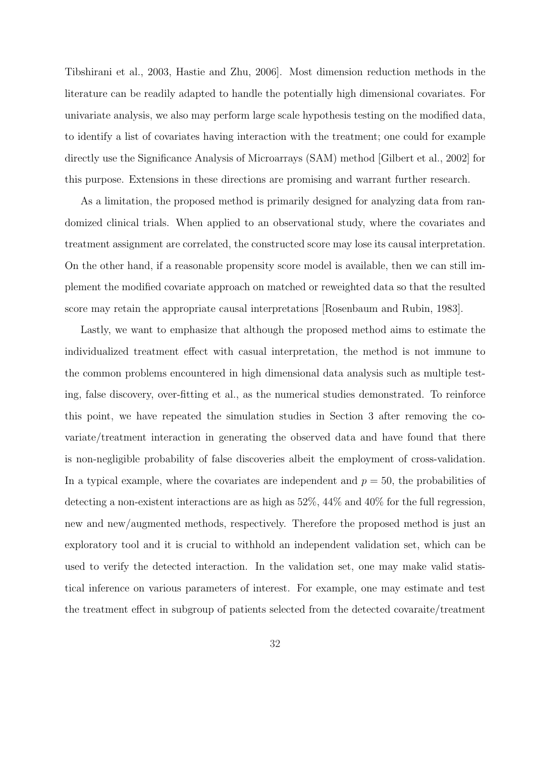Tibshirani et al., 2003, Hastie and Zhu, 2006]. Most dimension reduction methods in the literature can be readily adapted to handle the potentially high dimensional covariates. For univariate analysis, we also may perform large scale hypothesis testing on the modified data, to identify a list of covariates having interaction with the treatment; one could for example directly use the Significance Analysis of Microarrays (SAM) method [Gilbert et al., 2002] for this purpose. Extensions in these directions are promising and warrant further research.

As a limitation, the proposed method is primarily designed for analyzing data from randomized clinical trials. When applied to an observational study, where the covariates and treatment assignment are correlated, the constructed score may lose its causal interpretation. On the other hand, if a reasonable propensity score model is available, then we can still implement the modified covariate approach on matched or reweighted data so that the resulted score may retain the appropriate causal interpretations [Rosenbaum and Rubin, 1983].

Lastly, we want to emphasize that although the proposed method aims to estimate the individualized treatment effect with casual interpretation, the method is not immune to the common problems encountered in high dimensional data analysis such as multiple testing, false discovery, over-fitting et al., as the numerical studies demonstrated. To reinforce this point, we have repeated the simulation studies in Section 3 after removing the covariate/treatment interaction in generating the observed data and have found that there is non-negligible probability of false discoveries albeit the employment of cross-validation. In a typical example, where the covariates are independent and $p = 50$, the probabilities of detecting a non-existent interactions are as high as 52%, 44% and 40% for the full regression, new and new/augmented methods, respectively. Therefore the proposed method is just an exploratory tool and it is crucial to withhold an independent validation set, which can be used to verify the detected interaction. In the validation set, one may make valid statistical inference on various parameters of interest. For example, one may estimate and test the treatment effect in subgroup of patients selected from the detected covaraite/treatment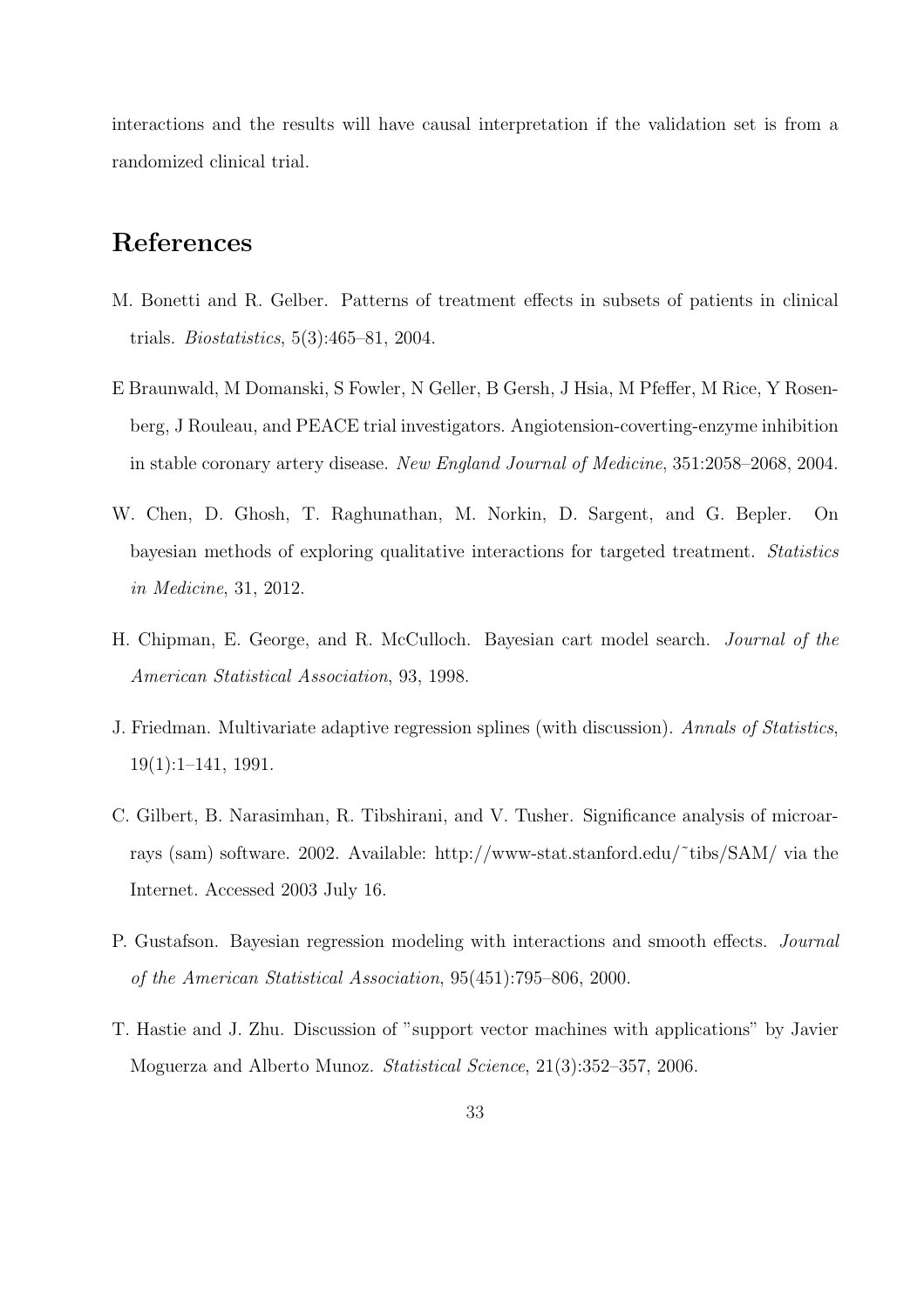interactions and the results will have causal interpretation if the validation set is from a randomized clinical trial.

# References

M. Bonetti and R. Gelber. Patterns of treatment effects in subsets of patients in clinical trials. *Biostatistics*, 5(3):465–81, 2004.

E Braunwald, M Domanski, S Fowler, N Geller, B Gersh, J Hsia, M Pfeffer, M Rice, Y Rosenberg, J Rouleau, and PEACE trial investigators. Angiotension-coverting-enzyme inhibition in stable coronary artery disease. *New England Journal of Medicine*, 351:2058–2068, 2004.

W. Chen, D. Ghosh, T. Raghunathan, M. Norkin, D. Sargent, and G. Bepler. On bayesian methods of exploring qualitative interactions for targeted treatment. *Statistics in Medicine*, 31, 2012.

H. Chipman, E. George, and R. McCulloch. Bayesian cart model search. *Journal of the American Statistical Association*, 93, 1998.

J. Friedman. Multivariate adaptive regression splines (with discussion). *Annals of Statistics*, 19(1):1–141, 1991.

C. Gilbert, B. Narasimhan, R. Tibshirani, and V. Tusher. Significance analysis of microarrays (sam) software. 2002. Available: http://www-stat.stanford.edu/~tibs/SAM/ via the Internet. Accessed 2003 July 16.

P. Gustafson. Bayesian regression modeling with interactions and smooth effects. *Journal of the American Statistical Association*, 95(451):795–806, 2000.

T. Hastie and J. Zhu. Discussion of "support vector machines with applications" by Javier Moguerza and Alberto Munoz. *Statistical Science*, 21(3):352–357, 2006.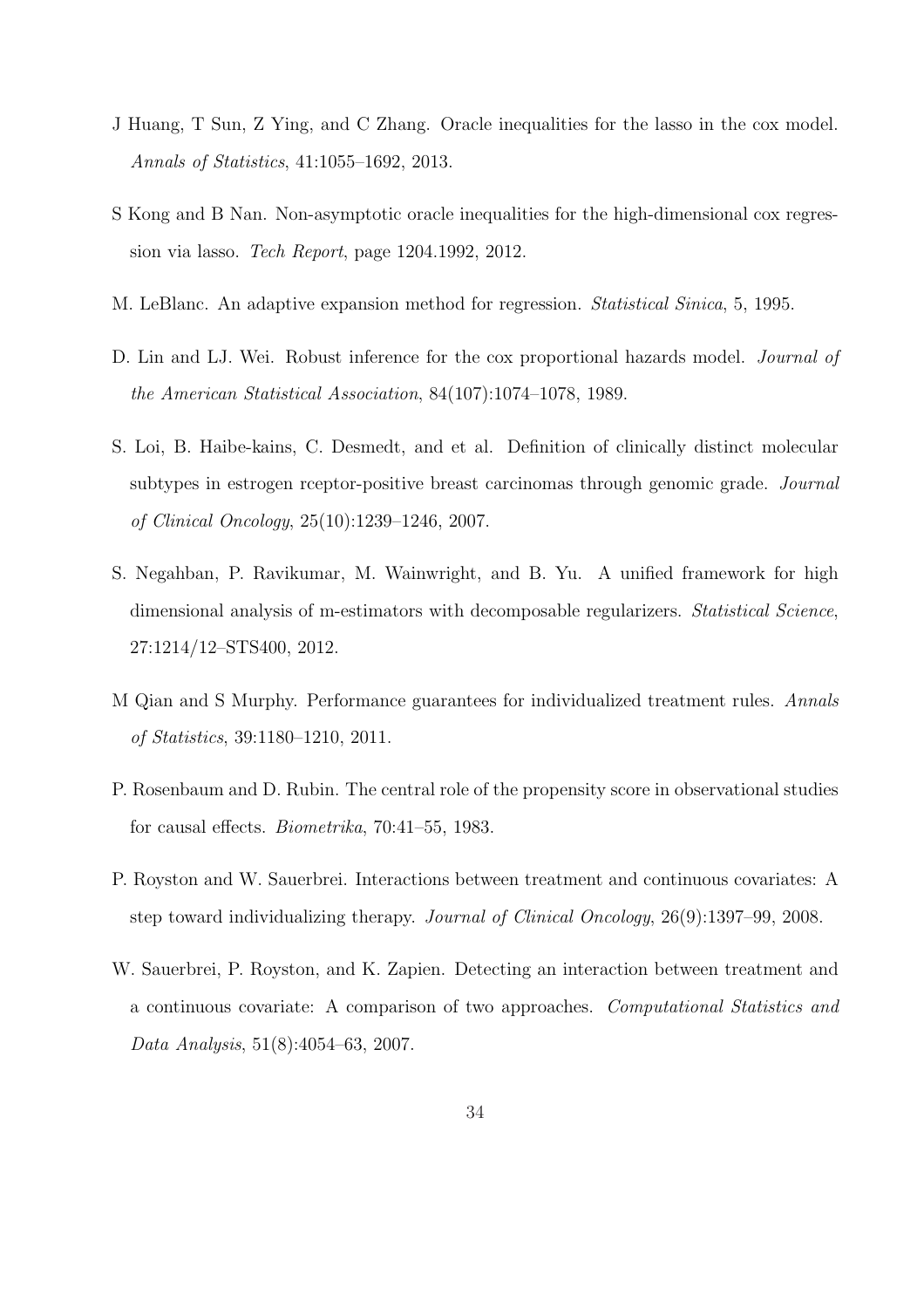J Huang, T Sun, Z Ying, and C Zhang. Oracle inequalities for the lasso in the cox model. *Annals of Statistics*, 41:1055–1692, 2013.

S Kong and B Nan. Non-asymptotic oracle inequalities for the high-dimensional cox regression via lasso. *Tech Report*, page 1204.1992, 2012.

M. LeBlanc. An adaptive expansion method for regression. *Statistical Sinica*, 5, 1995.

D. Lin and LJ. Wei. Robust inference for the cox proportional hazards model. *Journal of the American Statistical Association*, 84(107):1074–1078, 1989.

S. Loi, B. Haibe-kains, C. Desmedt, and et al. Definition of clinically distinct molecular subtypes in estrogen rceptor-positive breast carcinomas through genomic grade. *Journal of Clinical Oncology*, 25(10):1239–1246, 2007.

S. Negahban, P. Ravikumar, M. Wainwright, and B. Yu. A unified framework for high dimensional analysis of m-estimators with decomposable regularizers. *Statistical Science*, 27:1214/12–STS400, 2012.

M Qian and S Murphy. Performance guarantees for individualized treatment rules. *Annals of Statistics*, 39:1180–1210, 2011.

P. Rosenbaum and D. Rubin. The central role of the propensity score in observational studies for causal effects. *Biometrika*, 70:41–55, 1983.

P. Royston and W. Sauerbrei. Interactions between treatment and continuous covariates: A step toward individualizing therapy. *Journal of Clinical Oncology*, 26(9):1397–99, 2008.

W. Sauerbrei, P. Royston, and K. Zapien. Detecting an interaction between treatment and a continuous covariate: A comparison of two approaches. *Computational Statistics and Data Analysis*, 51(8):4054–63, 2007.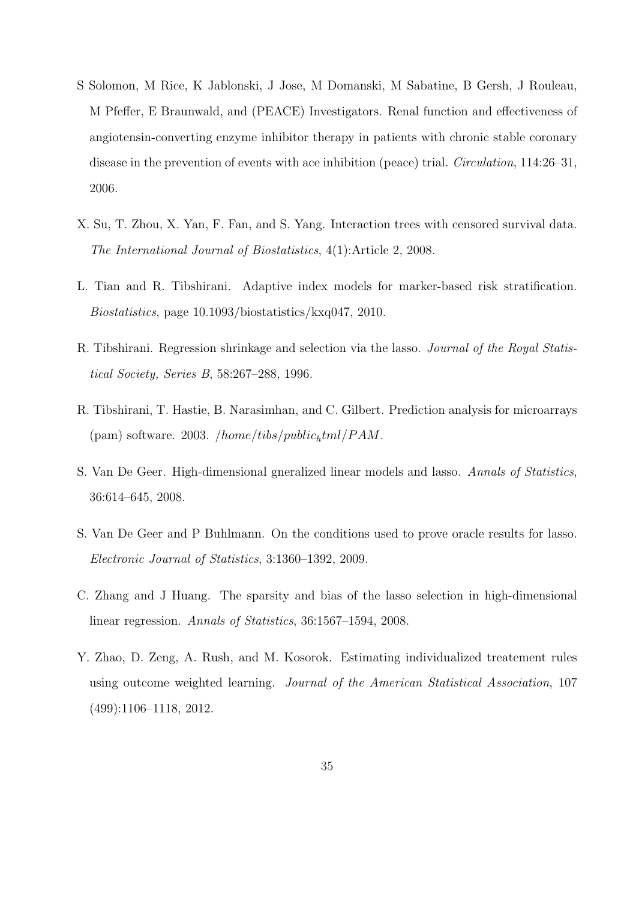S Solomon, M Rice, K Jablonski, J Jose, M Domanski, M Sabatine, B Gersh, J Rouleau, M Pfeffer, E Braunwald, and (PEACE) Investigators. Renal function and effectiveness of angiotensin-converting enzyme inhibitor therapy in patients with chronic stable coronary disease in the prevention of events with ace inhibition (peace) trial. *Circulation*, 114:26–31, 2006.

X. Su, T. Zhou, X. Yan, F. Fan, and S. Yang. Interaction trees with censored survival data. *The International Journal of Biostatistics*, 4(1):Article 2, 2008.

L. Tian and R. Tibshirani. Adaptive index models for marker-based risk stratification. *Biostatistics*, page 10.1093/biostatistics/kxq047, 2010.

R. Tibshirani. Regression shrinkage and selection via the lasso. *Journal of the Royal Statistical Society, Series B*, 58:267–288, 1996.

R. Tibshirani, T. Hastie, B. Narasimhan, and C. Gilbert. Prediction analysis for microarrays (pam) software. 2003. $/home/tibs/public_html/PAM$.

S. Van De Geer. High-dimensional gneralized linear models and lasso. *Annals of Statistics*, 36:614–645, 2008.

S. Van De Geer and P Buhlmann. On the conditions used to prove oracle results for lasso. *Electronic Journal of Statistics*, 3:1360–1392, 2009.

C. Zhang and J Huang. The sparsity and bias of the lasso selection in high-dimensional linear regression. *Annals of Statistics*, 36:1567–1594, 2008.

Y. Zhao, D. Zeng, A. Rush, and M. Kosorok. Estimating individualized treatement rules using outcome weighted learning. *Journal of the American Statistical Association*, 107 (499):1106–1118, 2012.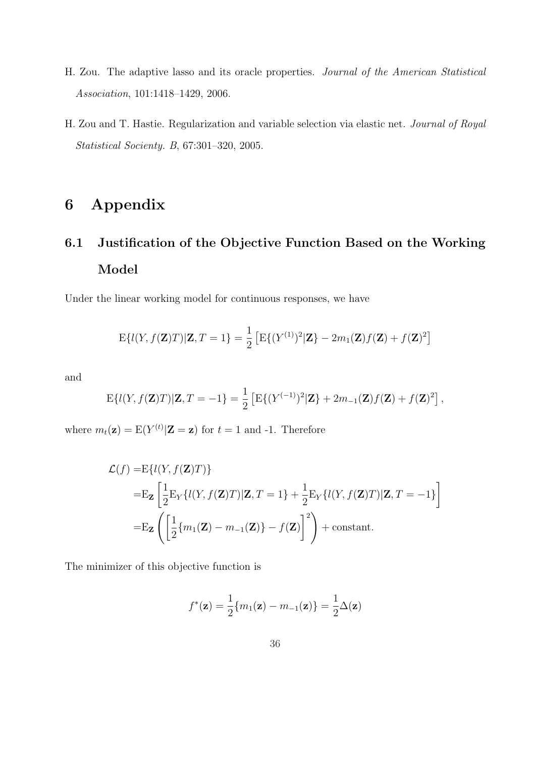H. Zou. The adaptive lasso and its oracle properties. *Journal of the American Statistical Association*, 101:1418–1429, 2006.

H. Zou and T. Hastie. Regularization and variable selection via elastic net. *Journal of Royal Statistical Socienty. B*, 67:301–320, 2005.

# 6 Appendix

## 6.1 Justification of the Objective Function Based on the Working Model

Under the linear working model for continuous responses, we have

$$\mathrm{E}\{l(Y, f(\mathbf{Z})T)|\mathbf{Z}, T=1\} = \frac{1}{2}\left[\mathrm{E}\{(Y^{(1)})^2|\mathbf{Z}\} - 2m_1(\mathbf{Z})f(\mathbf{Z}) + f(\mathbf{Z})^2\right]$$

and

$$\mathrm{E}\{l(Y, f(\mathbf{Z})T)|\mathbf{Z}, T=-1\} = \frac{1}{2}\left[\mathrm{E}\{(Y^{(-1)})^2|\mathbf{Z}\} + 2m_{-1}(\mathbf{Z})f(\mathbf{Z}) + f(\mathbf{Z})^2\right],$$

where $m_t(\mathbf{z}) = \mathrm{E}(Y^{(t)}|\mathbf{Z}=\mathbf{z})$ for $t=1$ and -1. Therefore

$$\begin{aligned}
\mathcal{L}(f) =& \mathrm{E}\{l(Y, f(\mathbf{Z})T)\} \\
=& \mathrm{E}_{\mathbf{Z}}\left[\frac{1}{2}\mathrm{E}_Y\{l(Y, f(\mathbf{Z})T)|\mathbf{Z}, T=1\} + \frac{1}{2}\mathrm{E}_Y\{l(Y, f(\mathbf{Z})T)|\mathbf{Z}, T=-1\}\right] \\
=& \mathrm{E}_{\mathbf{Z}}\left(\left[\frac{1}{2}\{m_1(\mathbf{Z}) - m_{-1}(\mathbf{Z})\} - f(\mathbf{Z})\right]^2\right) + \text{constant}.
\end{aligned}$$

The minimizer of this objective function is

$$f^*(\mathbf{z}) = \frac{1}{2}\{m_1(\mathbf{z}) - m_{-1}(\mathbf{z})\} = \frac{1}{2}\Delta(\mathbf{z})$$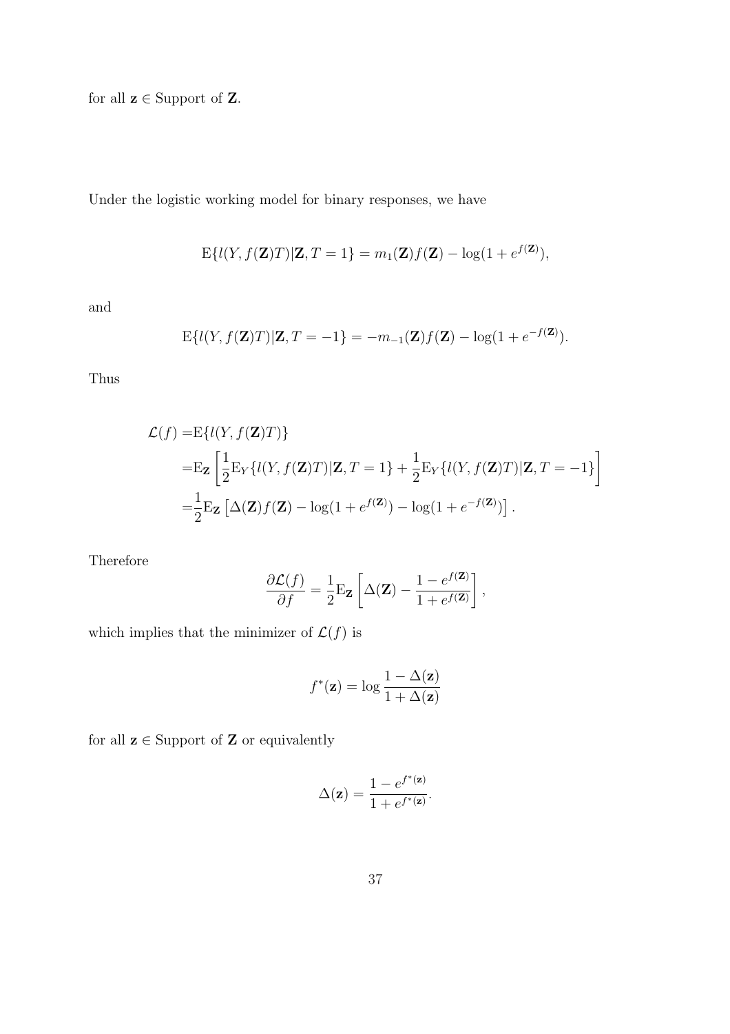for all $\mathbf{z} \in$ Support of $\mathbf{Z}$.

Under the logistic working model for binary responses, we have

$$\mathrm{E}\{l(Y, f(\mathbf{Z})T)|\mathbf{Z}, T=1\} = m_1(\mathbf{Z})f(\mathbf{Z}) - \log(1+e^{f(\mathbf{Z})}),$$

and

$$\mathrm{E}\{l(Y, f(\mathbf{Z})T)|\mathbf{Z}, T=-1\} = -m_{-1}(\mathbf{Z})f(\mathbf{Z}) - \log(1+e^{-f(\mathbf{Z})}).$$

Thus

$$\begin{aligned}
\mathcal{L}(f) =& \mathrm{E}\{l(Y, f(\mathbf{Z})T)\} \\
=& \mathrm{E}_{\mathbf{Z}}\left[\frac{1}{2}\mathrm{E}_Y\{l(Y, f(\mathbf{Z})T)|\mathbf{Z}, T=1\} + \frac{1}{2}\mathrm{E}_Y\{l(Y, f(\mathbf{Z})T)|\mathbf{Z}, T=-1\}\right] \\
=& \frac{1}{2}\mathrm{E}_{\mathbf{Z}}\left[\Delta(\mathbf{Z})f(\mathbf{Z}) - \log(1+e^{f(\mathbf{Z})}) - \log(1+e^{-f(\mathbf{Z})})\right].
\end{aligned}$$

Therefore

$$\frac{\partial \mathcal{L}(f)}{\partial f} = \frac{1}{2}\mathrm{E}_{\mathbf{Z}}\left[\Delta(\mathbf{Z}) - \frac{1-e^{f(\mathbf{Z})}}{1+e^{f(\mathbf{Z})}}\right],$$

which implies that the minimizer of $\mathcal{L}(f)$ is

$$f^*(\mathbf{z}) = \log\frac{1-\Delta(\mathbf{z})}{1+\Delta(\mathbf{z})}$$

for all $\mathbf{z} \in$ Support of $\mathbf{Z}$ or equivalently

$$\Delta(\mathbf{z}) = \frac{1-e^{f^*(\mathbf{z})}}{1+e^{f^*(\mathbf{z})}}.$$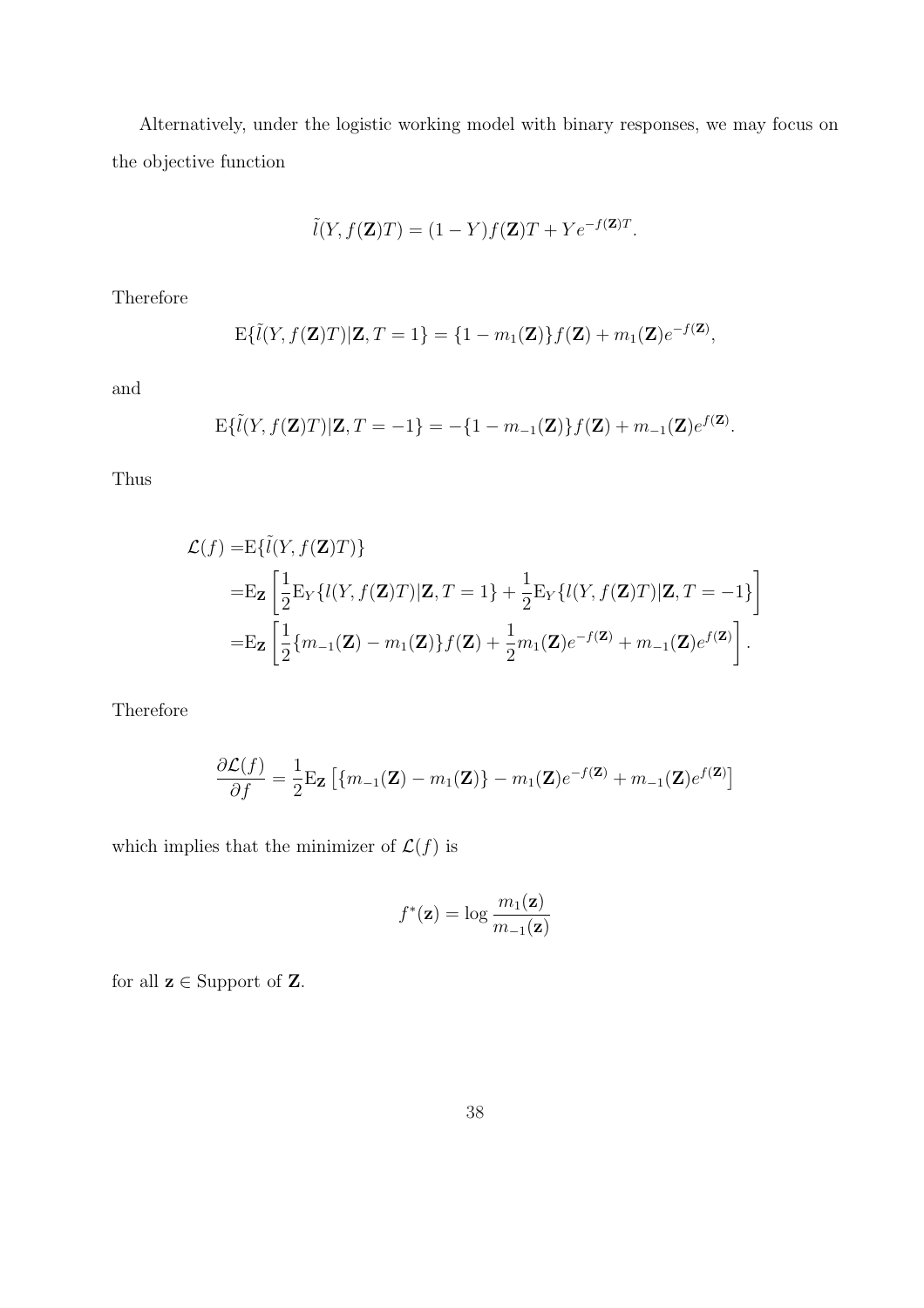Alternatively, under the logistic working model with binary responses, we may focus on the objective function

$$\tilde{l}(Y, f(\mathbf{Z})T) = (1 - Y)f(\mathbf{Z})T + Ye^{-f(\mathbf{Z})T}.$$

Therefore

$$\mathrm{E}\{\tilde{l}(Y, f(\mathbf{Z})T)|\mathbf{Z}, T = 1\} = \{1 - m_1(\mathbf{Z})\}f(\mathbf{Z}) + m_1(\mathbf{Z})e^{-f(\mathbf{Z})},$$

and

$$\mathrm{E}\{\tilde{l}(Y, f(\mathbf{Z})T)|\mathbf{Z}, T = -1\} = -\{1 - m_{-1}(\mathbf{Z})\}f(\mathbf{Z}) + m_{-1}(\mathbf{Z})e^{f(\mathbf{Z})}.$$

Thus

$$\begin{aligned}
\mathcal{L}(f) =& \mathrm{E}\{\tilde{l}(Y, f(\mathbf{Z})T)\} \\
=& \mathrm{E}_{\mathbf{Z}}\left[\frac{1}{2}\mathrm{E}_Y\{l(Y, f(\mathbf{Z})T)|\mathbf{Z}, T = 1\} + \frac{1}{2}\mathrm{E}_Y\{l(Y, f(\mathbf{Z})T)|\mathbf{Z}, T = -1\}\right] \\
=& \mathrm{E}_{\mathbf{Z}}\left[\frac{1}{2}\{m_{-1}(\mathbf{Z}) - m_1(\mathbf{Z})\}f(\mathbf{Z}) + \frac{1}{2}m_1(\mathbf{Z})e^{-f(\mathbf{Z})} + m_{-1}(\mathbf{Z})e^{f(\mathbf{Z})}\right].
\end{aligned}$$

Therefore

$$\frac{\partial \mathcal{L}(f)}{\partial f} = \frac{1}{2}\mathrm{E}_{\mathbf{Z}}\left[\{m_{-1}(\mathbf{Z}) - m_1(\mathbf{Z})\} - m_1(\mathbf{Z})e^{-f(\mathbf{Z})} + m_{-1}(\mathbf{Z})e^{f(\mathbf{Z})}\right]$$

which implies that the minimizer of $\mathcal{L}(f)$ is

$$f^*(\mathbf{z}) = \log\frac{m_1(\mathbf{z})}{m_{-1}(\mathbf{z})}$$

for all $\mathbf{z} \in$ Support of $\mathbf{Z}$.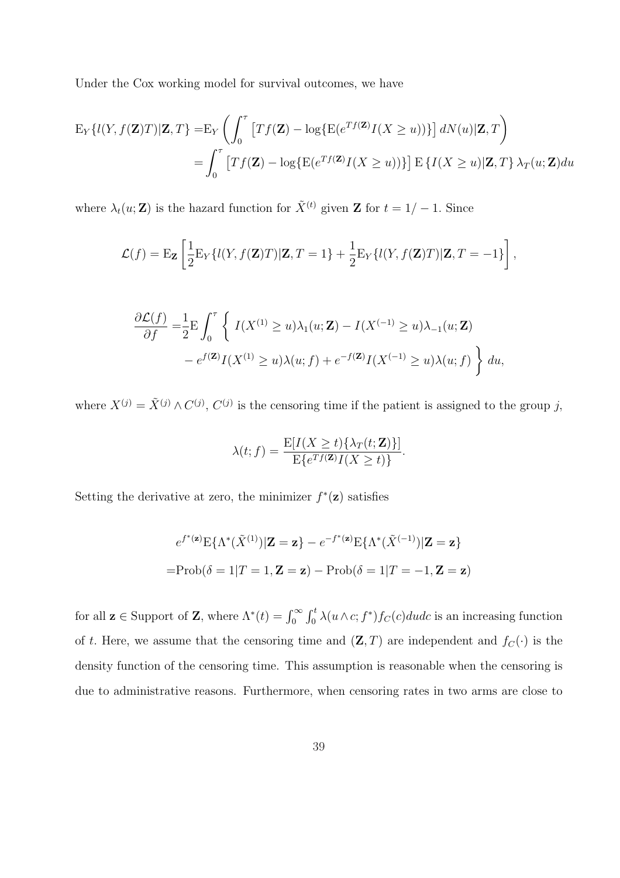Under the Cox working model for survival outcomes, we have

$$
\begin{aligned}
\mathrm{E}_Y\{l(Y, f(\mathbf{Z})T)|\mathbf{Z}, T\} =& \mathrm{E}_Y\left(\int_0^\tau \left[Tf(\mathbf{Z}) - \log\{\mathrm{E}(e^{Tf(\mathbf{Z})}I(X \geq u))\}\right] dN(u)|\mathbf{Z}, T\right) \\
=& \int_0^\tau \left[Tf(\mathbf{Z}) - \log\{\mathrm{E}(e^{Tf(\mathbf{Z})}I(X \geq u))\}\right] \mathrm{E}\left\{I(X \geq u)|\mathbf{Z}, T\right\} \lambda_T(u; \mathbf{Z}) du
\end{aligned}
$$

where $\lambda_t(u; \mathbf{Z})$ is the hazard function for $\tilde{X}^{(t)}$ given $\mathbf{Z}$ for $t = 1/-1$. Since

$$
\mathcal{L}(f) = \mathrm{E}_{\mathbf{Z}}\left[\frac{1}{2}\mathrm{E}_Y\{l(Y, f(\mathbf{Z})T)|\mathbf{Z}, T = 1\} + \frac{1}{2}\mathrm{E}_Y\{l(Y, f(\mathbf{Z})T)|\mathbf{Z}, T = -1\}\right],
$$

$$
\begin{aligned}
\frac{\partial \mathcal{L}(f)}{\partial f} =& \frac{1}{2}\mathrm{E}\int_0^\tau \left\{ I(X^{(1)} \geq u)\lambda_1(u; \mathbf{Z}) - I(X^{(-1)} \geq u)\lambda_{-1}(u; \mathbf{Z}) \right. \\
& \left. - e^{f(\mathbf{Z})}I(X^{(1)} \geq u)\lambda(u; f) + e^{-f(\mathbf{Z})}I(X^{(-1)} \geq u)\lambda(u; f) \right\} du,
\end{aligned}
$$

where $X^{(j)} = \tilde{X}^{(j)} \wedge C^{(j)}$, $C^{(j)}$ is the censoring time if the patient is assigned to the group $j$,

$$
\lambda(t; f) = \frac{\mathrm{E}[I(X \geq t)\{\lambda_T(t; \mathbf{Z})\}]}{\mathrm{E}\{e^{Tf(\mathbf{Z})}I(X \geq t)\}}.
$$

Setting the derivative at zero, the minimizer $f^*(\mathbf{z})$ satisfies

$$
\begin{aligned}
& e^{f^*(\mathbf{z})}\mathrm{E}\{\Lambda^*(\tilde{X}^{(1)})|\mathbf{Z} = \mathbf{z}\} - e^{-f^*(\mathbf{z})}\mathrm{E}\{\Lambda^*(\tilde{X}^{(-1)})|\mathbf{Z} = \mathbf{z}\} \\
=& \mathrm{Prob}(\delta = 1|T = 1, \mathbf{Z} = \mathbf{z}) - \mathrm{Prob}(\delta = 1|T = -1, \mathbf{Z} = \mathbf{z})
\end{aligned}
$$

for all $\mathbf{z} \in$ Support of $\mathbf{Z}$, where $\Lambda^*(t) = \int_0^\infty \int_0^t \lambda(u \wedge c; f^*) f_C(c) du dc$ is an increasing function of $t$. Here, we assume that the censoring time and $(\mathbf{Z}, T)$ are independent and $f_C(\cdot)$ is the density function of the censoring time. This assumption is reasonable when the censoring is due to administrative reasons. Furthermore, when censoring rates in two arms are close to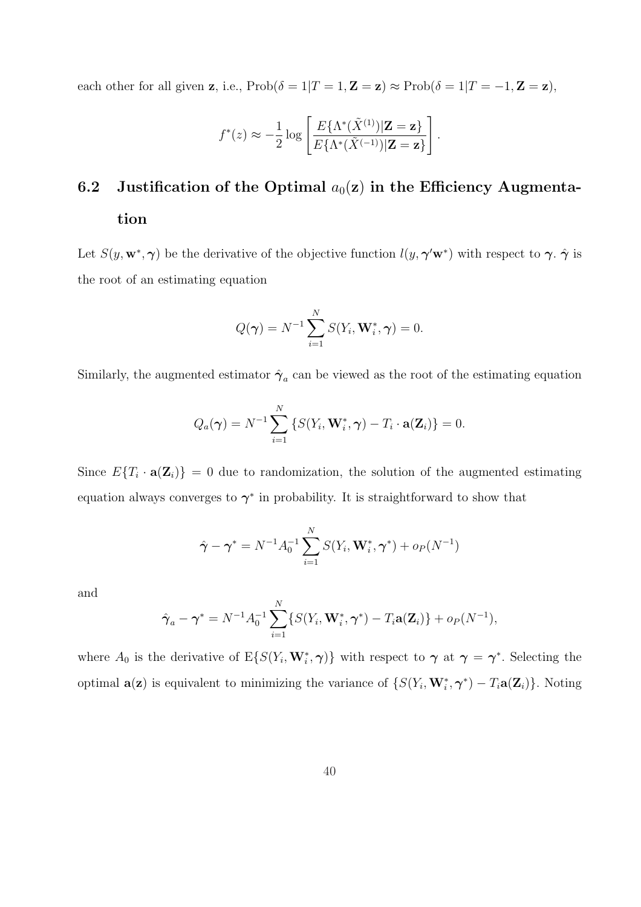each other for all given $\mathbf{z}$, i.e., $\text{Prob}(\delta = 1|T = 1, \mathbf{Z} = \mathbf{z}) \approx \text{Prob}(\delta = 1|T = -1, \mathbf{Z} = \mathbf{z})$,

$$f^*(z) \approx -\frac{1}{2} \log \left[ \frac{E\{\Lambda^*(\tilde{X}^{(1)})|\mathbf{Z} = \mathbf{z}\}}{E\{\Lambda^*(\tilde{X}^{(-1)})|\mathbf{Z} = \mathbf{z}\}} \right].$$

## 6.2 Justification of the Optimal $a_0(\mathbf{z})$ in the Efficiency Augmentation

Let $S(y, \mathbf{w}^*, \boldsymbol{\gamma})$ be the derivative of the objective function $l(y, \boldsymbol{\gamma}'\mathbf{w}^*)$ with respect to $\boldsymbol{\gamma}$. $\hat{\boldsymbol{\gamma}}$ is the root of an estimating equation

$$Q(\boldsymbol{\gamma}) = N^{-1} \sum_{i=1}^{N} S(Y_i, \mathbf{W}_i^*, \boldsymbol{\gamma}) = 0.$$

Similarly, the augmented estimator $\hat{\boldsymbol{\gamma}}_a$ can be viewed as the root of the estimating equation

$$Q_a(\boldsymbol{\gamma}) = N^{-1} \sum_{i=1}^{N} \{S(Y_i, \mathbf{W}_i^*, \boldsymbol{\gamma}) - T_i \cdot \mathbf{a}(\mathbf{Z}_i)\} = 0.$$

Since $E\{T_i \cdot \mathbf{a}(\mathbf{Z}_i)\} = 0$ due to randomization, the solution of the augmented estimating equation always converges to $\boldsymbol{\gamma}^*$ in probability. It is straightforward to show that

$$\hat{\boldsymbol{\gamma}} - \boldsymbol{\gamma}^* = N^{-1} A_0^{-1} \sum_{i=1}^{N} S(Y_i, \mathbf{W}_i^*, \boldsymbol{\gamma}^*) + o_P(N^{-1})$$

and

$$\hat{\boldsymbol{\gamma}}_a - \boldsymbol{\gamma}^* = N^{-1} A_0^{-1} \sum_{i=1}^{N} \{S(Y_i, \mathbf{W}_i^*, \boldsymbol{\gamma}^*) - T_i \mathbf{a}(\mathbf{Z}_i)\} + o_P(N^{-1}),$$

where $A_0$ is the derivative of $\text{E}\{S(Y_i, \mathbf{W}_i^*, \boldsymbol{\gamma})\}$ with respect to $\boldsymbol{\gamma}$ at $\boldsymbol{\gamma} = \boldsymbol{\gamma}^*$. Selecting the optimal $\mathbf{a}(\mathbf{z})$ is equivalent to minimizing the variance of $\{S(Y_i, \mathbf{W}_i^*, \boldsymbol{\gamma}^*) - T_i \mathbf{a}(\mathbf{Z}_i)\}$. Noting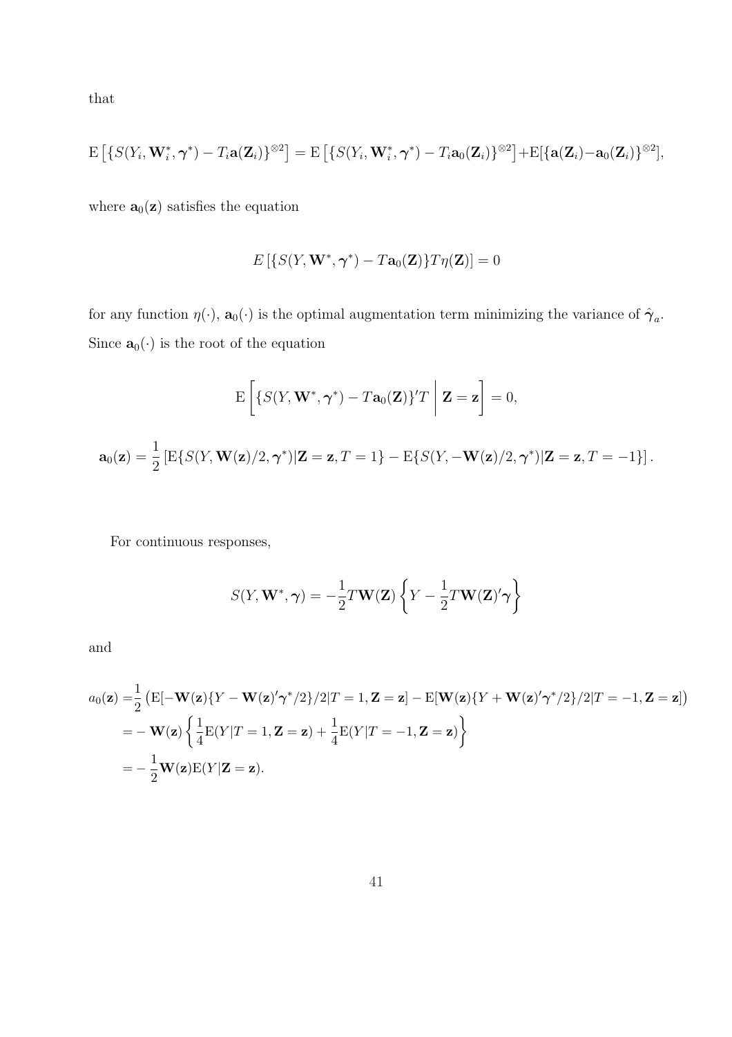that

$$\mathrm{E}\left[\{S(Y_i, \mathbf{W}_i^*, \boldsymbol{\gamma}^*) - T_i\mathbf{a}(\mathbf{Z}_i)\}^{\otimes 2}\right] = \mathrm{E}\left[\{S(Y_i, \mathbf{W}_i^*, \boldsymbol{\gamma}^*) - T_i\mathbf{a}_0(\mathbf{Z}_i)\}^{\otimes 2}\right] + \mathrm{E}[\{\mathbf{a}(\mathbf{Z}_i) - \mathbf{a}_0(\mathbf{Z}_i)\}^{\otimes 2}],$$

where $\mathbf{a}_0(\mathbf{z})$ satisfies the equation

$$E\left[\{S(Y, \mathbf{W}^*, \boldsymbol{\gamma}^*) - T\mathbf{a}_0(\mathbf{Z})\}T\eta(\mathbf{Z})\right] = 0$$

for any function $\eta(\cdot)$, $\mathbf{a}_0(\cdot)$ is the optimal augmentation term minimizing the variance of $\hat{\boldsymbol{\gamma}}_a$. Since $\mathbf{a}_0(\cdot)$ is the root of the equation

$$\mathrm{E}\left[\{S(Y, \mathbf{W}^*, \boldsymbol{\gamma}^*) - T\mathbf{a}_0(\mathbf{Z})\}'T \;\middle|\; \mathbf{Z} = \mathbf{z}\right] = 0,$$

$$\mathbf{a}_0(\mathbf{z}) = \frac{1}{2}\left[\mathrm{E}\{S(Y, \mathbf{W}(\mathbf{z})/2, \boldsymbol{\gamma}^*)|\mathbf{Z} = \mathbf{z}, T = 1\} - \mathrm{E}\{S(Y, -\mathbf{W}(\mathbf{z})/2, \boldsymbol{\gamma}^*)|\mathbf{Z} = \mathbf{z}, T = -1\}\right].$$

For continuous responses,

$$S(Y, \mathbf{W}^*, \boldsymbol{\gamma}) = -\frac{1}{2}T\mathbf{W}(\mathbf{Z})\left\{Y - \frac{1}{2}T\mathbf{W}(\mathbf{Z})'\boldsymbol{\gamma}\right\}$$

and

$$\begin{aligned}
a_0(\mathbf{z}) =& \frac{1}{2}\left(\mathrm{E}[-\mathbf{W}(\mathbf{z})\{Y - \mathbf{W}(\mathbf{z})'\boldsymbol{\gamma}^*/2\}/2|T = 1, \mathbf{Z} = \mathbf{z}] - \mathrm{E}[\mathbf{W}(\mathbf{z})\{Y + \mathbf{W}(\mathbf{z})'\boldsymbol{\gamma}^*/2\}/2|T = -1, \mathbf{Z} = \mathbf{z}]\right) \\
=& -\mathbf{W}(\mathbf{z})\left\{\frac{1}{4}\mathrm{E}(Y|T = 1, \mathbf{Z} = \mathbf{z}) + \frac{1}{4}\mathrm{E}(Y|T = -1, \mathbf{Z} = \mathbf{z})\right\} \\
=& -\frac{1}{2}\mathbf{W}(\mathbf{z})\mathrm{E}(Y|\mathbf{Z} = \mathbf{z}).
\end{aligned}$$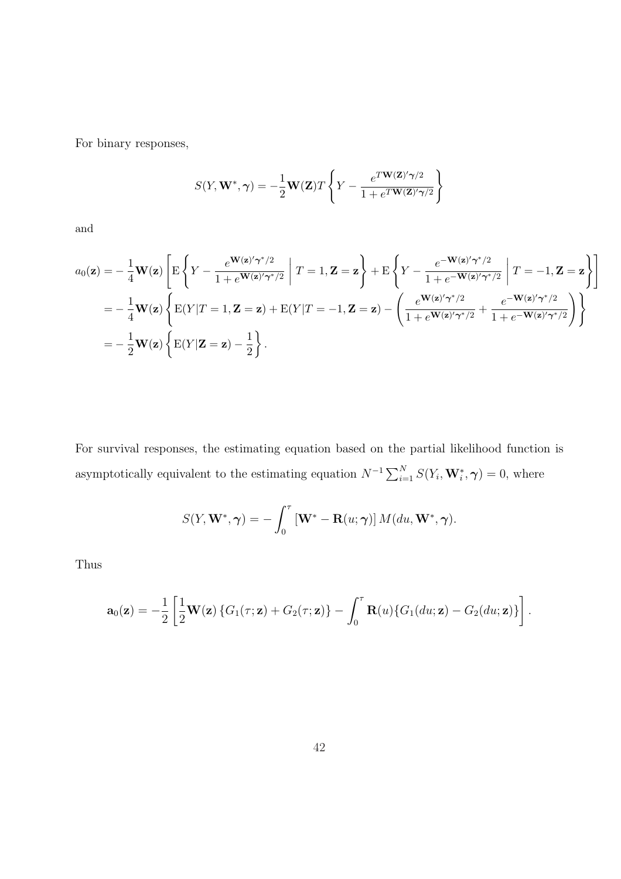For binary responses,

$$S(Y, \mathbf{W}^*, \boldsymbol{\gamma}) = -\frac{1}{2}\mathbf{W}(\mathbf{Z})T\left\{Y - \frac{e^{T\mathbf{W}(\mathbf{Z})'\boldsymbol{\gamma}/2}}{1 + e^{T\mathbf{W}(\mathbf{Z})'\boldsymbol{\gamma}/2}}\right\}$$

and

$$\begin{aligned}
a_0(\mathbf{z}) =& -\frac{1}{4}\mathbf{W}(\mathbf{z})\left[\mathrm{E}\left\{Y - \frac{e^{\mathbf{W}(\mathbf{z})'\boldsymbol{\gamma}^*/2}}{1 + e^{\mathbf{W}(\mathbf{z})'\boldsymbol{\gamma}^*/2}} \;\middle|\; T = 1, \mathbf{Z} = \mathbf{z}\right\} + \mathrm{E}\left\{Y - \frac{e^{-\mathbf{W}(\mathbf{z})'\boldsymbol{\gamma}^*/2}}{1 + e^{-\mathbf{W}(\mathbf{z})'\boldsymbol{\gamma}^*/2}} \;\middle|\; T = -1, \mathbf{Z} = \mathbf{z}\right\}\right] \\
=& -\frac{1}{4}\mathbf{W}(\mathbf{z})\left\{\mathrm{E}(Y|T = 1, \mathbf{Z} = \mathbf{z}) + \mathrm{E}(Y|T = -1, \mathbf{Z} = \mathbf{z}) - \left(\frac{e^{\mathbf{W}(\mathbf{z})'\boldsymbol{\gamma}^*/2}}{1 + e^{\mathbf{W}(\mathbf{z})'\boldsymbol{\gamma}^*/2}} + \frac{e^{-\mathbf{W}(\mathbf{z})'\boldsymbol{\gamma}^*/2}}{1 + e^{-\mathbf{W}(\mathbf{z})'\boldsymbol{\gamma}^*/2}}\right)\right\} \\
=& -\frac{1}{2}\mathbf{W}(\mathbf{z})\left\{\mathrm{E}(Y|\mathbf{Z} = \mathbf{z}) - \frac{1}{2}\right\}.
\end{aligned}$$

For survival responses, the estimating equation based on the partial likelihood function is asymptotically equivalent to the estimating equation $N^{-1}\sum_{i=1}^{N} S(Y_i, \mathbf{W}_i^*, \boldsymbol{\gamma}) = 0$, where

$$S(Y, \mathbf{W}^*, \boldsymbol{\gamma}) = -\int_0^\tau \left[\mathbf{W}^* - \mathbf{R}(u; \boldsymbol{\gamma})\right] M(du, \mathbf{W}^*, \boldsymbol{\gamma}).$$

Thus

$$\mathbf{a}_0(\mathbf{z}) = -\frac{1}{2}\left[\frac{1}{2}\mathbf{W}(\mathbf{z})\left\{G_1(\tau; \mathbf{z}) + G_2(\tau; \mathbf{z})\right\} - \int_0^\tau \mathbf{R}(u)\{G_1(du; \mathbf{z}) - G_2(du; \mathbf{z})\}\right].$$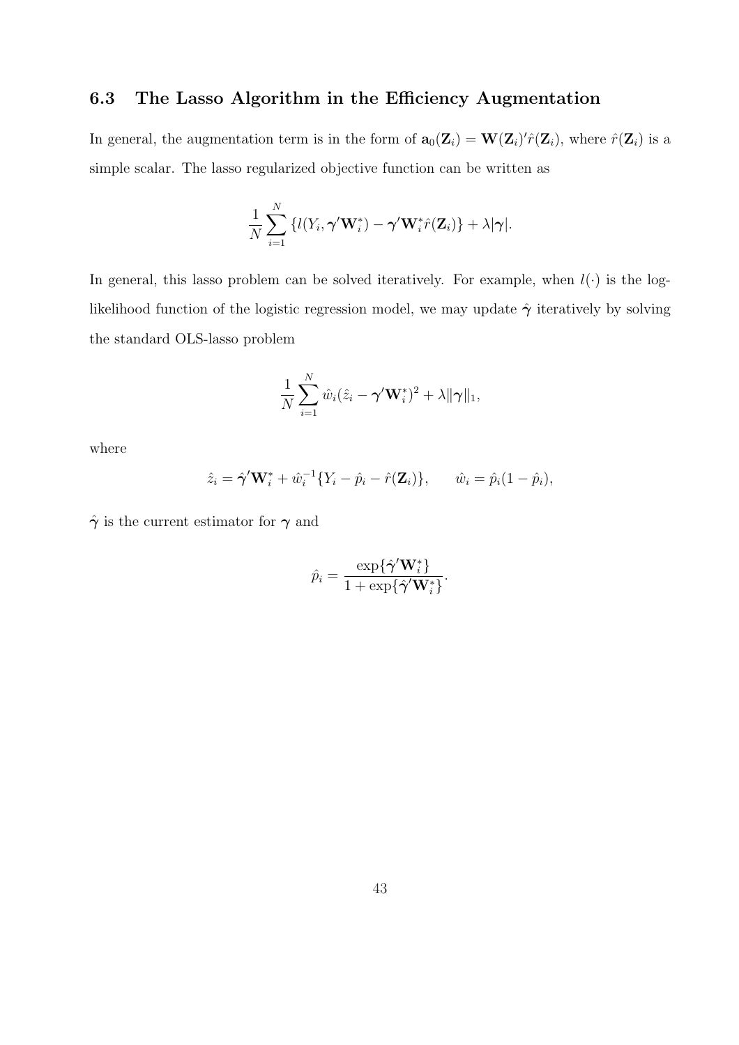## 6.3 The Lasso Algorithm in the Efficiency Augmentation

In general, the augmentation term is in the form of $\mathbf{a}_0(\mathbf{Z}_i) = \mathbf{W}(\mathbf{Z}_i)'\hat{r}(\mathbf{Z}_i)$, where $\hat{r}(\mathbf{Z}_i)$ is a simple scalar. The lasso regularized objective function can be written as

$$\frac{1}{N}\sum_{i=1}^{N}\{l(Y_i, \boldsymbol{\gamma}'\mathbf{W}_i^*) - \boldsymbol{\gamma}'\mathbf{W}_i^*\hat{r}(\mathbf{Z}_i)\} + \lambda|\boldsymbol{\gamma}|.$$

In general, this lasso problem can be solved iteratively. For example, when $l(\cdot)$ is the log-likelihood function of the logistic regression model, we may update $\hat{\boldsymbol{\gamma}}$ iteratively by solving the standard OLS-lasso problem

$$\frac{1}{N}\sum_{i=1}^{N}\hat{w}_i(\hat{z}_i - \boldsymbol{\gamma}'\mathbf{W}_i^*)^2 + \lambda\|\boldsymbol{\gamma}\|_1,$$

where

$$\hat{z}_i = \hat{\boldsymbol{\gamma}}'\mathbf{W}_i^* + \hat{w}_i^{-1}\{Y_i - \hat{p}_i - \hat{r}(\mathbf{Z}_i)\}, \qquad \hat{w}_i = \hat{p}_i(1 - \hat{p}_i),$$

$\hat{\boldsymbol{\gamma}}$ is the current estimator for $\boldsymbol{\gamma}$ and

$$\hat{p}_i = \frac{\exp\{\hat{\boldsymbol{\gamma}}'\mathbf{W}_i^*\}}{1 + \exp\{\hat{\boldsymbol{\gamma}}'\mathbf{W}_i^*\}}.$$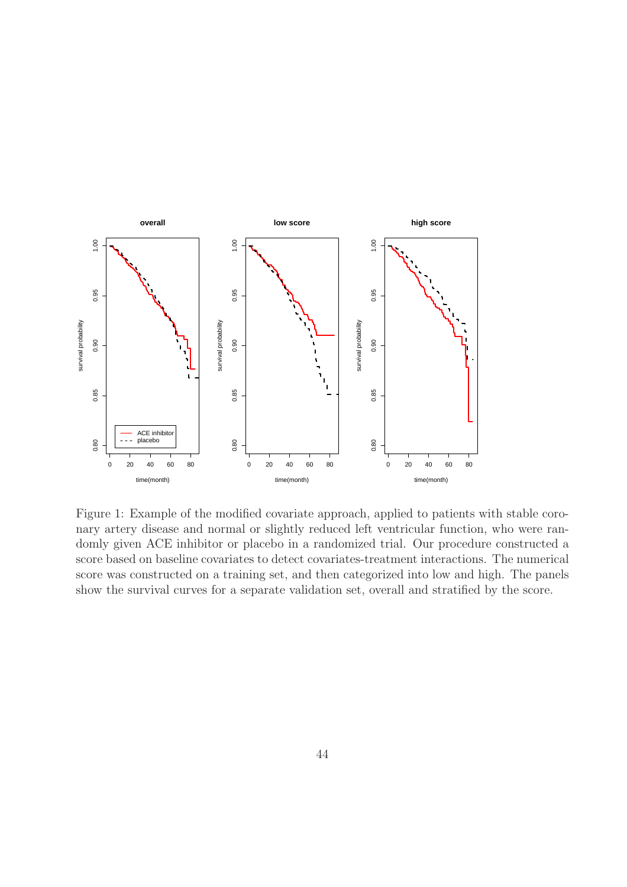Figure 1: Example of the modified covariate approach, applied to patients with stable coronary artery disease and normal or slightly reduced left ventricular function, who were randomly given ACE inhibitor or placebo in a randomized trial. Our procedure constructed a score based on baseline covariates to detect covariates-treatment interactions. The numerical score was constructed on a training set, and then categorized into low and high. The panels show the survival curves for a separate validation set, overall and stratified by the score.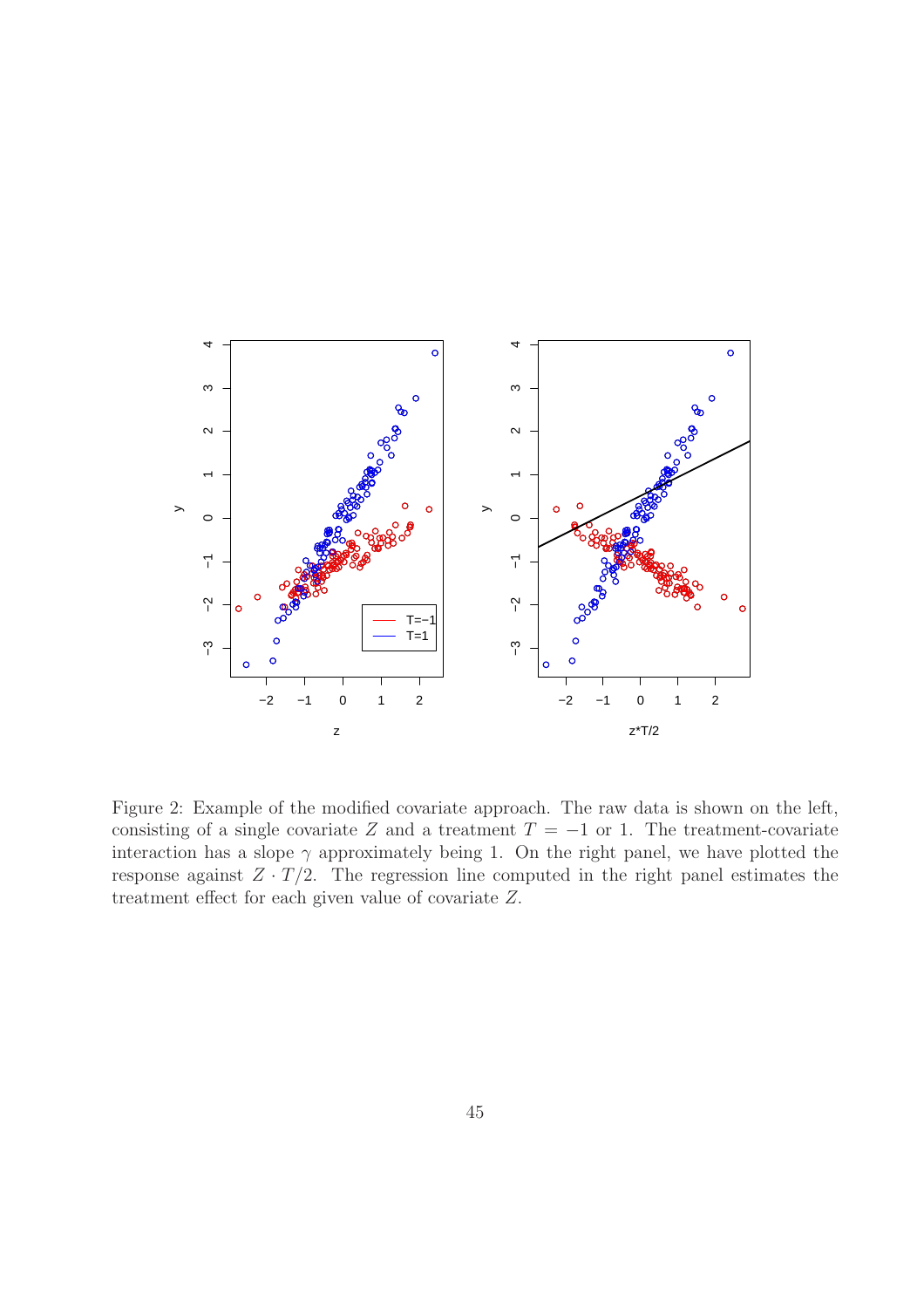Figure 2: Example of the modified covariate approach. The raw data is shown on the left, consisting of a single covariate $Z$ and a treatment $T = -1$ or $1$. The treatment-covariate interaction has a slope $\gamma$ approximately being 1. On the right panel, we have plotted the response against $Z \cdot T/2$. The regression line computed in the right panel estimates the treatment effect for each given value of covariate $Z$.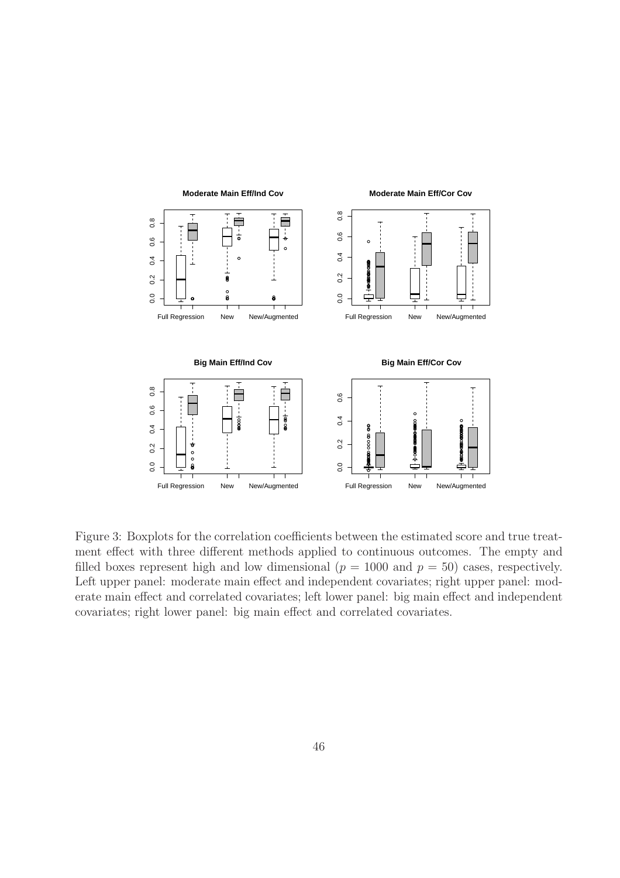Figure 3: Boxplots for the correlation coefficients between the estimated score and true treatment effect with three different methods applied to continuous outcomes. The empty and filled boxes represent high and low dimensional ($p = 1000$ and $p = 50$) cases, respectively. Left upper panel: moderate main effect and independent covariates; right upper panel: moderate main effect and correlated covariates; left lower panel: big main effect and independent covariates; right lower panel: big main effect and correlated covariates.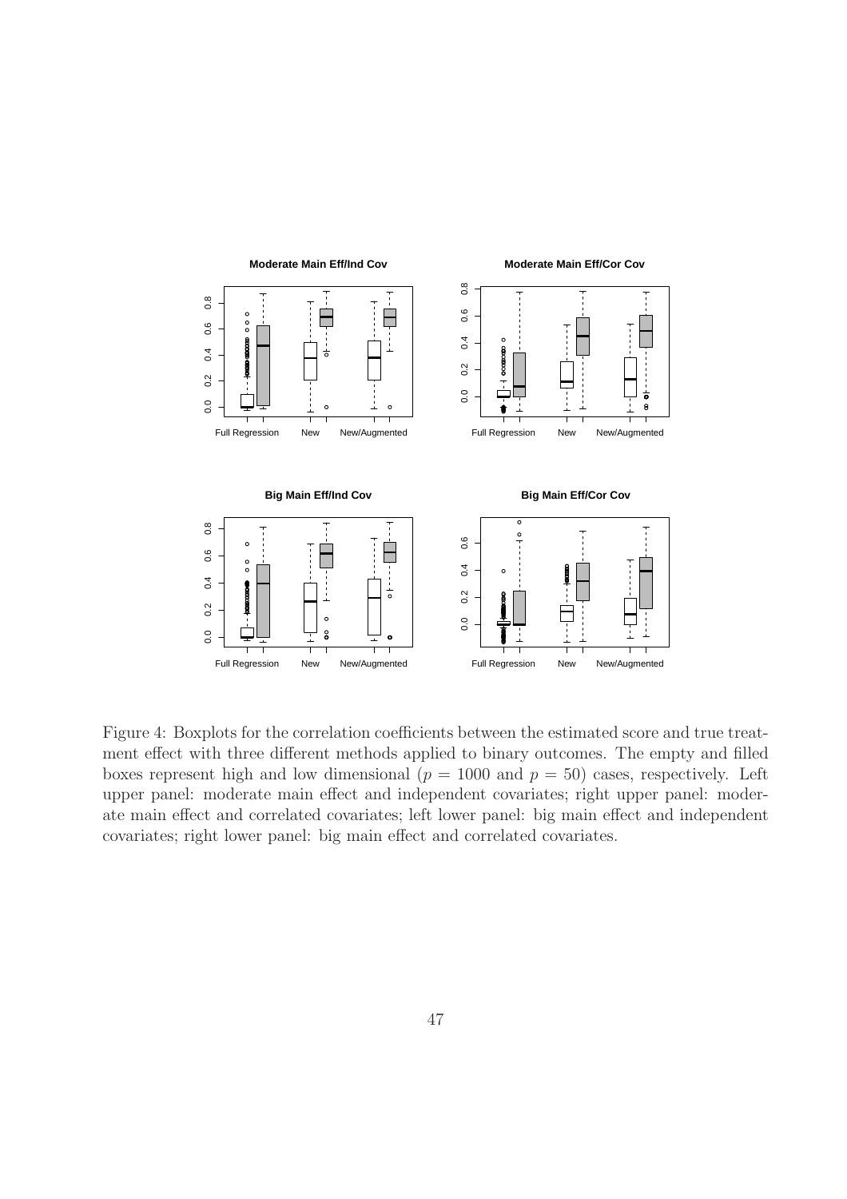Figure 4: Boxplots for the correlation coefficients between the estimated score and true treatment effect with three different methods applied to binary outcomes. The empty and filled boxes represent high and low dimensional ($p = 1000$ and $p = 50$) cases, respectively. Left upper panel: moderate main effect and independent covariates; right upper panel: moderate main effect and correlated covariates; left lower panel: big main effect and independent covariates; right lower panel: big main effect and correlated covariates.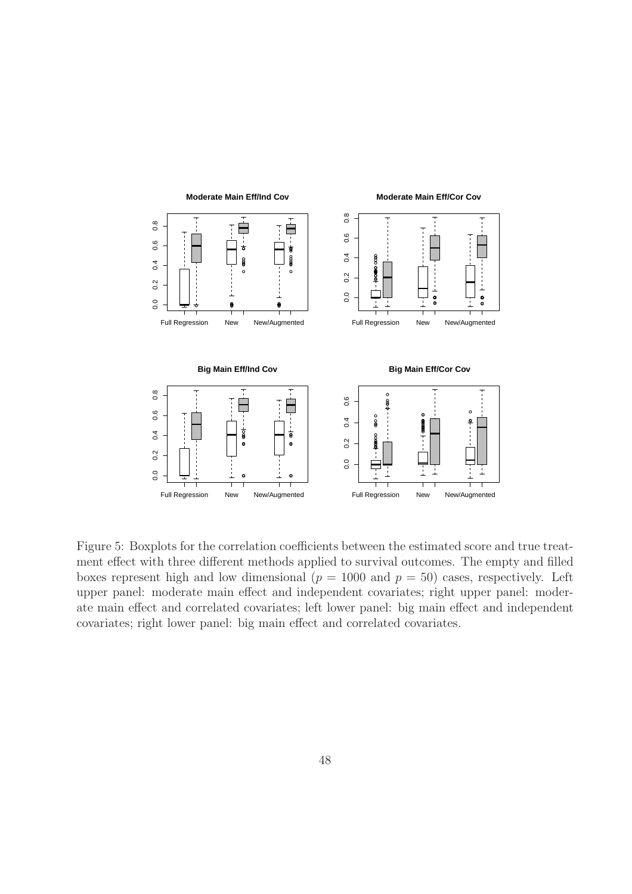Figure 5: Boxplots for the correlation coefficients between the estimated score and true treatment effect with three different methods applied to survival outcomes. The empty and filled boxes represent high and low dimensional ($p = 1000$ and $p = 50$) cases, respectively. Left upper panel: moderate main effect and independent covariates; right upper panel: moderate main effect and correlated covariates; left lower panel: big main effect and independent covariates; right lower panel: big main effect and correlated covariates.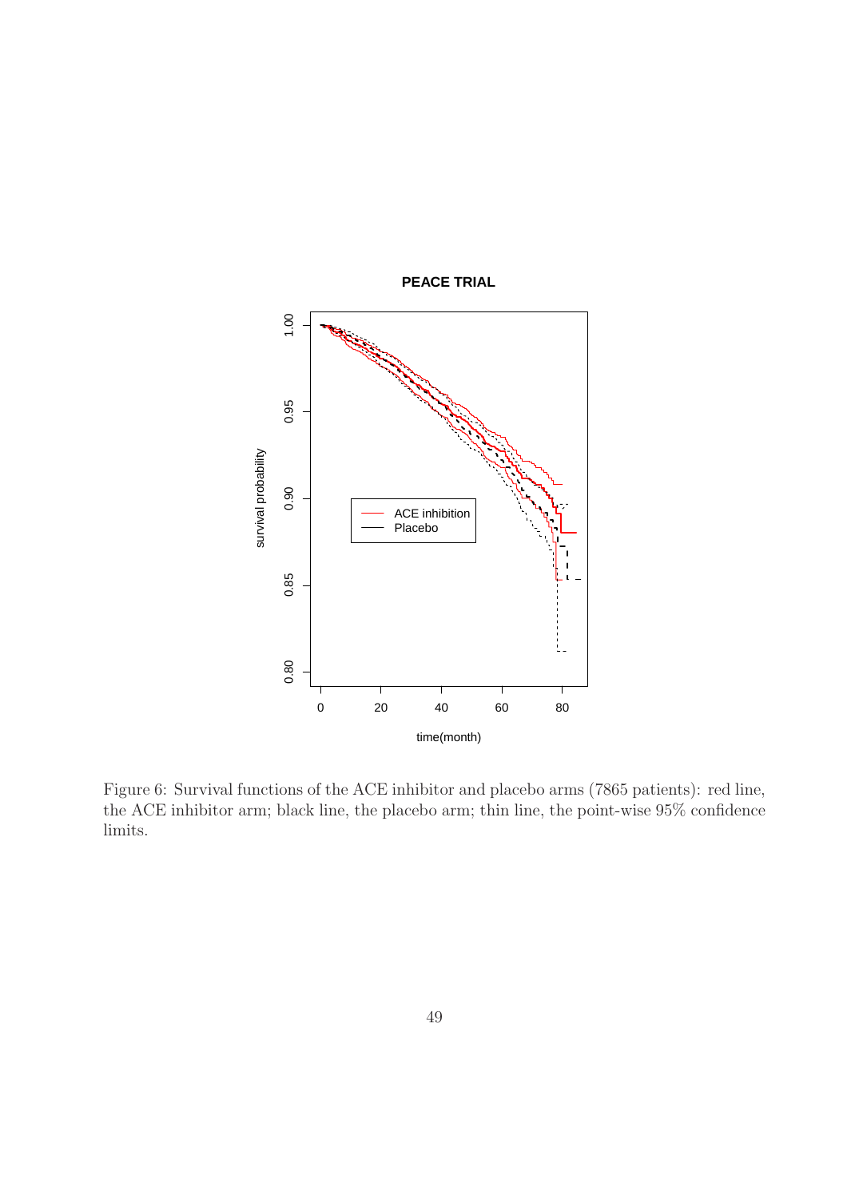Figure 6: Survival functions of the ACE inhibitor and placebo arms (7865 patients): red line, the ACE inhibitor arm; black line, the placebo arm; thin line, the point-wise 95% confidence limits.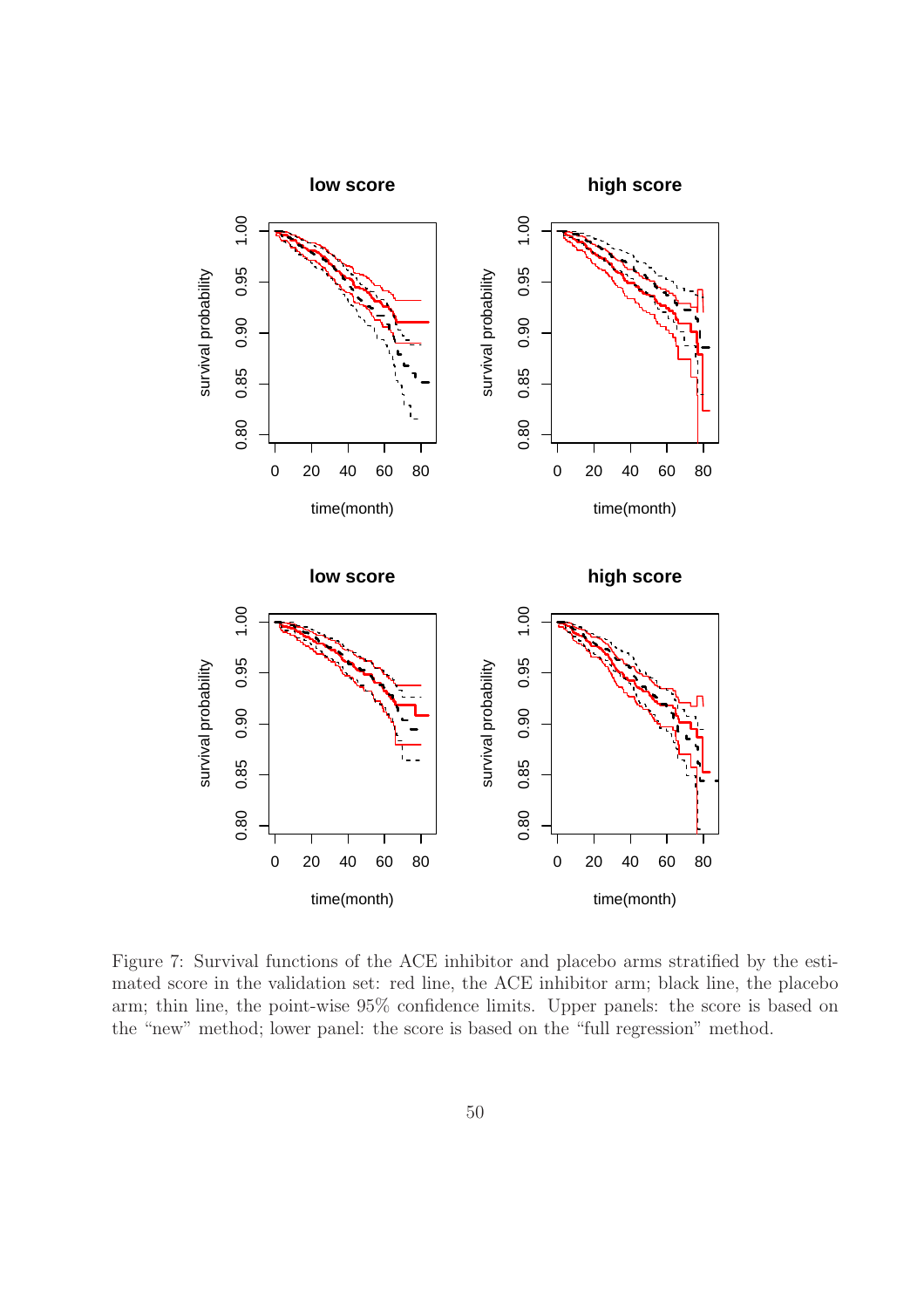Figure 7: Survival functions of the ACE inhibitor and placebo arms stratified by the estimated score in the validation set: red line, the ACE inhibitor arm; black line, the placebo arm; thin line, the point-wise 95% confidence limits. Upper panels: the score is based on the "new" method; lower panel: the score is based on the "full regression" method.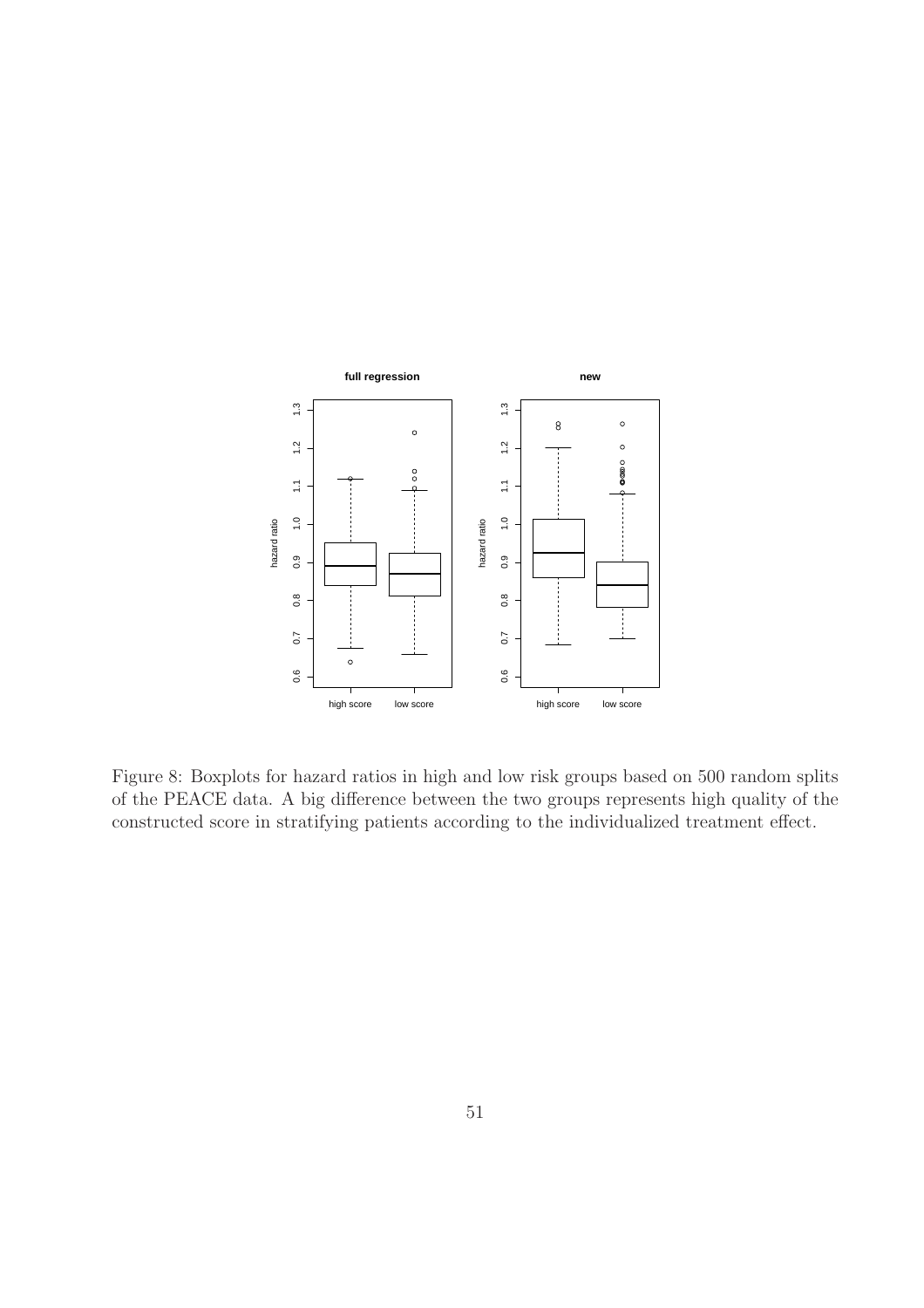Figure 8: Boxplots for hazard ratios in high and low risk groups based on 500 random splits of the PEACE data. A big difference between the two groups represents high quality of the constructed score in stratifying patients according to the individualized treatment effect.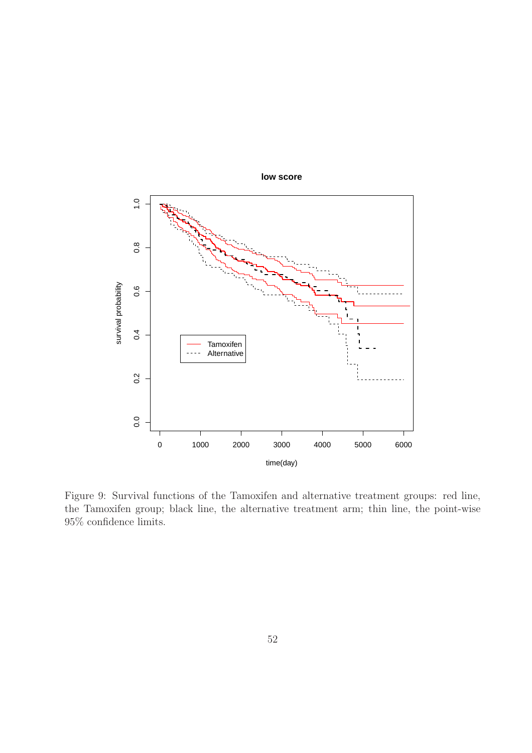Figure 9: Survival functions of the Tamoxifen and alternative treatment groups: red line, the Tamoxifen group; black line, the alternative treatment arm; thin line, the point-wise 95% confidence limits.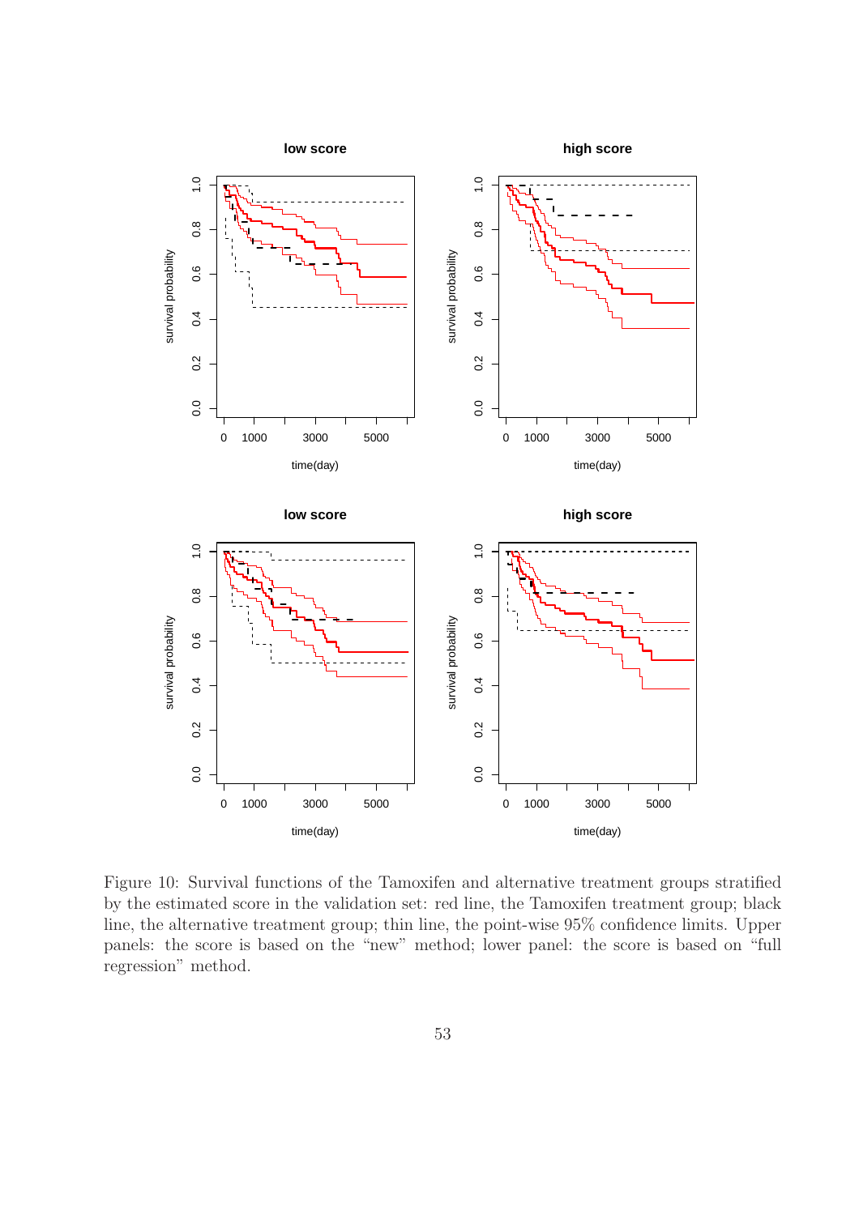low score

high score

survival probability

1.0
0.8
0.6
0.4
0.2
0.0

0 1000 3000 5000

time(day)

low score

high score

survival probability

1.0
0.8
0.6
0.4
0.2
0.0

0 1000 3000 5000

time(day)

Figure 10: Survival functions of the Tamoxifen and alternative treatment groups stratified by the estimated score in the validation set: red line, the Tamoxifen treatment group; black line, the alternative treatment group; thin line, the point-wise 95% confidence limits. Upper panels: the score is based on the "new" method; lower panel: the score is based on "full regression" method.